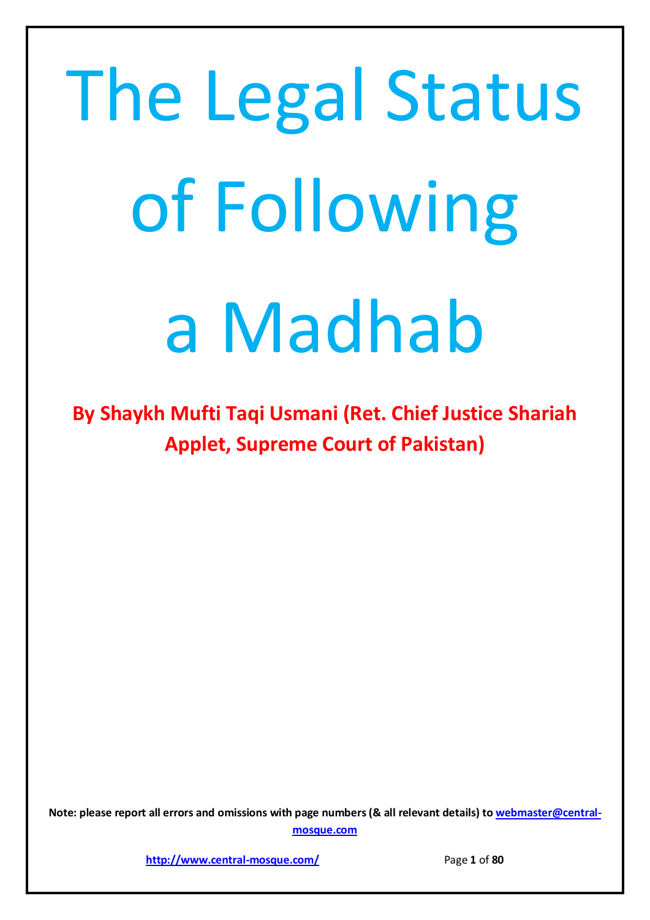# The Legal Status of Following a Madhab

**By Shaykh Mufti Taqi Usmani (Ret. Chief Justice Shariah Applet, Supreme Court of Pakistan)**

**Note: please report all errors and omissions with page numbers (& all relevant details) to webmaster@central-mosque.com**

**http://www.central-mosque.com/**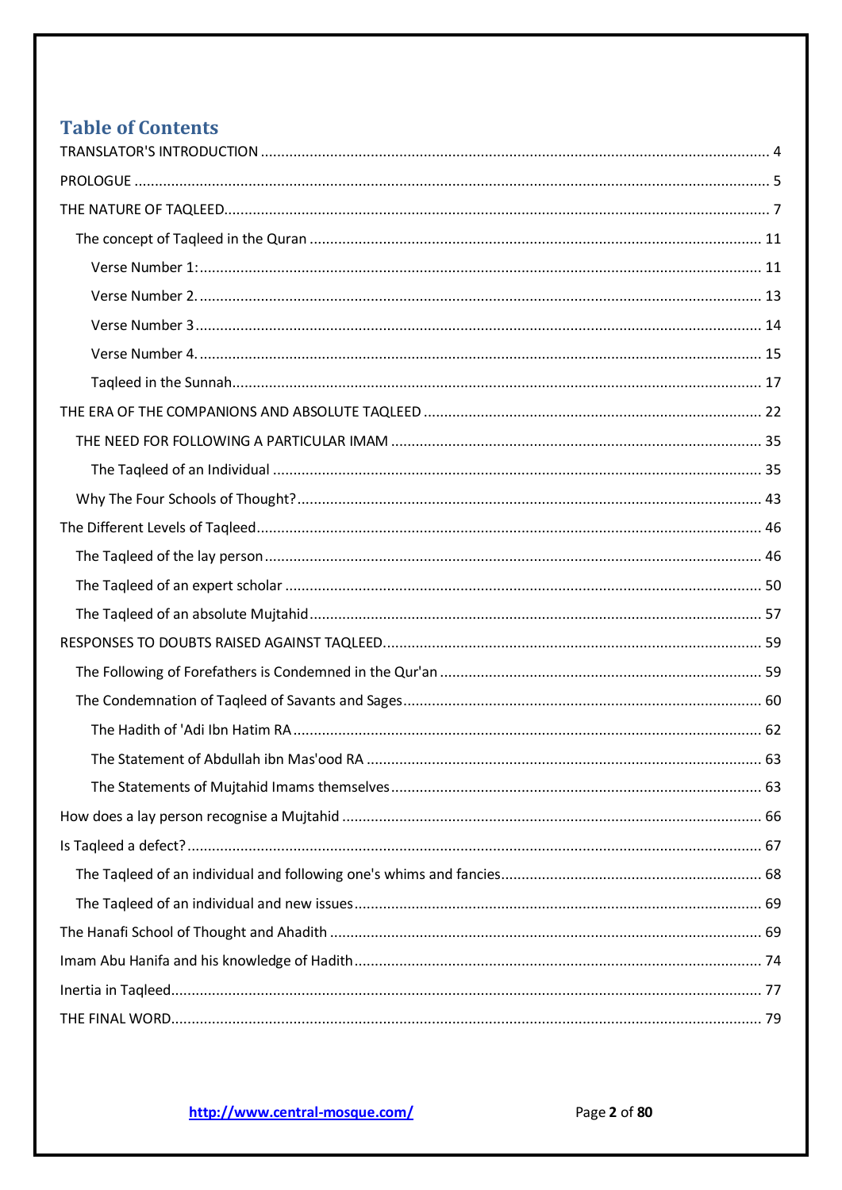# Table of Contents

- TRANSLATOR'S INTRODUCTION ..... 4
- PROLOGUE ..... 5
- THE NATURE OF TAQLEED ..... 7
  - The concept of Taqleed in the Quran ..... 11
    - Verse Number 1: ..... 11
    - Verse Number 2. ..... 13
    - Verse Number 3 ..... 14
    - Verse Number 4. ..... 15
    - Taqleed in the Sunnah ..... 17
- THE ERA OF THE COMPANIONS AND ABSOLUTE TAQLEED ..... 22
  - THE NEED FOR FOLLOWING A PARTICULAR IMAM ..... 35
    - The Taqleed of an Individual ..... 35
  - Why The Four Schools of Thought? ..... 43
- The Different Levels of Taqleed ..... 46
  - The Taqleed of the lay person ..... 46
  - The Taqleed of an expert scholar ..... 50
  - The Taqleed of an absolute Mujtahid ..... 57
- RESPONSES TO DOUBTS RAISED AGAINST TAQLEED ..... 59
  - The Following of Forefathers is Condemned in the Qur'an ..... 59
  - The Condemnation of Taqleed of Savants and Sages ..... 60
    - The Hadith of 'Adi Ibn Hatim RA ..... 62
    - The Statement of Abdullah ibn Mas'ood RA ..... 63
    - The Statements of Mujtahid Imams themselves ..... 63
- How does a lay person recognise a Mujtahid ..... 66
- Is Taqleed a defect? ..... 67
  - The Taqleed of an individual and following one's whims and fancies ..... 68
  - The Taqleed of an individual and new issues ..... 69
- The Hanafi School of Thought and Ahadith ..... 69
- Imam Abu Hanifa and his knowledge of Hadith ..... 74
- Inertia in Taqleed ..... 77
- THE FINAL WORD ..... 79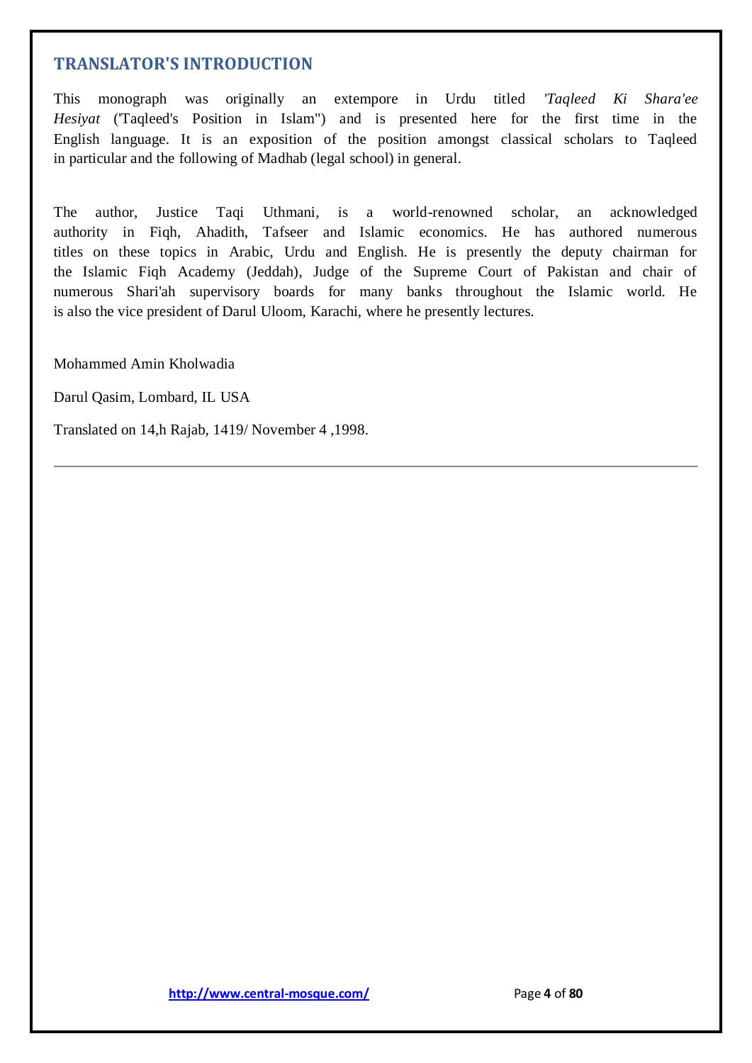## TRANSLATOR'S INTRODUCTION

This monograph was originally an extempore in Urdu titled *'Taqleed Ki Shara'ee Hesiyat* ('Taqleed's Position in Islam") and is presented here for the first time in the English language. It is an exposition of the position amongst classical scholars to Taqleed in particular and the following of Madhab (legal school) in general.

The author, Justice Taqi Uthmani, is a world-renowned scholar, an acknowledged authority in Fiqh, Ahadith, Tafseer and Islamic economics. He has authored numerous titles on these topics in Arabic, Urdu and English. He is presently the deputy chairman for the Islamic Fiqh Academy (Jeddah), Judge of the Supreme Court of Pakistan and chair of numerous Shari'ah supervisory boards for many banks throughout the Islamic world. He is also the vice president of Darul Uloom, Karachi, where he presently lectures.

Mohammed Amin Kholwadia

Darul Qasim, Lombard, IL USA

Translated on 14,h Rajab, 1419/ November 4 ,1998.

---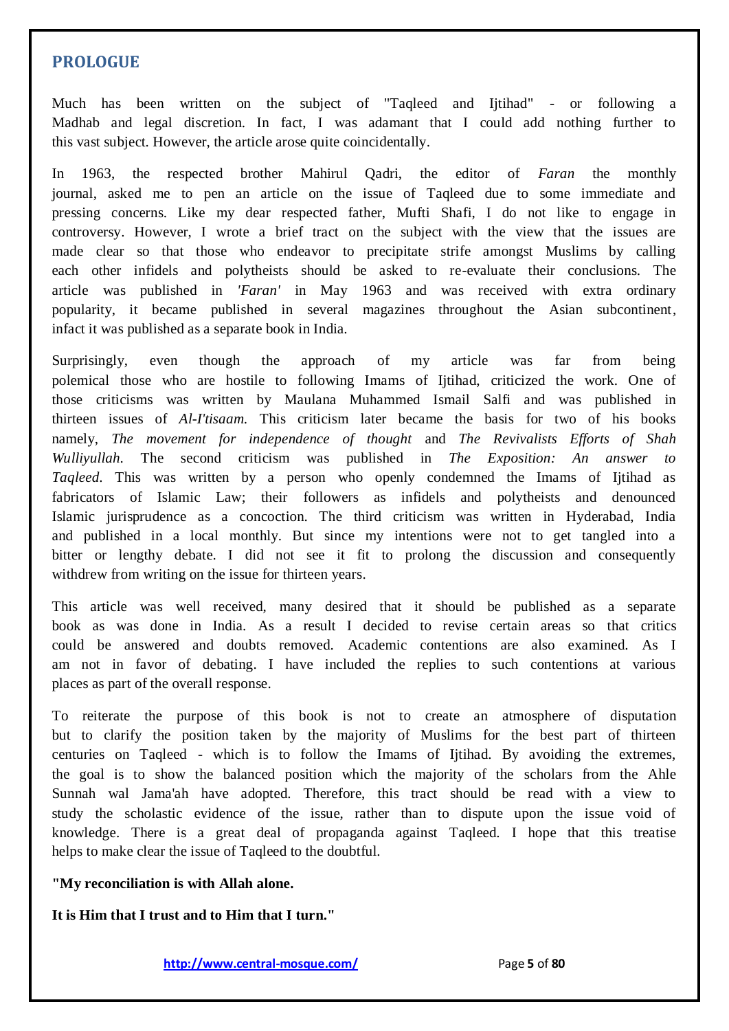## PROLOGUE

Much has been written on the subject of "Taqleed and Ijtihad" - or following a Madhab and legal discretion. In fact, I was adamant that I could add nothing further to this vast subject. However, the article arose quite coincidentally.

In 1963, the respected brother Mahirul Qadri, the editor of *Faran* the monthly journal, asked me to pen an article on the issue of Taqleed due to some immediate and pressing concerns. Like my dear respected father, Mufti Shafi, I do not like to engage in controversy. However, I wrote a brief tract on the subject with the view that the issues are made clear so that those who endeavor to precipitate strife amongst Muslims by calling each other infidels and polytheists should be asked to re-evaluate their conclusions. The article was published in *'Faran'* in May 1963 and was received with extra ordinary popularity, it became published in several magazines throughout the Asian subcontinent, infact it was published as a separate book in India.

Surprisingly, even though the approach of my article was far from being polemical those who are hostile to following Imams of Ijtihad, criticized the work. One of those criticisms was written by Maulana Muhammed Ismail Salfi and was published in thirteen issues of *Al-I'tisaam.* This criticism later became the basis for two of his books namely, *The movement for independence of thought* and *The Revivalists Efforts of Shah Wulliyullah.* The second criticism was published in *The Exposition: An answer to Taqleed.* This was written by a person who openly condemned the Imams of Ijtihad as fabricators of Islamic Law; their followers as infidels and polytheists and denounced Islamic jurisprudence as a concoction. The third criticism was written in Hyderabad, India and published in a local monthly. But since my intentions were not to get tangled into a bitter or lengthy debate. I did not see it fit to prolong the discussion and consequently withdrew from writing on the issue for thirteen years.

This article was well received, many desired that it should be published as a separate book as was done in India. As a result I decided to revise certain areas so that critics could be answered and doubts removed. Academic contentions are also examined. As I am not in favor of debating. I have included the replies to such contentions at various places as part of the overall response.

To reiterate the purpose of this book is not to create an atmosphere of disputation but to clarify the position taken by the majority of Muslims for the best part of thirteen centuries on Taqleed - which is to follow the Imams of Ijtihad. By avoiding the extremes, the goal is to show the balanced position which the majority of the scholars from the Ahle Sunnah wal Jama'ah have adopted. Therefore, this tract should be read with a view to study the scholastic evidence of the issue, rather than to dispute upon the issue void of knowledge. There is a great deal of propaganda against Taqleed. I hope that this treatise helps to make clear the issue of Taqleed to the doubtful.

**"My reconciliation is with Allah alone.**

**It is Him that I trust and to Him that I turn."**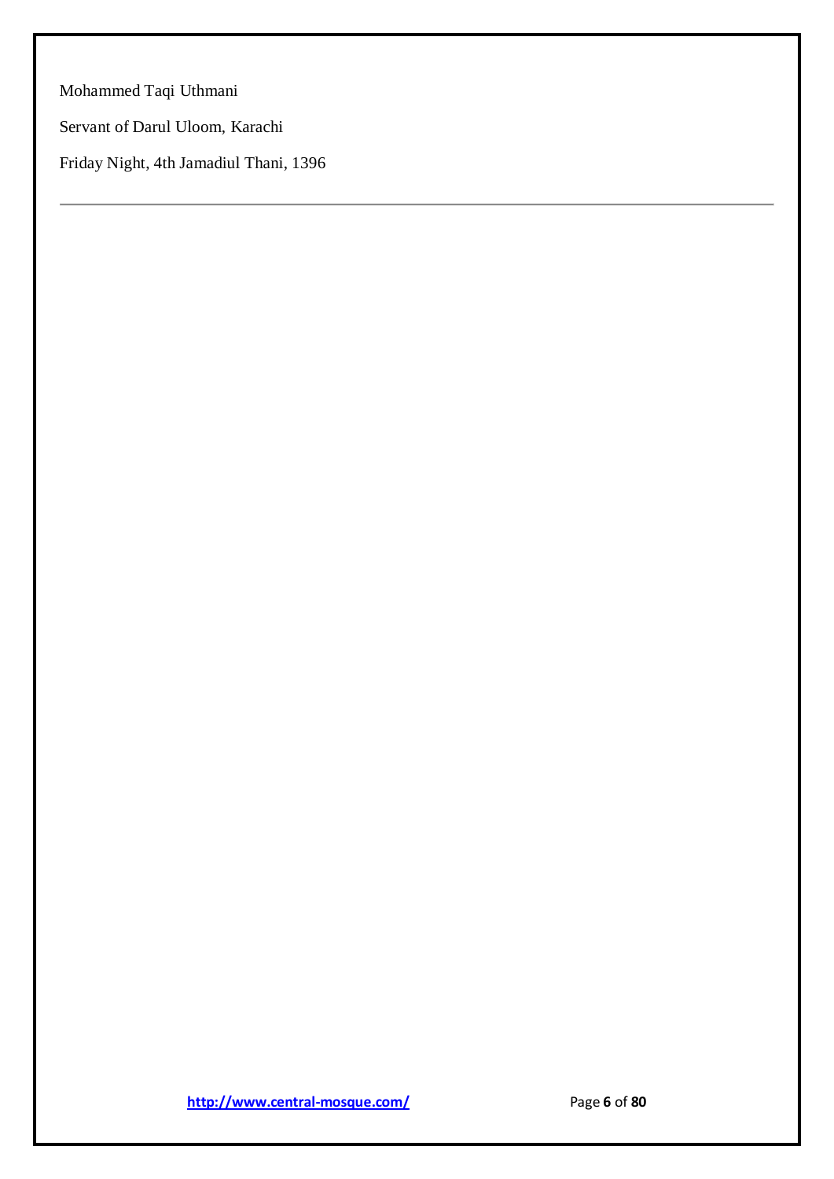Mohammed Taqi Uthmani

Servant of Darul Uloom, Karachi

Friday Night, 4th Jamadiul Thani, 1396

---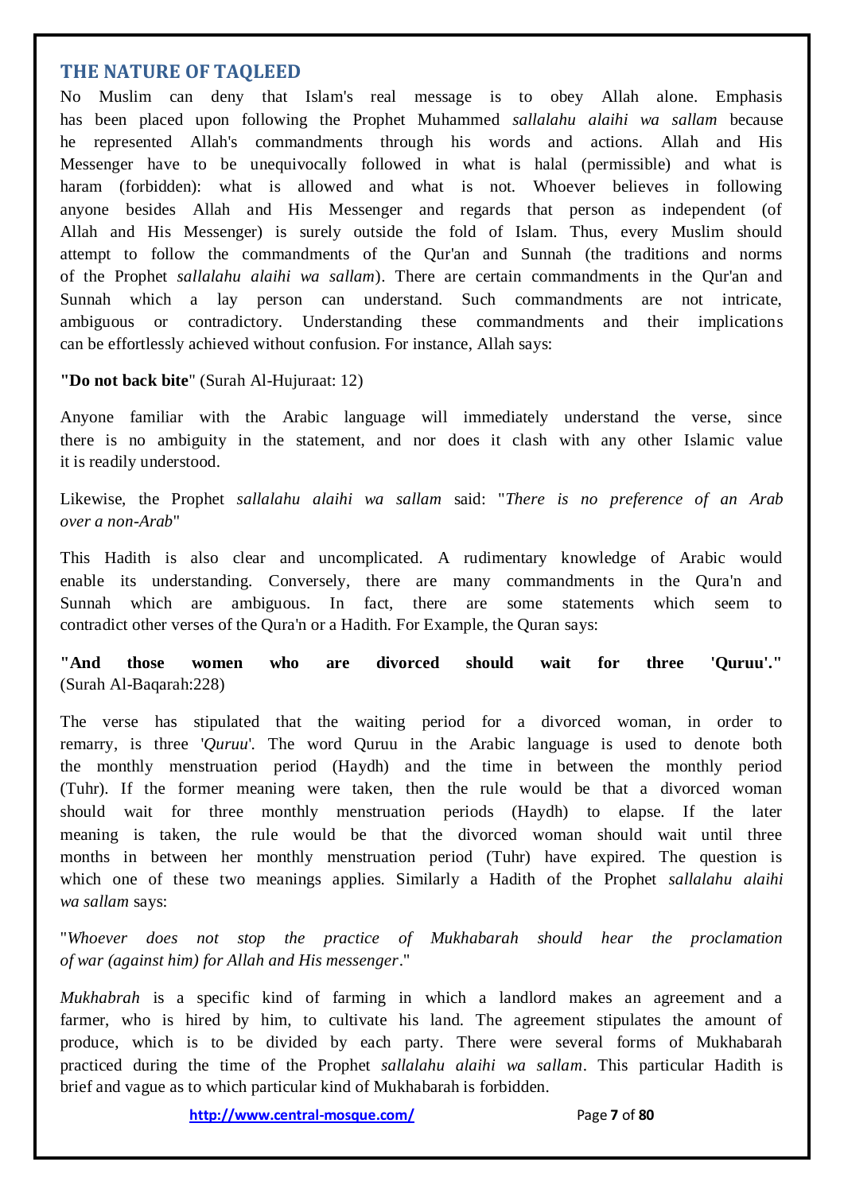## THE NATURE OF TAQLEED

No Muslim can deny that Islam's real message is to obey Allah alone. Emphasis has been placed upon following the Prophet Muhammed *sallalahu alaihi wa sallam* because he represented Allah's commandments through his words and actions. Allah and His Messenger have to be unequivocally followed in what is halal (permissible) and what is haram (forbidden): what is allowed and what is not. Whoever believes in following anyone besides Allah and His Messenger and regards that person as independent (of Allah and His Messenger) is surely outside the fold of Islam. Thus, every Muslim should attempt to follow the commandments of the Qur'an and Sunnah (the traditions and norms of the Prophet *sallalahu alaihi wa sallam*). There are certain commandments in the Qur'an and Sunnah which a lay person can understand. Such commandments are not intricate, ambiguous or contradictory. Understanding these commandments and their implications can be effortlessly achieved without confusion. For instance, Allah says:

**"Do not back bite**" (Surah Al-Hujuraat: 12)

Anyone familiar with the Arabic language will immediately understand the verse, since there is no ambiguity in the statement, and nor does it clash with any other Islamic value it is readily understood.

Likewise, the Prophet *sallalahu alaihi wa sallam* said: "*There is no preference of an Arab over a non-Arab*"

This Hadith is also clear and uncomplicated. A rudimentary knowledge of Arabic would enable its understanding. Conversely, there are many commandments in the Qura'n and Sunnah which are ambiguous. In fact, there are some statements which seem to contradict other verses of the Qura'n or a Hadith. For Example, the Quran says:

**"And those women who are divorced should wait for three 'Quruu'."** (Surah Al-Baqarah:228)

The verse has stipulated that the waiting period for a divorced woman, in order to remarry, is three '*Quruu*'. The word Quruu in the Arabic language is used to denote both the monthly menstruation period (Haydh) and the time in between the monthly period (Tuhr). If the former meaning were taken, then the rule would be that a divorced woman should wait for three monthly menstruation periods (Haydh) to elapse. If the later meaning is taken, the rule would be that the divorced woman should wait until three months in between her monthly menstruation period (Tuhr) have expired. The question is which one of these two meanings applies. Similarly a Hadith of the Prophet *sallalahu alaihi wa sallam* says:

"*Whoever does not stop the practice of Mukhabarah should hear the proclamation of war (against him) for Allah and His messenger*."

*Mukhabrah* is a specific kind of farming in which a landlord makes an agreement and a farmer, who is hired by him, to cultivate his land. The agreement stipulates the amount of produce, which is to be divided by each party. There were several forms of Mukhabarah practiced during the time of the Prophet *sallalahu alaihi wa sallam*. This particular Hadith is brief and vague as to which particular kind of Mukhabarah is forbidden.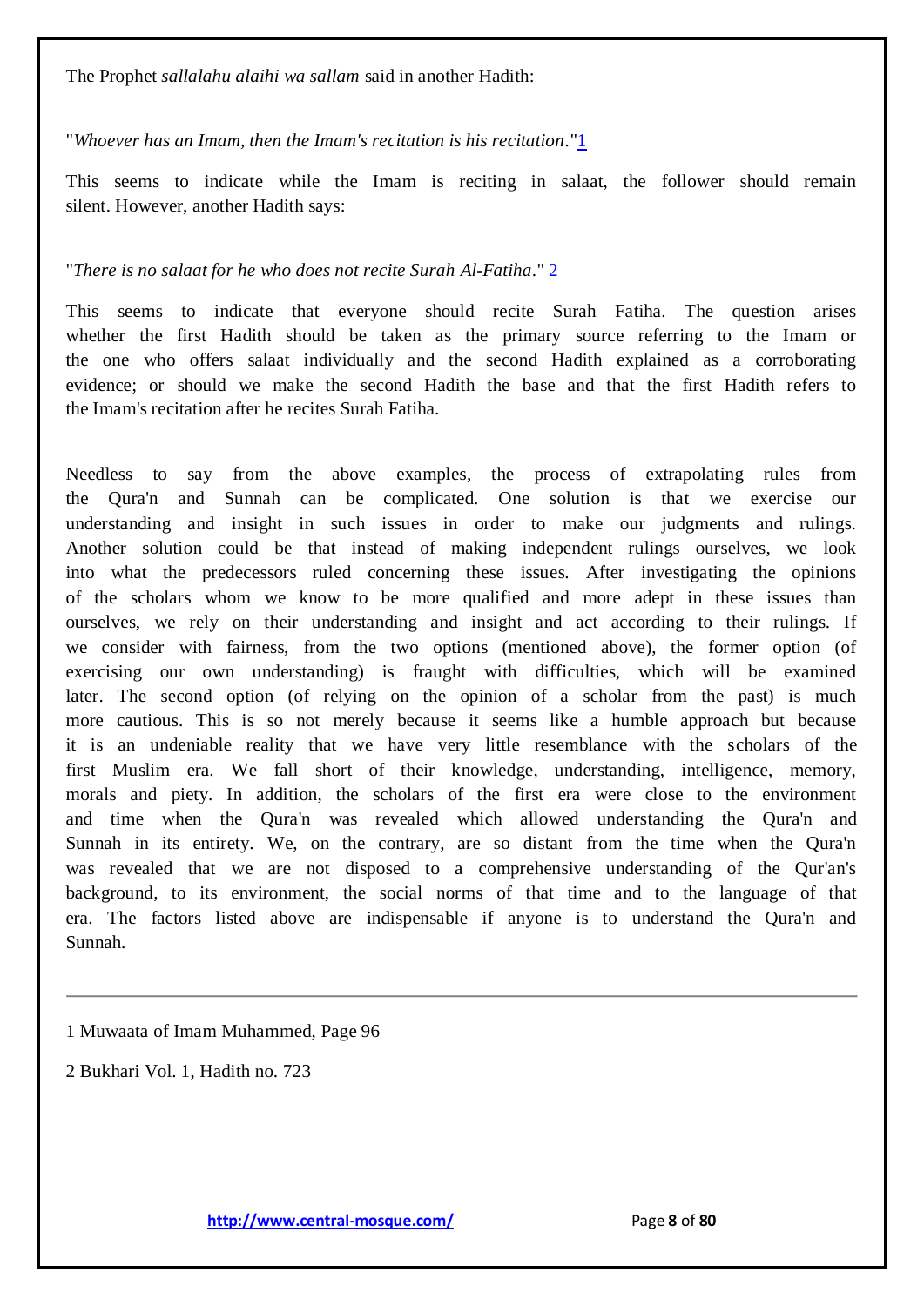The Prophet *sallalahu alaihi wa sallam* said in another Hadith:

"*Whoever has an Imam, then the Imam's recitation is his recitation*."[1]

This seems to indicate while the Imam is reciting in salaat, the follower should remain silent. However, another Hadith says:

"*There is no salaat for he who does not recite Surah Al-Fatiha*." [2]

This seems to indicate that everyone should recite Surah Fatiha. The question arises whether the first Hadith should be taken as the primary source referring to the Imam or the one who offers salaat individually and the second Hadith explained as a corroborating evidence; or should we make the second Hadith the base and that the first Hadith refers to the Imam's recitation after he recites Surah Fatiha.

Needless to say from the above examples, the process of extrapolating rules from the Qura'n and Sunnah can be complicated. One solution is that we exercise our understanding and insight in such issues in order to make our judgments and rulings. Another solution could be that instead of making independent rulings ourselves, we look into what the predecessors ruled concerning these issues. After investigating the opinions of the scholars whom we know to be more qualified and more adept in these issues than ourselves, we rely on their understanding and insight and act according to their rulings. If we consider with fairness, from the two options (mentioned above), the former option (of exercising our own understanding) is fraught with difficulties, which will be examined later. The second option (of relying on the opinion of a scholar from the past) is much more cautious. This is so not merely because it seems like a humble approach but because it is an undeniable reality that we have very little resemblance with the scholars of the first Muslim era. We fall short of their knowledge, understanding, intelligence, memory, morals and piety. In addition, the scholars of the first era were close to the environment and time when the Qura'n was revealed which allowed understanding the Qura'n and Sunnah in its entirety. We, on the contrary, are so distant from the time when the Qura'n was revealed that we are not disposed to a comprehensive understanding of the Qur'an's background, to its environment, the social norms of that time and to the language of that era. The factors listed above are indispensable if anyone is to understand the Qura'n and Sunnah.

---

1 Muwaata of Imam Muhammed, Page 96

2 Bukhari Vol. 1, Hadith no. 723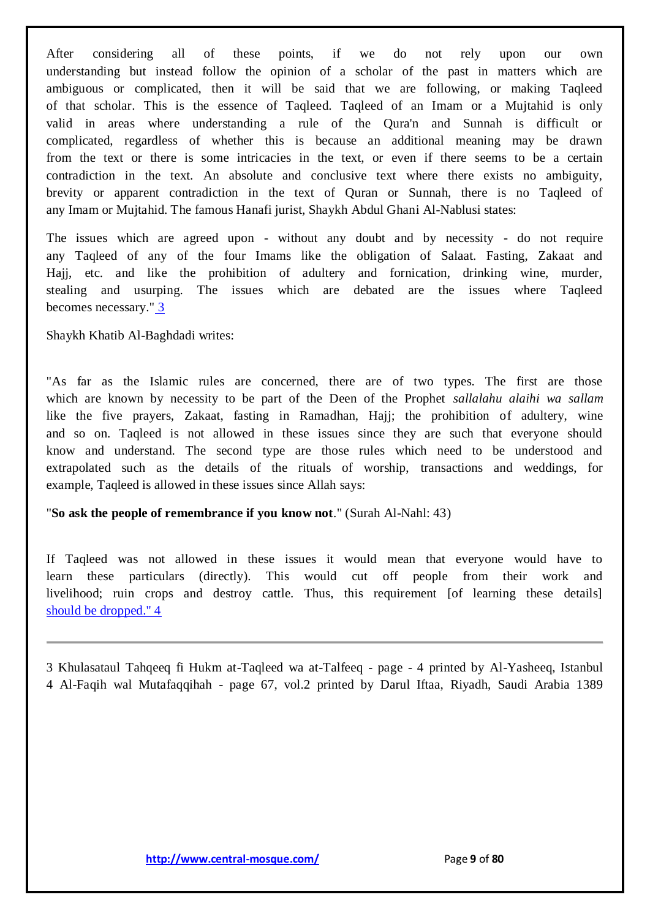After considering all of these points, if we do not rely upon our own understanding but instead follow the opinion of a scholar of the past in matters which are ambiguous or complicated, then it will be said that we are following, or making Taqleed of that scholar. This is the essence of Taqleed. Taqleed of an Imam or a Mujtahid is only valid in areas where understanding a rule of the Qura'n and Sunnah is difficult or complicated, regardless of whether this is because an additional meaning may be drawn from the text or there is some intricacies in the text, or even if there seems to be a certain contradiction in the text. An absolute and conclusive text where there exists no ambiguity, brevity or apparent contradiction in the text of Quran or Sunnah, there is no Taqleed of any Imam or Mujtahid. The famous Hanafi jurist, Shaykh Abdul Ghani Al-Nablusi states:

The issues which are agreed upon - without any doubt and by necessity - do not require any Taqleed of any of the four Imams like the obligation of Salaat. Fasting, Zakaat and Hajj, etc. and like the prohibition of adultery and fornication, drinking wine, murder, stealing and usurping. The issues which are debated are the issues where Taqleed becomes necessary." 3

Shaykh Khatib Al-Baghdadi writes:

"As far as the Islamic rules are concerned, there are of two types. The first are those which are known by necessity to be part of the Deen of the Prophet *sallalahu alaihi wa sallam* like the five prayers, Zakaat, fasting in Ramadhan, Hajj; the prohibition of adultery, wine and so on. Taqleed is not allowed in these issues since they are such that everyone should know and understand. The second type are those rules which need to be understood and extrapolated such as the details of the rituals of worship, transactions and weddings, for example, Taqleed is allowed in these issues since Allah says:

"**So ask the people of remembrance if you know not**." (Surah Al-Nahl: 43)

If Taqleed was not allowed in these issues it would mean that everyone would have to learn these particulars (directly). This would cut off people from their work and livelihood; ruin crops and destroy cattle. Thus, this requirement [of learning these details] should be dropped." 4

---

3 Khulasataul Tahqeeq fi Hukm at-Taqleed wa at-Talfeeq - page - 4 printed by Al-Yasheeq, Istanbul
4 Al-Faqih wal Mutafaqqihah - page 67, vol.2 printed by Darul Iftaa, Riyadh, Saudi Arabia 1389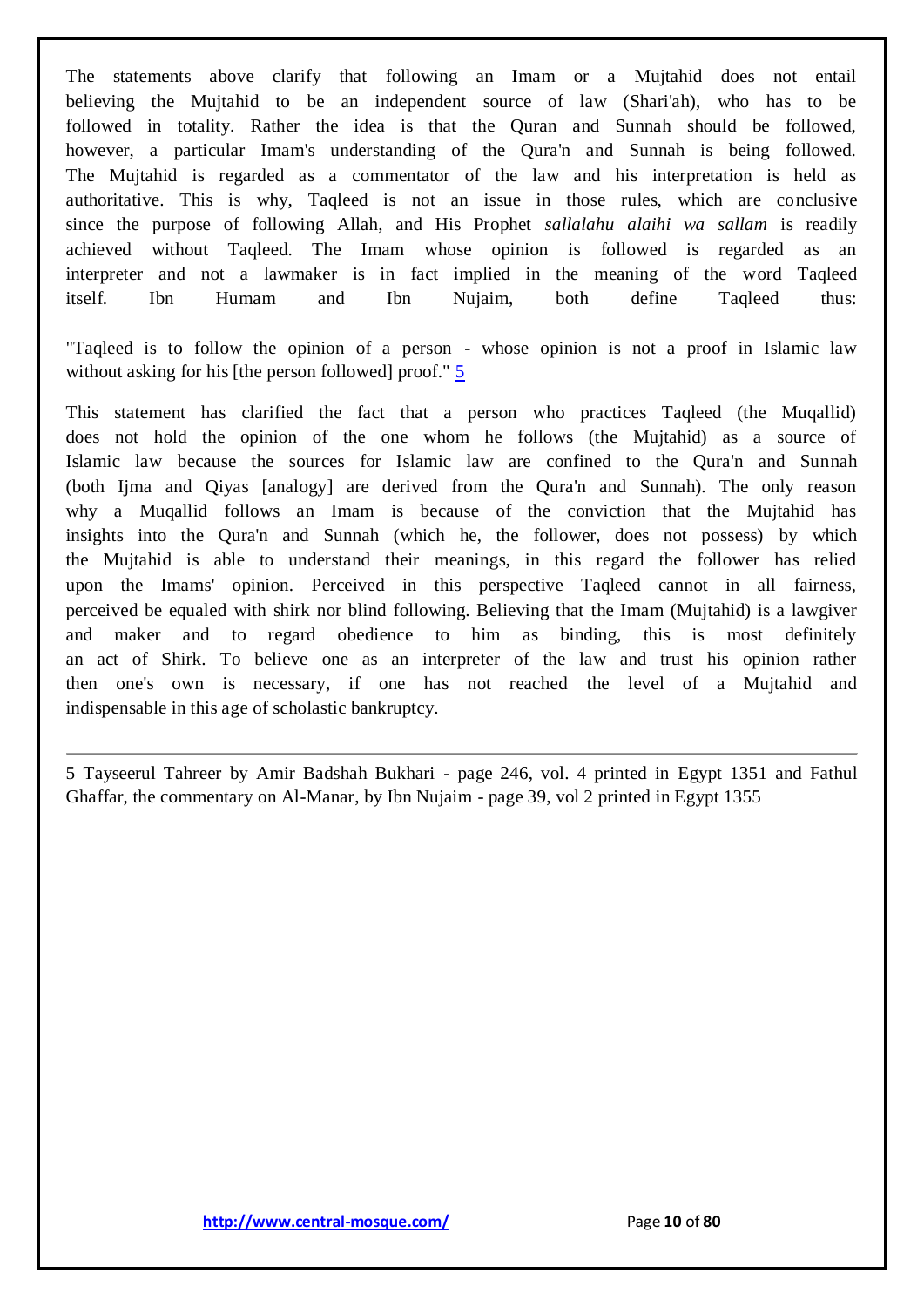The statements above clarify that following an Imam or a Mujtahid does not entail believing the Mujtahid to be an independent source of law (Shari'ah), who has to be followed in totality. Rather the idea is that the Quran and Sunnah should be followed, however, a particular Imam's understanding of the Qura'n and Sunnah is being followed. The Mujtahid is regarded as a commentator of the law and his interpretation is held as authoritative. This is why, Taqleed is not an issue in those rules, which are conclusive since the purpose of following Allah, and His Prophet *sallalahu alaihi wa sallam* is readily achieved without Taqleed. The Imam whose opinion is followed is regarded as an interpreter and not a lawmaker is in fact implied in the meaning of the word Taqleed itself. Ibn Humam and Ibn Nujaim, both define Taqleed thus:

"Taqleed is to follow the opinion of a person - whose opinion is not a proof in Islamic law without asking for his [the person followed] proof." [5]

This statement has clarified the fact that a person who practices Taqleed (the Muqallid) does not hold the opinion of the one whom he follows (the Mujtahid) as a source of Islamic law because the sources for Islamic law are confined to the Qura'n and Sunnah (both Ijma and Qiyas [analogy] are derived from the Qura'n and Sunnah). The only reason why a Muqallid follows an Imam is because of the conviction that the Mujtahid has insights into the Qura'n and Sunnah (which he, the follower, does not possess) by which the Mujtahid is able to understand their meanings, in this regard the follower has relied upon the Imams' opinion. Perceived in this perspective Taqleed cannot in all fairness, perceived be equaled with shirk nor blind following. Believing that the Imam (Mujtahid) is a lawgiver and maker and to regard obedience to him as binding, this is most definitely an act of Shirk. To believe one as an interpreter of the law and trust his opinion rather then one's own is necessary, if one has not reached the level of a Mujtahid and indispensable in this age of scholastic bankruptcy.

---

5 Tayseerul Tahreer by Amir Badshah Bukhari - page 246, vol. 4 printed in Egypt 1351 and Fathul Ghaffar, the commentary on Al-Manar, by Ibn Nujaim - page 39, vol 2 printed in Egypt 1355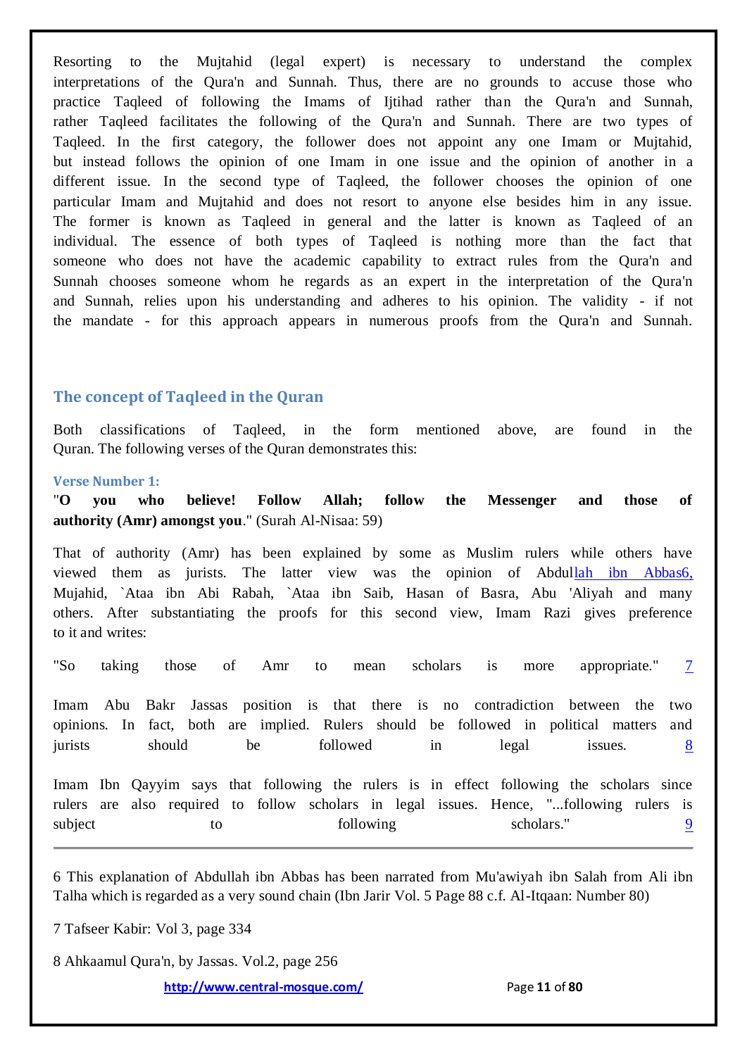Resorting to the Mujtahid (legal expert) is necessary to understand the complex interpretations of the Qura'n and Sunnah. Thus, there are no grounds to accuse those who practice Taqleed of following the Imams of Ijtihad rather than the Qura'n and Sunnah, rather Taqleed facilitates the following of the Qura'n and Sunnah. There are two types of Taqleed. In the first category, the follower does not appoint any one Imam or Mujtahid, but instead follows the opinion of one Imam in one issue and the opinion of another in a different issue. In the second type of Taqleed, the follower chooses the opinion of one particular Imam and Mujtahid and does not resort to anyone else besides him in any issue. The former is known as Taqleed in general and the latter is known as Taqleed of an individual. The essence of both types of Taqleed is nothing more than the fact that someone who does not have the academic capability to extract rules from the Qura'n and Sunnah chooses someone whom he regards as an expert in the interpretation of the Qura'n and Sunnah, relies upon his understanding and adheres to his opinion. The validity - if not the mandate - for this approach appears in numerous proofs from the Qura'n and Sunnah.

## The concept of Taqleed in the Quran

Both classifications of Taqleed, in the form mentioned above, are found in the Quran. The following verses of the Quran demonstrates this:

### Verse Number 1:

"**O you who believe! Follow Allah; follow the Messenger and those of authority (Amr) amongst you**." (Surah Al-Nisaa: 59)

That of authority (Amr) has been explained by some as Muslim rulers while others have viewed them as jurists. The latter view was the opinion of Abdullah ibn Abbas[6], Mujahid, `Ataa ibn Abi Rabah, `Ataa ibn Saib, Hasan of Basra, Abu 'Aliyah and many others. After substantiating the proofs for this second view, Imam Razi gives preference to it and writes:

"So taking those of Amr to mean scholars is more appropriate." [7]

Imam Abu Bakr Jassas position is that there is no contradiction between the two opinions. In fact, both are implied. Rulers should be followed in political matters and jurists should be followed in legal issues. [8]

Imam Ibn Qayyim says that following the rulers is in effect following the scholars since rulers are also required to follow scholars in legal issues. Hence, "...following rulers is subject to following scholars." [9]

---

6 This explanation of Abdullah ibn Abbas has been narrated from Mu'awiyah ibn Salah from Ali ibn Talha which is regarded as a very sound chain (Ibn Jarir Vol. 5 Page 88 c.f. Al-Itqaan: Number 80)

7 Tafseer Kabir: Vol 3, page 334

8 Ahkaamul Qura'n, by Jassas. Vol.2, page 256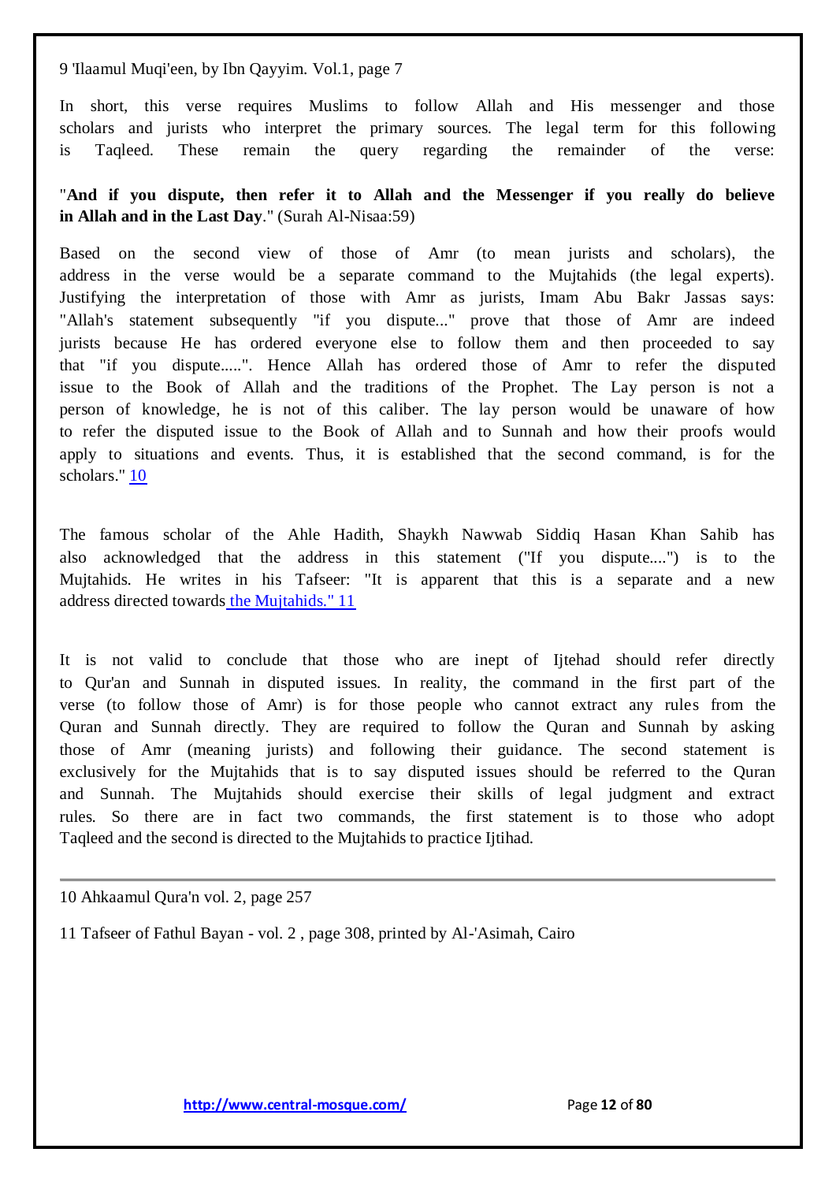9 'Ilaamul Muqi'een, by Ibn Qayyim. Vol.1, page 7

In short, this verse requires Muslims to follow Allah and His messenger and those scholars and jurists who interpret the primary sources. The legal term for this following is Taqleed. These remain the query regarding the remainder of the verse:

"**And if you dispute, then refer it to Allah and the Messenger if you really do believe in Allah and in the Last Day**." (Surah Al-Nisaa:59)

Based on the second view of those of Amr (to mean jurists and scholars), the address in the verse would be a separate command to the Mujtahids (the legal experts). Justifying the interpretation of those with Amr as jurists, Imam Abu Bakr Jassas says: "Allah's statement subsequently "if you dispute..." prove that those of Amr are indeed jurists because He has ordered everyone else to follow them and then proceeded to say that "if you dispute.....". Hence Allah has ordered those of Amr to refer the disputed issue to the Book of Allah and the traditions of the Prophet. The Lay person is not a person of knowledge, he is not of this caliber. The lay person would be unaware of how to refer the disputed issue to the Book of Allah and to Sunnah and how their proofs would apply to situations and events. Thus, it is established that the second command, is for the scholars." 10

The famous scholar of the Ahle Hadith, Shaykh Nawwab Siddiq Hasan Khan Sahib has also acknowledged that the address in this statement ("If you dispute....") is to the Mujtahids. He writes in his Tafseer: "It is apparent that this is a separate and a new address directed towards the Mujtahids." 11

It is not valid to conclude that those who are inept of Ijtehad should refer directly to Qur'an and Sunnah in disputed issues. In reality, the command in the first part of the verse (to follow those of Amr) is for those people who cannot extract any rules from the Quran and Sunnah directly. They are required to follow the Quran and Sunnah by asking those of Amr (meaning jurists) and following their guidance. The second statement is exclusively for the Mujtahids that is to say disputed issues should be referred to the Quran and Sunnah. The Mujtahids should exercise their skills of legal judgment and extract rules. So there are in fact two commands, the first statement is to those who adopt Taqleed and the second is directed to the Mujtahids to practice Ijtihad.

---

10 Ahkaamul Qura'n vol. 2, page 257

11 Tafseer of Fathul Bayan - vol. 2 , page 308, printed by Al-'Asimah, Cairo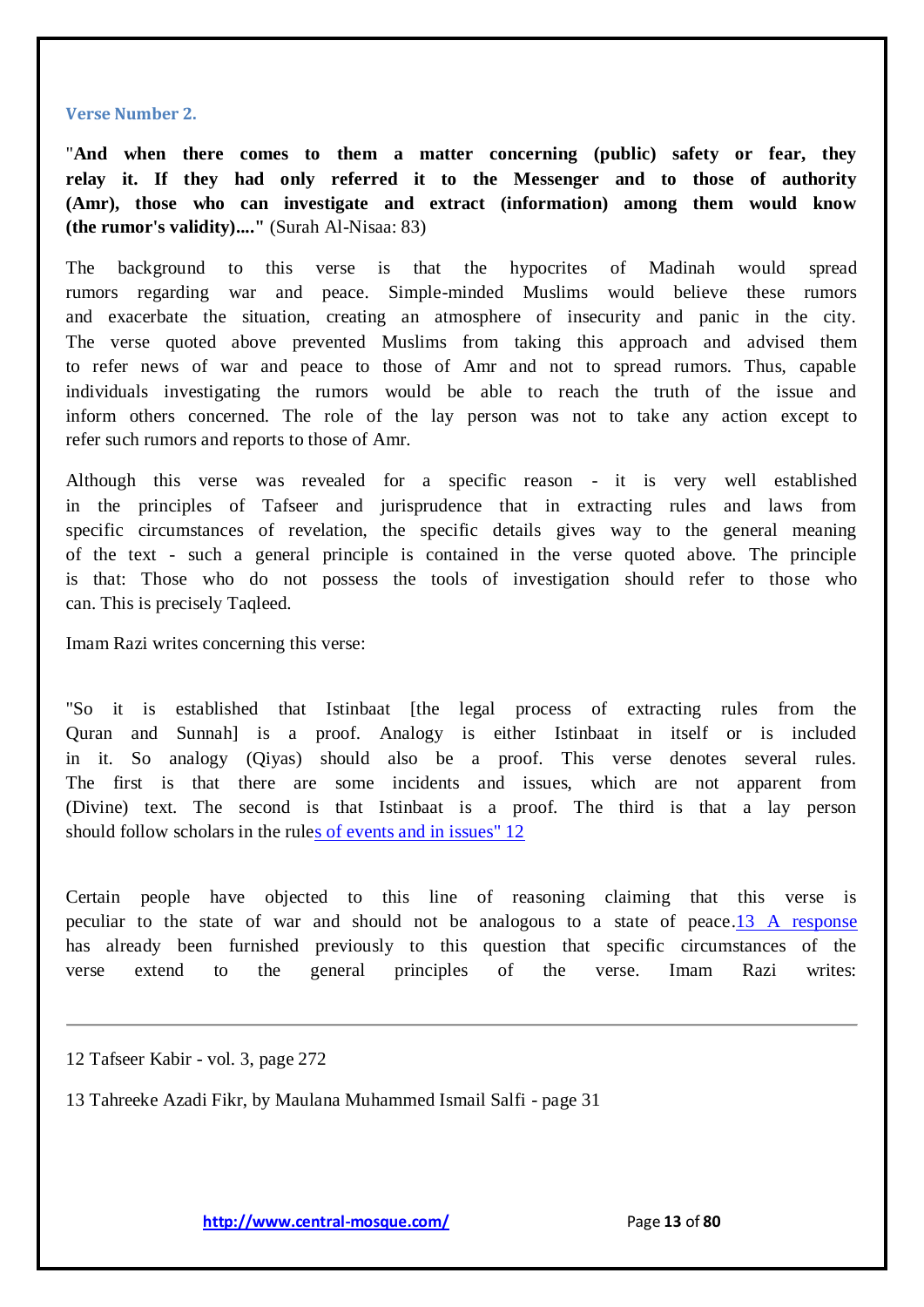### Verse Number 2.

"**And when there comes to them a matter concerning (public) safety or fear, they relay it. If they had only referred it to the Messenger and to those of authority (Amr), those who can investigate and extract (information) among them would know (the rumor's validity)....**" (Surah Al-Nisaa: 83)

The background to this verse is that the hypocrites of Madinah would spread rumors regarding war and peace. Simple-minded Muslims would believe these rumors and exacerbate the situation, creating an atmosphere of insecurity and panic in the city. The verse quoted above prevented Muslims from taking this approach and advised them to refer news of war and peace to those of Amr and not to spread rumors. Thus, capable individuals investigating the rumors would be able to reach the truth of the issue and inform others concerned. The role of the lay person was not to take any action except to refer such rumors and reports to those of Amr.

Although this verse was revealed for a specific reason - it is very well established in the principles of Tafseer and jurisprudence that in extracting rules and laws from specific circumstances of revelation, the specific details gives way to the general meaning of the text - such a general principle is contained in the verse quoted above. The principle is that: Those who do not possess the tools of investigation should refer to those who can. This is precisely Taqleed.

Imam Razi writes concerning this verse:

"So it is established that Istinbaat [the legal process of extracting rules from the Quran and Sunnah] is a proof. Analogy is either Istinbaat in itself or is included in it. So analogy (Qiyas) should also be a proof. This verse denotes several rules. The first is that there are some incidents and issues, which are not apparent from (Divine) text. The second is that Istinbaat is a proof. The third is that a lay person should follow scholars in the rules of events and in issues" [12]

Certain people have objected to this line of reasoning claiming that this verse is peculiar to the state of war and should not be analogous to a state of peace.[13] A response has already been furnished previously to this question that specific circumstances of the verse extend to the general principles of the verse. Imam Razi writes:

---

12 Tafseer Kabir - vol. 3, page 272

13 Tahreeke Azadi Fikr, by Maulana Muhammed Ismail Salfi - page 31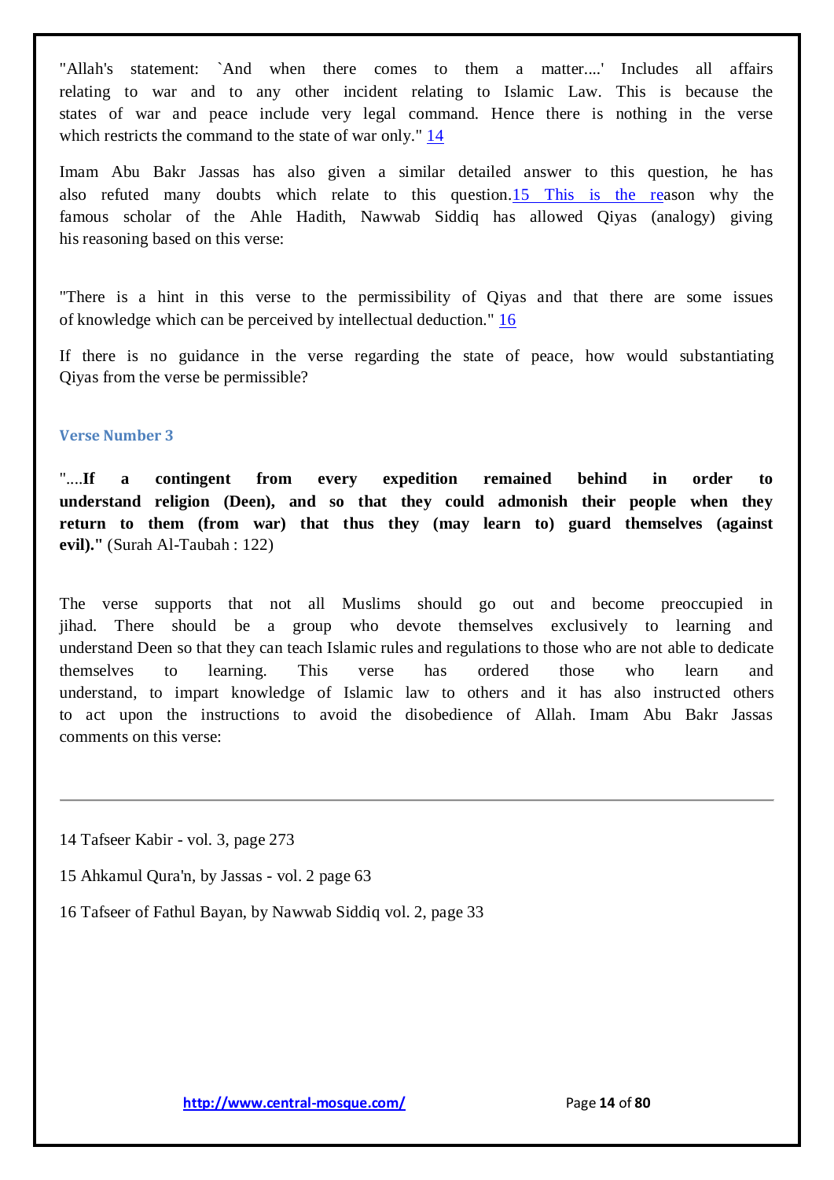"Allah's statement: `And when there comes to them a matter....' Includes all affairs relating to war and to any other incident relating to Islamic Law. This is because the states of war and peace include very legal command. Hence there is nothing in the verse which restricts the command to the state of war only." [14]

Imam Abu Bakr Jassas has also given a similar detailed answer to this question, he has also refuted many doubts which relate to this question.[15] This is the reason why the famous scholar of the Ahle Hadith, Nawwab Siddiq has allowed Qiyas (analogy) giving his reasoning based on this verse:

"There is a hint in this verse to the permissibility of Qiyas and that there are some issues of knowledge which can be perceived by intellectual deduction." [16]

If there is no guidance in the verse regarding the state of peace, how would substantiating Qiyas from the verse be permissible?

### Verse Number 3

"....**If a contingent from every expedition remained behind in order to understand religion (Deen), and so that they could admonish their people when they return to them (from war) that thus they (may learn to) guard themselves (against evil)."** (Surah Al-Taubah : 122)

The verse supports that not all Muslims should go out and become preoccupied in jihad. There should be a group who devote themselves exclusively to learning and understand Deen so that they can teach Islamic rules and regulations to those who are not able to dedicate themselves to learning. This verse has ordered those who learn and understand, to impart knowledge of Islamic law to others and it has also instructed others to act upon the instructions to avoid the disobedience of Allah. Imam Abu Bakr Jassas comments on this verse:

---

14 Tafseer Kabir - vol. 3, page 273

15 Ahkamul Qura'n, by Jassas - vol. 2 page 63

16 Tafseer of Fathul Bayan, by Nawwab Siddiq vol. 2, page 33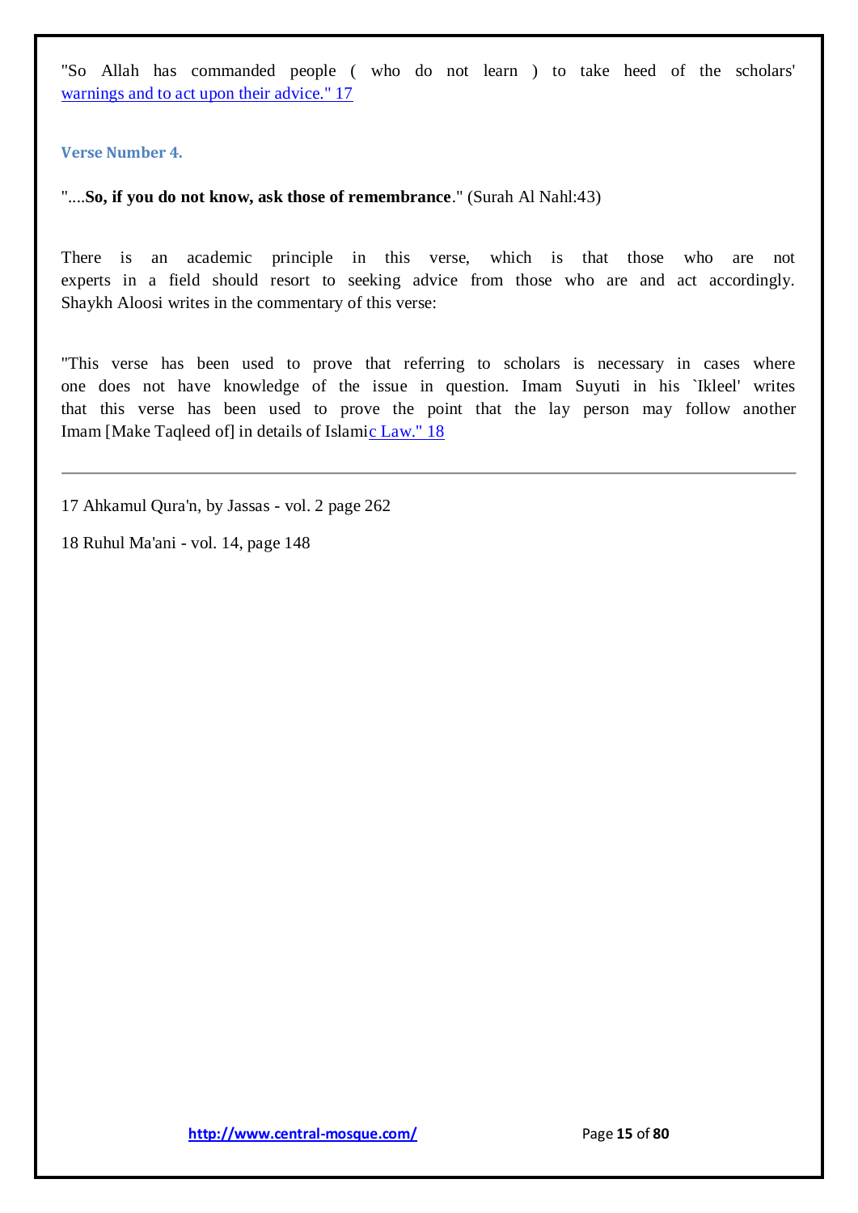"So Allah has commanded people ( who do not learn ) to take heed of the scholars' warnings and to act upon their advice." 17

### Verse Number 4.

"....**So, if you do not know, ask those of remembrance**." (Surah Al Nahl:43)

There is an academic principle in this verse, which is that those who are not experts in a field should resort to seeking advice from those who are and act accordingly. Shaykh Aloosi writes in the commentary of this verse:

"This verse has been used to prove that referring to scholars is necessary in cases where one does not have knowledge of the issue in question. Imam Suyuti in his `Ikleel' writes that this verse has been used to prove the point that the lay person may follow another Imam [Make Taqleed of] in details of Islamic Law." 18

---

17 Ahkamul Qura'n, by Jassas - vol. 2 page 262

18 Ruhul Ma'ani - vol. 14, page 148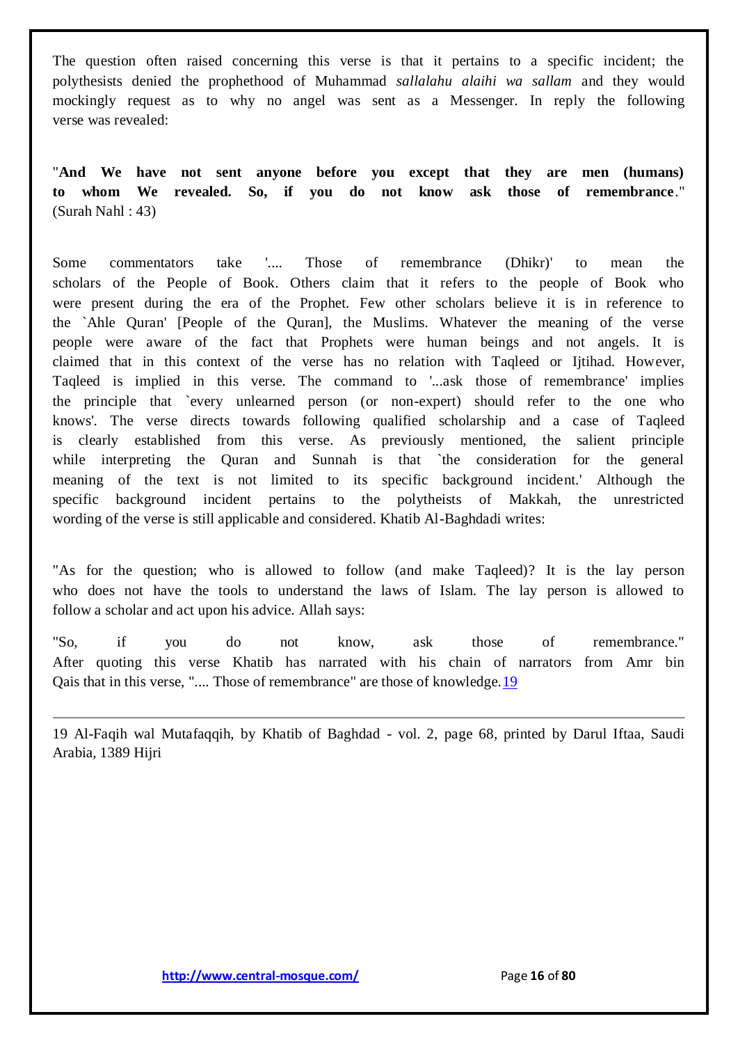The question often raised concerning this verse is that it pertains to a specific incident; the polythesists denied the prophethood of Muhammad *sallalahu alaihi wa sallam* and they would mockingly request as to why no angel was sent as a Messenger. In reply the following verse was revealed:

"**And We have not sent anyone before you except that they are men (humans) to whom We revealed. So, if you do not know ask those of remembrance**." (Surah Nahl : 43)

Some commentators take '.... Those of remembrance (Dhikr)' to mean the scholars of the People of Book. Others claim that it refers to the people of Book who were present during the era of the Prophet. Few other scholars believe it is in reference to the `Ahle Quran' [People of the Quran], the Muslims. Whatever the meaning of the verse people were aware of the fact that Prophets were human beings and not angels. It is claimed that in this context of the verse has no relation with Taqleed or Ijtihad. However, Taqleed is implied in this verse. The command to '...ask those of remembrance' implies the principle that `every unlearned person (or non-expert) should refer to the one who knows'. The verse directs towards following qualified scholarship and a case of Taqleed is clearly established from this verse. As previously mentioned, the salient principle while interpreting the Quran and Sunnah is that `the consideration for the general meaning of the text is not limited to its specific background incident.' Although the specific background incident pertains to the polytheists of Makkah, the unrestricted wording of the verse is still applicable and considered. Khatib Al-Baghdadi writes:

"As for the question; who is allowed to follow (and make Taqleed)? It is the lay person who does not have the tools to understand the laws of Islam. The lay person is allowed to follow a scholar and act upon his advice. Allah says:

"So, if you do not know, ask those of remembrance." After quoting this verse Khatib has narrated with his chain of narrators from Amr bin Qais that in this verse, ".... Those of remembrance" are those of knowledge.[19]

---

19 Al-Faqih wal Mutafaqqih, by Khatib of Baghdad - vol. 2, page 68, printed by Darul Iftaa, Saudi Arabia, 1389 Hijri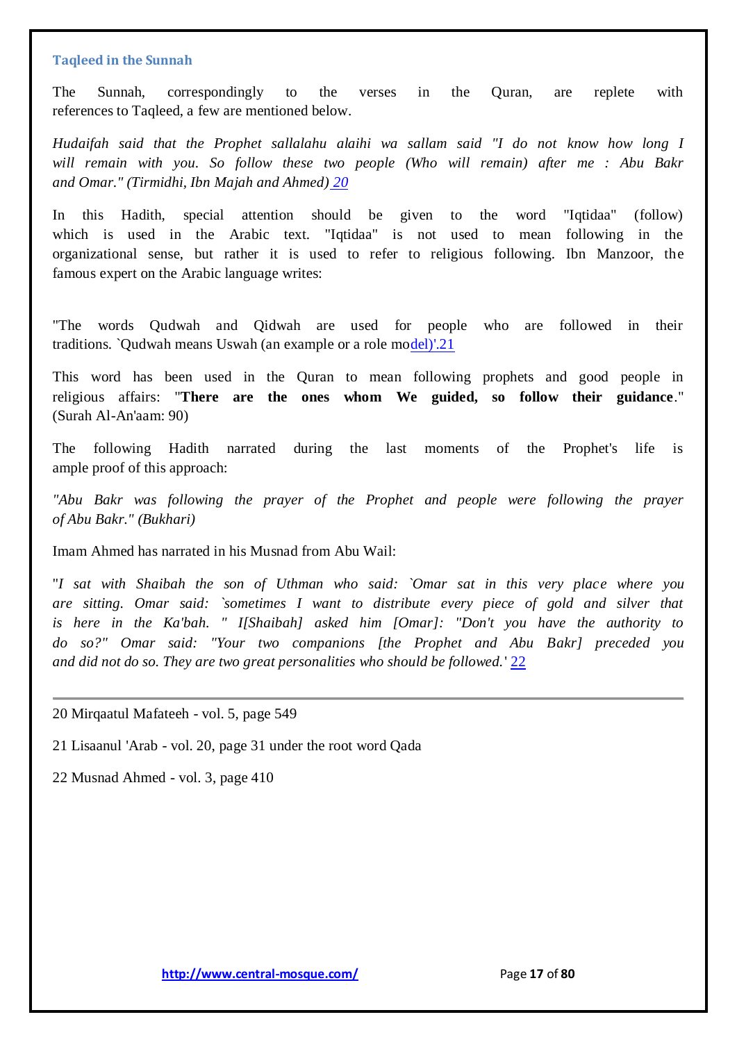### Taqleed in the Sunnah

The Sunnah, correspondingly to the verses in the Quran, are replete with references to Taqleed, a few are mentioned below.

*Hudaifah said that the Prophet sallalahu alaihi wa sallam said "I do not know how long I will remain with you. So follow these two people (Who will remain) after me : Abu Bakr and Omar." (Tirmidhi, Ibn Majah and Ahmed)* [20]

In this Hadith, special attention should be given to the word "Iqtidaa" (follow) which is used in the Arabic text. "Iqtidaa" is not used to mean following in the organizational sense, but rather it is used to refer to religious following. Ibn Manzoor, the famous expert on the Arabic language writes:

"The words Qudwah and Qidwah are used for people who are followed in their traditions. `Qudwah means Uswah (an example or a role model)'.[21]

This word has been used in the Quran to mean following prophets and good people in religious affairs: "**There are the ones whom We guided, so follow their guidance**." (Surah Al-An'aam: 90)

The following Hadith narrated during the last moments of the Prophet's life is ample proof of this approach:

*"Abu Bakr was following the prayer of the Prophet and people were following the prayer of Abu Bakr." (Bukhari)*

Imam Ahmed has narrated in his Musnad from Abu Wail:

"*I sat with Shaibah the son of Uthman who said: `Omar sat in this very place where you are sitting. Omar said: `sometimes I want to distribute every piece of gold and silver that is here in the Ka'bah. " I[Shaibah] asked him [Omar]: "Don't you have the authority to do so?" Omar said: "Your two companions [the Prophet and Abu Bakr] preceded you and did not do so. They are two great personalities who should be followed.*' [22]

---

20 Mirqaatul Mafateeh - vol. 5, page 549

21 Lisaanul 'Arab - vol. 20, page 31 under the root word Qada

22 Musnad Ahmed - vol. 3, page 410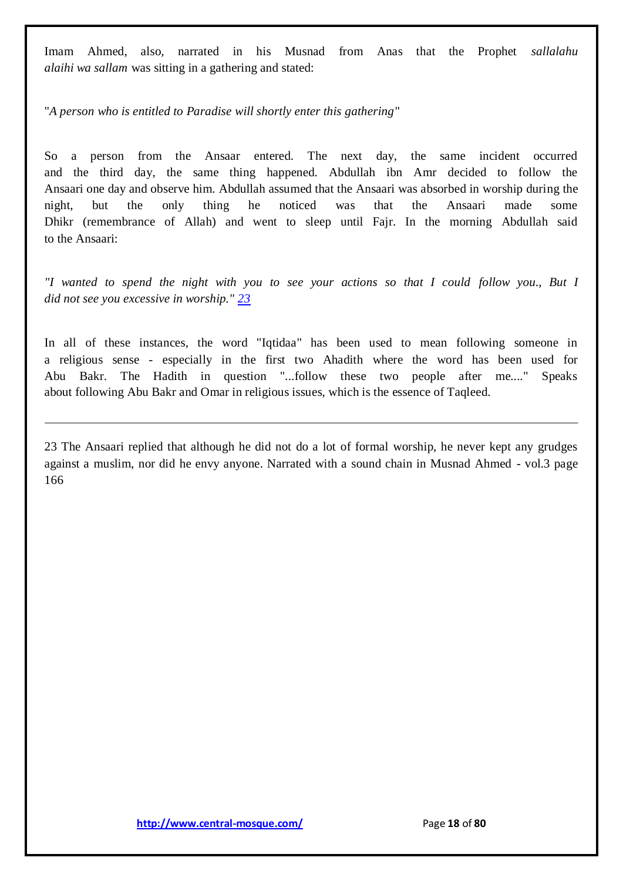Imam Ahmed, also, narrated in his Musnad from Anas that the Prophet *sallalahu alaihi wa sallam* was sitting in a gathering and stated:

"*A person who is entitled to Paradise will shortly enter this gathering*"

So a person from the Ansaar entered. The next day, the same incident occurred and the third day, the same thing happened. Abdullah ibn Amr decided to follow the Ansaari one day and observe him. Abdullah assumed that the Ansaari was absorbed in worship during the night, but the only thing he noticed was that the Ansaari made some Dhikr (remembrance of Allah) and went to sleep until Fajr. In the morning Abdullah said to the Ansaari:

*"I wanted to spend the night with you to see your actions so that I could follow you., But I did not see you excessive in worship."* [23]

In all of these instances, the word "Iqtidaa" has been used to mean following someone in a religious sense - especially in the first two Ahadith where the word has been used for Abu Bakr. The Hadith in question "...follow these two people after me...." Speaks about following Abu Bakr and Omar in religious issues, which is the essence of Taqleed.

---

23 The Ansaari replied that although he did not do a lot of formal worship, he never kept any grudges against a muslim, nor did he envy anyone. Narrated with a sound chain in Musnad Ahmed - vol.3 page 166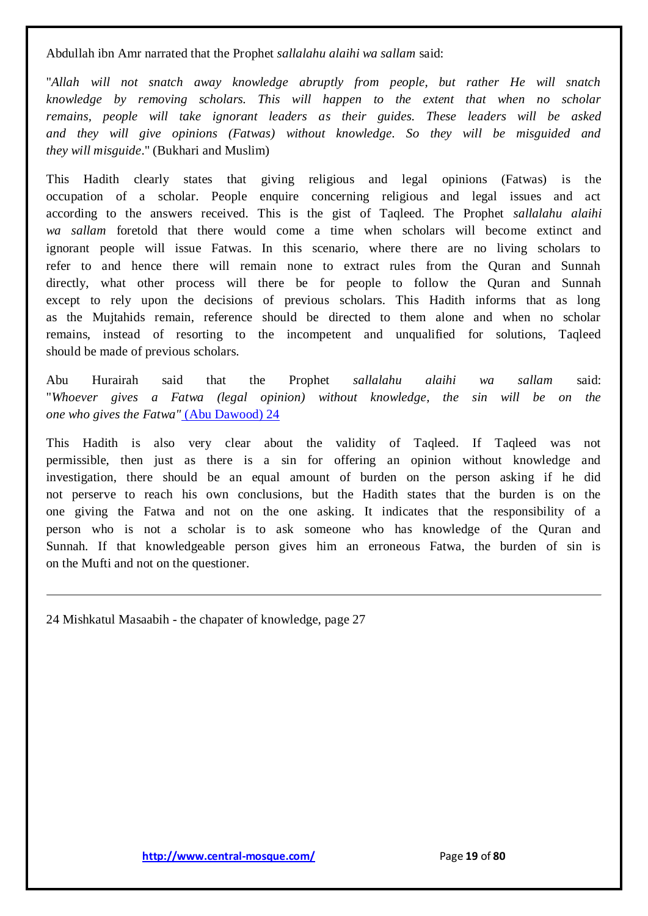Abdullah ibn Amr narrated that the Prophet *sallalahu alaihi wa sallam* said:

"*Allah will not snatch away knowledge abruptly from people, but rather He will snatch knowledge by removing scholars. This will happen to the extent that when no scholar remains, people will take ignorant leaders as their guides. These leaders will be asked and they will give opinions (Fatwas) without knowledge. So they will be misguided and they will misguide*." (Bukhari and Muslim)

This Hadith clearly states that giving religious and legal opinions (Fatwas) is the occupation of a scholar. People enquire concerning religious and legal issues and act according to the answers received. This is the gist of Taqleed. The Prophet *sallalahu alaihi wa sallam* foretold that there would come a time when scholars will become extinct and ignorant people will issue Fatwas. In this scenario, where there are no living scholars to refer to and hence there will remain none to extract rules from the Quran and Sunnah directly, what other process will there be for people to follow the Quran and Sunnah except to rely upon the decisions of previous scholars. This Hadith informs that as long as the Mujtahids remain, reference should be directed to them alone and when no scholar remains, instead of resorting to the incompetent and unqualified for solutions, Taqleed should be made of previous scholars.

Abu Hurairah said that the Prophet *sallalahu alaihi wa sallam* said: "*Whoever gives a Fatwa (legal opinion) without knowledge, the sin will be on the one who gives the Fatwa"* (Abu Dawood) 24

This Hadith is also very clear about the validity of Taqleed. If Taqleed was not permissible, then just as there is a sin for offering an opinion without knowledge and investigation, there should be an equal amount of burden on the person asking if he did not perserve to reach his own conclusions, but the Hadith states that the burden is on the one giving the Fatwa and not on the one asking. It indicates that the responsibility of a person who is not a scholar is to ask someone who has knowledge of the Quran and Sunnah. If that knowledgeable person gives him an erroneous Fatwa, the burden of sin is on the Mufti and not on the questioner.

---

24 Mishkatul Masaabih - the chapater of knowledge, page 27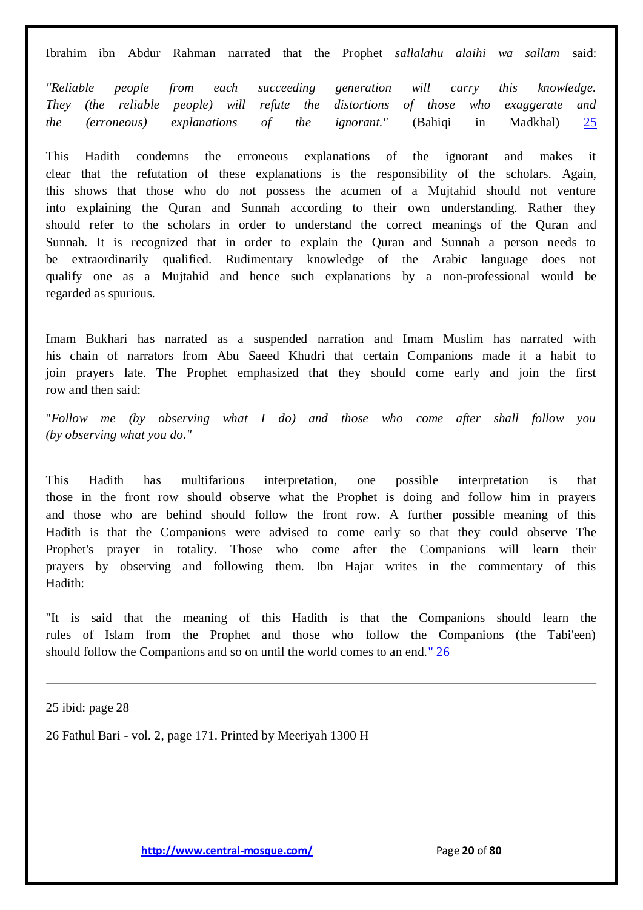Ibrahim ibn Abdur Rahman narrated that the Prophet *sallalahu alaihi wa sallam* said:

*"Reliable people from each succeeding generation will carry this knowledge. They (the reliable people) will refute the distortions of those who exaggerate and the (erroneous) explanations of the ignorant."* (Bahiqi in Madkhal) [25]

This Hadith condemns the erroneous explanations of the ignorant and makes it clear that the refutation of these explanations is the responsibility of the scholars. Again, this shows that those who do not possess the acumen of a Mujtahid should not venture into explaining the Quran and Sunnah according to their own understanding. Rather they should refer to the scholars in order to understand the correct meanings of the Quran and Sunnah. It is recognized that in order to explain the Quran and Sunnah a person needs to be extraordinarily qualified. Rudimentary knowledge of the Arabic language does not qualify one as a Mujtahid and hence such explanations by a non-professional would be regarded as spurious.

Imam Bukhari has narrated as a suspended narration and Imam Muslim has narrated with his chain of narrators from Abu Saeed Khudri that certain Companions made it a habit to join prayers late. The Prophet emphasized that they should come early and join the first row and then said:

"*Follow me (by observing what I do) and those who come after shall follow you (by observing what you do."*

This Hadith has multifarious interpretation, one possible interpretation is that those in the front row should observe what the Prophet is doing and follow him in prayers and those who are behind should follow the front row. A further possible meaning of this Hadith is that the Companions were advised to come early so that they could observe The Prophet's prayer in totality. Those who come after the Companions will learn their prayers by observing and following them. Ibn Hajar writes in the commentary of this Hadith:

"It is said that the meaning of this Hadith is that the Companions should learn the rules of Islam from the Prophet and those who follow the Companions (the Tabi'een) should follow the Companions and so on until the world comes to an end." [26]

---

25 ibid: page 28

26 Fathul Bari - vol. 2, page 171. Printed by Meeriyah 1300 H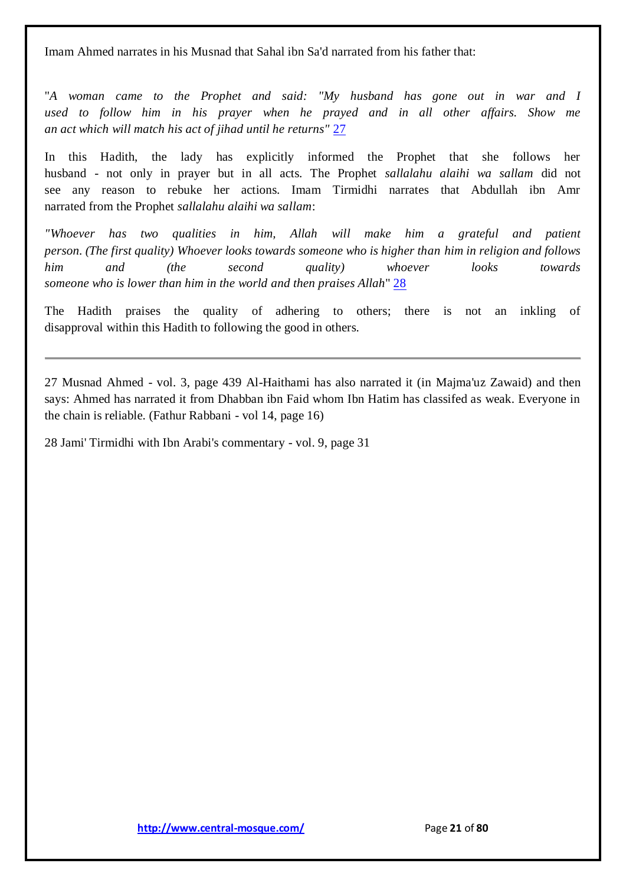Imam Ahmed narrates in his Musnad that Sahal ibn Sa'd narrated from his father that:

"*A woman came to the Prophet and said: "My husband has gone out in war and I used to follow him in his prayer when he prayed and in all other affairs. Show me an act which will match his act of jihad until he returns"* [27]

In this Hadith, the lady has explicitly informed the Prophet that she follows her husband - not only in prayer but in all acts. The Prophet *sallalahu alaihi wa sallam* did not see any reason to rebuke her actions. Imam Tirmidhi narrates that Abdullah ibn Amr narrated from the Prophet *sallalahu alaihi wa sallam*:

*"Whoever has two qualities in him, Allah will make him a grateful and patient person. (The first quality) Whoever looks towards someone who is higher than him in religion and follows him and (the second quality) whoever looks towards someone who is lower than him in the world and then praises Allah*" [28]

The Hadith praises the quality of adhering to others; there is not an inkling of disapproval within this Hadith to following the good in others.

---

27 Musnad Ahmed - vol. 3, page 439 Al-Haithami has also narrated it (in Majma'uz Zawaid) and then says: Ahmed has narrated it from Dhabban ibn Faid whom Ibn Hatim has classifed as weak. Everyone in the chain is reliable. (Fathur Rabbani - vol 14, page 16)

28 Jami' Tirmidhi with Ibn Arabi's commentary - vol. 9, page 31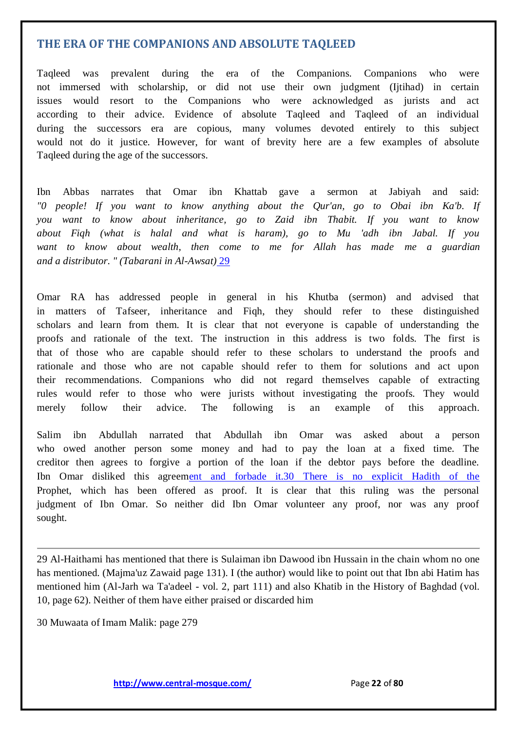## THE ERA OF THE COMPANIONS AND ABSOLUTE TAQLEED

Taqleed was prevalent during the era of the Companions. Companions who were not immersed with scholarship, or did not use their own judgment (Ijtihad) in certain issues would resort to the Companions who were acknowledged as jurists and act according to their advice. Evidence of absolute Taqleed and Taqleed of an individual during the successors era are copious, many volumes devoted entirely to this subject would not do it justice. However, for want of brevity here are a few examples of absolute Taqleed during the age of the successors.

Ibn Abbas narrates that Omar ibn Khattab gave a sermon at Jabiyah and said: *"0 people! If you want to know anything about the Qur'an, go to Obai ibn Ka'b. If you want to know about inheritance, go to Zaid ibn Thabit. If you want to know about Fiqh (what is halal and what is haram), go to Mu 'adh ibn Jabal. If you want to know about wealth, then come to me for Allah has made me a guardian and a distributor. " (Tabarani in Al-Awsat)* [29]

Omar RA has addressed people in general in his Khutba (sermon) and advised that in matters of Tafseer, inheritance and Fiqh, they should refer to these distinguished scholars and learn from them. It is clear that not everyone is capable of understanding the proofs and rationale of the text. The instruction in this address is two folds. The first is that of those who are capable should refer to these scholars to understand the proofs and rationale and those who are not capable should refer to them for solutions and act upon their recommendations. Companions who did not regard themselves capable of extracting rules would refer to those who were jurists without investigating the proofs. They would merely follow their advice. The following is an example of this approach.

Salim ibn Abdullah narrated that Abdullah ibn Omar was asked about a person who owed another person some money and had to pay the loan at a fixed time. The creditor then agrees to forgive a portion of the loan if the debtor pays before the deadline. Ibn Omar disliked this agreement and forbade it.[30] There is no explicit Hadith of the Prophet, which has been offered as proof. It is clear that this ruling was the personal judgment of Ibn Omar. So neither did Ibn Omar volunteer any proof, nor was any proof sought.

---

29 Al-Haithami has mentioned that there is Sulaiman ibn Dawood ibn Hussain in the chain whom no one has mentioned. (Majma'uz Zawaid page 131). I (the author) would like to point out that Ibn abi Hatim has mentioned him (Al-Jarh wa Ta'adeel - vol. 2, part 111) and also Khatib in the History of Baghdad (vol. 10, page 62). Neither of them have either praised or discarded him

30 Muwaata of Imam Malik: page 279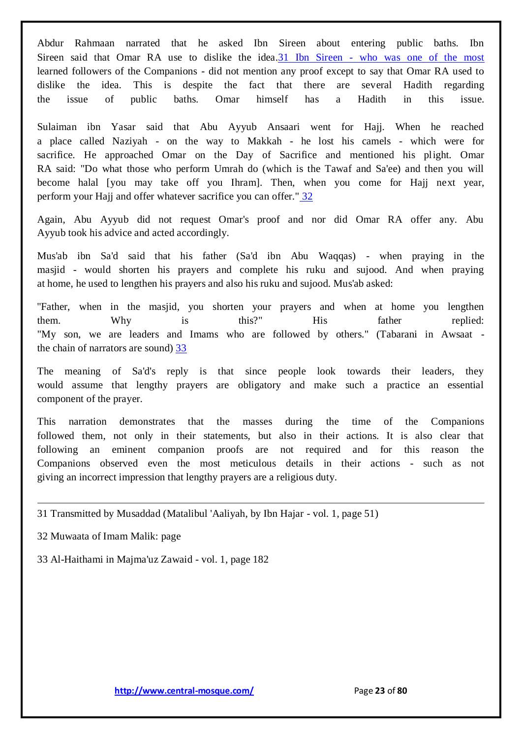Abdur Rahmaan narrated that he asked Ibn Sireen about entering public baths. Ibn Sireen said that Omar RA use to dislike the idea.[31] Ibn Sireen - who was one of the most learned followers of the Companions - did not mention any proof except to say that Omar RA used to dislike the idea. This is despite the fact that there are several Hadith regarding the issue of public baths. Omar himself has a Hadith in this issue.

Sulaiman ibn Yasar said that Abu Ayyub Ansaari went for Hajj. When he reached a place called Naziyah - on the way to Makkah - he lost his camels - which were for sacrifice. He approached Omar on the Day of Sacrifice and mentioned his plight. Omar RA said: "Do what those who perform Umrah do (which is the Tawaf and Sa'ee) and then you will become halal [you may take off you Ihram]. Then, when you come for Hajj next year, perform your Hajj and offer whatever sacrifice you can offer." [32]

Again, Abu Ayyub did not request Omar's proof and nor did Omar RA offer any. Abu Ayyub took his advice and acted accordingly.

Mus'ab ibn Sa'd said that his father (Sa'd ibn Abu Waqqas) - when praying in the masjid - would shorten his prayers and complete his ruku and sujood. And when praying at home, he used to lengthen his prayers and also his ruku and sujood. Mus'ab asked:

"Father, when in the masjid, you shorten your prayers and when at home you lengthen them. Why is this?" His father replied: "My son, we are leaders and Imams who are followed by others." (Tabarani in Awsaat - the chain of narrators are sound) [33]

The meaning of Sa'd's reply is that since people look towards their leaders, they would assume that lengthy prayers are obligatory and make such a practice an essential component of the prayer.

This narration demonstrates that the masses during the time of the Companions followed them, not only in their statements, but also in their actions. It is also clear that following an eminent companion proofs are not required and for this reason the Companions observed even the most meticulous details in their actions - such as not giving an incorrect impression that lengthy prayers are a religious duty.

---

31 Transmitted by Musaddad (Matalibul 'Aaliyah, by Ibn Hajar - vol. 1, page 51)

32 Muwaata of Imam Malik: page

33 Al-Haithami in Majma'uz Zawaid - vol. 1, page 182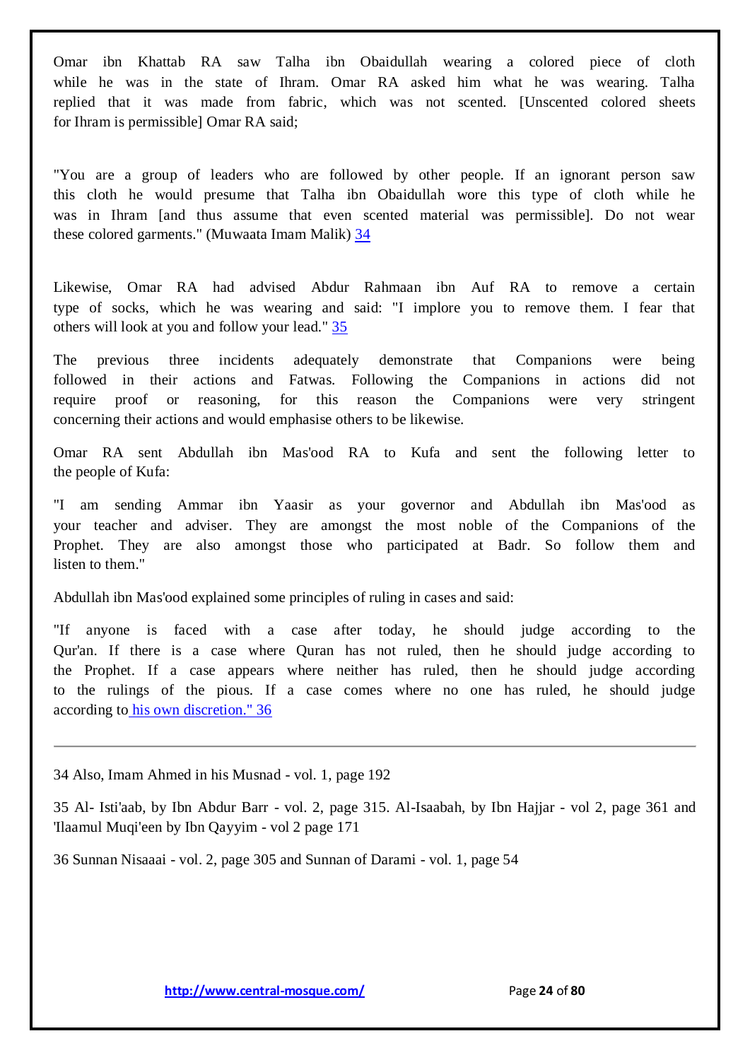Omar ibn Khattab RA saw Talha ibn Obaidullah wearing a colored piece of cloth while he was in the state of Ihram. Omar RA asked him what he was wearing. Talha replied that it was made from fabric, which was not scented. [Unscented colored sheets for Ihram is permissible] Omar RA said;

"You are a group of leaders who are followed by other people. If an ignorant person saw this cloth he would presume that Talha ibn Obaidullah wore this type of cloth while he was in Ihram [and thus assume that even scented material was permissible]. Do not wear these colored garments." (Muwaata Imam Malik) 34

Likewise, Omar RA had advised Abdur Rahmaan ibn Auf RA to remove a certain type of socks, which he was wearing and said: "I implore you to remove them. I fear that others will look at you and follow your lead." 35

The previous three incidents adequately demonstrate that Companions were being followed in their actions and Fatwas. Following the Companions in actions did not require proof or reasoning, for this reason the Companions were very stringent concerning their actions and would emphasise others to be likewise.

Omar RA sent Abdullah ibn Mas'ood RA to Kufa and sent the following letter to the people of Kufa:

"I am sending Ammar ibn Yaasir as your governor and Abdullah ibn Mas'ood as your teacher and adviser. They are amongst the most noble of the Companions of the Prophet. They are also amongst those who participated at Badr. So follow them and listen to them."

Abdullah ibn Mas'ood explained some principles of ruling in cases and said:

"If anyone is faced with a case after today, he should judge according to the Qur'an. If there is a case where Quran has not ruled, then he should judge according to the Prophet. If a case appears where neither has ruled, then he should judge according to the rulings of the pious. If a case comes where no one has ruled, he should judge according to his own discretion." 36

---

34 Also, Imam Ahmed in his Musnad - vol. 1, page 192

35 Al- Isti'aab, by Ibn Abdur Barr - vol. 2, page 315. Al-Isaabah, by Ibn Hajjar - vol 2, page 361 and 'Ilaamul Muqi'een by Ibn Qayyim - vol 2 page 171

36 Sunnan Nisaaai - vol. 2, page 305 and Sunnan of Darami - vol. 1, page 54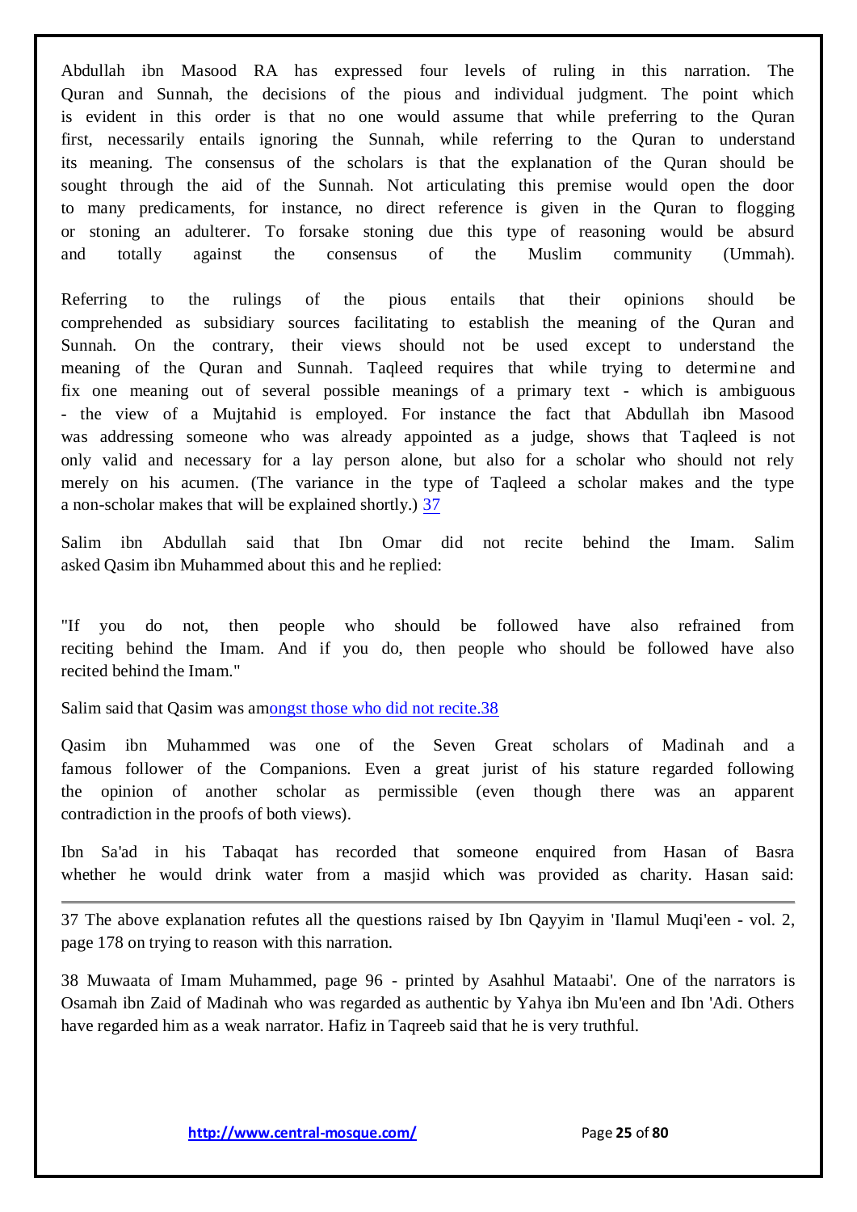Abdullah ibn Masood RA has expressed four levels of ruling in this narration. The Quran and Sunnah, the decisions of the pious and individual judgment. The point which is evident in this order is that no one would assume that while preferring to the Quran first, necessarily entails ignoring the Sunnah, while referring to the Quran to understand its meaning. The consensus of the scholars is that the explanation of the Quran should be sought through the aid of the Sunnah. Not articulating this premise would open the door to many predicaments, for instance, no direct reference is given in the Quran to flogging or stoning an adulterer. To forsake stoning due this type of reasoning would be absurd and totally against the consensus of the Muslim community (Ummah).

Referring to the rulings of the pious entails that their opinions should be comprehended as subsidiary sources facilitating to establish the meaning of the Quran and Sunnah. On the contrary, their views should not be used except to understand the meaning of the Quran and Sunnah. Taqleed requires that while trying to determine and fix one meaning out of several possible meanings of a primary text - which is ambiguous - the view of a Mujtahid is employed. For instance the fact that Abdullah ibn Masood was addressing someone who was already appointed as a judge, shows that Taqleed is not only valid and necessary for a lay person alone, but also for a scholar who should not rely merely on his acumen. (The variance in the type of Taqleed a scholar makes and the type a non-scholar makes that will be explained shortly.) 37

Salim ibn Abdullah said that Ibn Omar did not recite behind the Imam. Salim asked Qasim ibn Muhammed about this and he replied:

"If you do not, then people who should be followed have also refrained from reciting behind the Imam. And if you do, then people who should be followed have also recited behind the Imam."

Salim said that Qasim was amongst those who did not recite.38

Qasim ibn Muhammed was one of the Seven Great scholars of Madinah and a famous follower of the Companions. Even a great jurist of his stature regarded following the opinion of another scholar as permissible (even though there was an apparent contradiction in the proofs of both views).

Ibn Sa'ad in his Tabaqat has recorded that someone enquired from Hasan of Basra whether he would drink water from a masjid which was provided as charity. Hasan said:

---

37 The above explanation refutes all the questions raised by Ibn Qayyim in 'Ilamul Muqi'een - vol. 2, page 178 on trying to reason with this narration.

38 Muwaata of Imam Muhammed, page 96 - printed by Asahhul Mataabi'. One of the narrators is Osamah ibn Zaid of Madinah who was regarded as authentic by Yahya ibn Mu'een and Ibn 'Adi. Others have regarded him as a weak narrator. Hafiz in Taqreeb said that he is very truthful.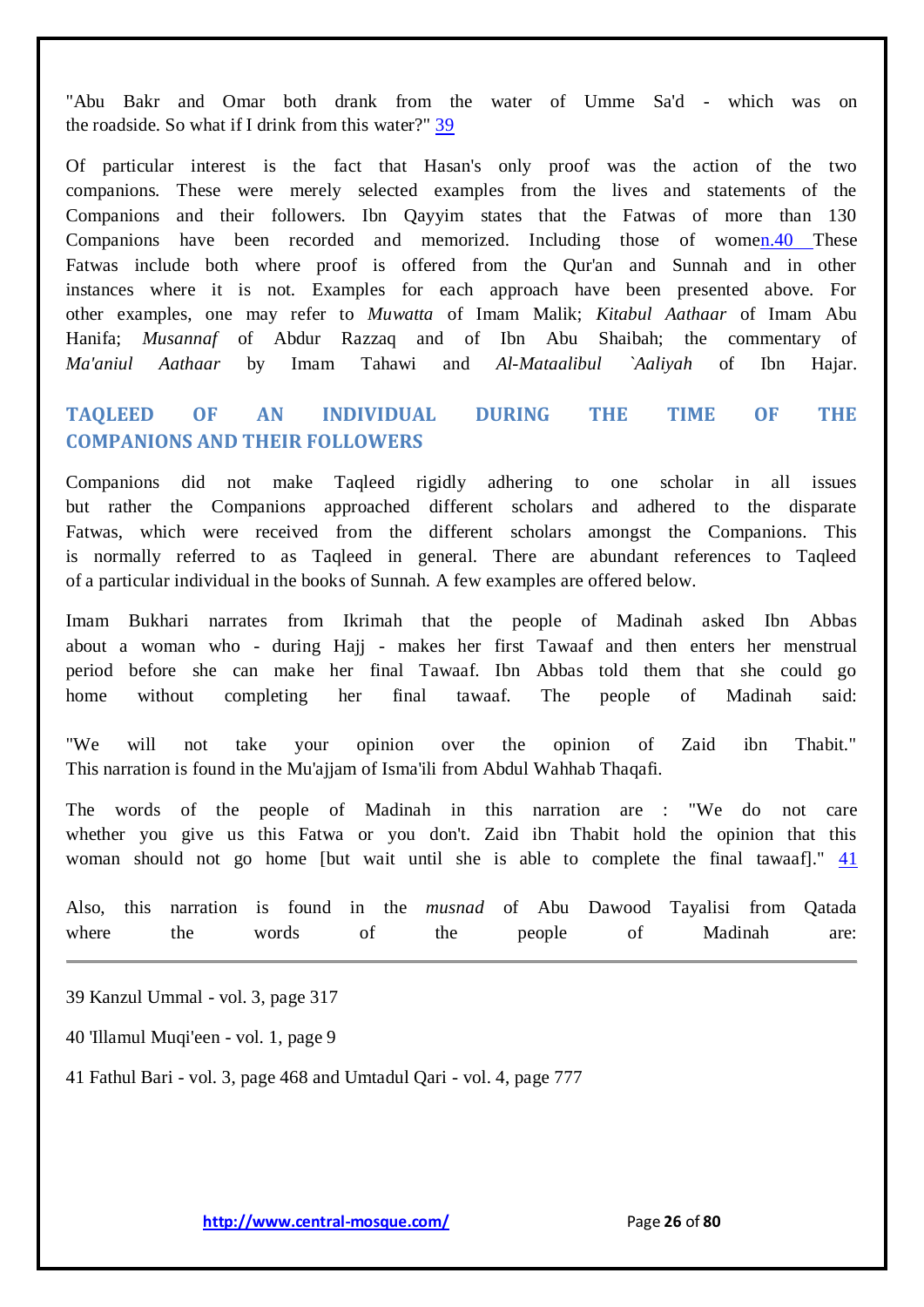"Abu Bakr and Omar both drank from the water of Umme Sa'd - which was on the roadside. So what if I drink from this water?" 39

Of particular interest is the fact that Hasan's only proof was the action of the two companions. These were merely selected examples from the lives and statements of the Companions and their followers. Ibn Qayyim states that the Fatwas of more than 130 Companions have been recorded and memorized. Including those of women.40 These Fatwas include both where proof is offered from the Qur'an and Sunnah and in other instances where it is not. Examples for each approach have been presented above. For other examples, one may refer to *Muwatta* of Imam Malik; *Kitabul Aathaar* of Imam Abu Hanifa; *Musannaf* of Abdur Razzaq and of Ibn Abu Shaibah; the commentary of *Ma'aniul Aathaar* by Imam Tahawi and *Al-Mataalibul `Aaliyah* of Ibn Hajar.

## TAQLEED OF AN INDIVIDUAL DURING THE TIME OF THE COMPANIONS AND THEIR FOLLOWERS

Companions did not make Taqleed rigidly adhering to one scholar in all issues but rather the Companions approached different scholars and adhered to the disparate Fatwas, which were received from the different scholars amongst the Companions. This is normally referred to as Taqleed in general. There are abundant references to Taqleed of a particular individual in the books of Sunnah. A few examples are offered below.

Imam Bukhari narrates from Ikrimah that the people of Madinah asked Ibn Abbas about a woman who - during Hajj - makes her first Tawaaf and then enters her menstrual period before she can make her final Tawaaf. Ibn Abbas told them that she could go home without completing her final tawaaf. The people of Madinah said:

"We will not take your opinion over the opinion of Zaid ibn Thabit." This narration is found in the Mu'ajjam of Isma'ili from Abdul Wahhab Thaqafi.

The words of the people of Madinah in this narration are : "We do not care whether you give us this Fatwa or you don't. Zaid ibn Thabit hold the opinion that this woman should not go home [but wait until she is able to complete the final tawaaf]." 41

Also, this narration is found in the *musnad* of Abu Dawood Tayalisi from Qatada where the words of the people of Madinah are:

---

39 Kanzul Ummal - vol. 3, page 317

40 'Illamul Muqi'een - vol. 1, page 9

41 Fathul Bari - vol. 3, page 468 and Umtadul Qari - vol. 4, page 777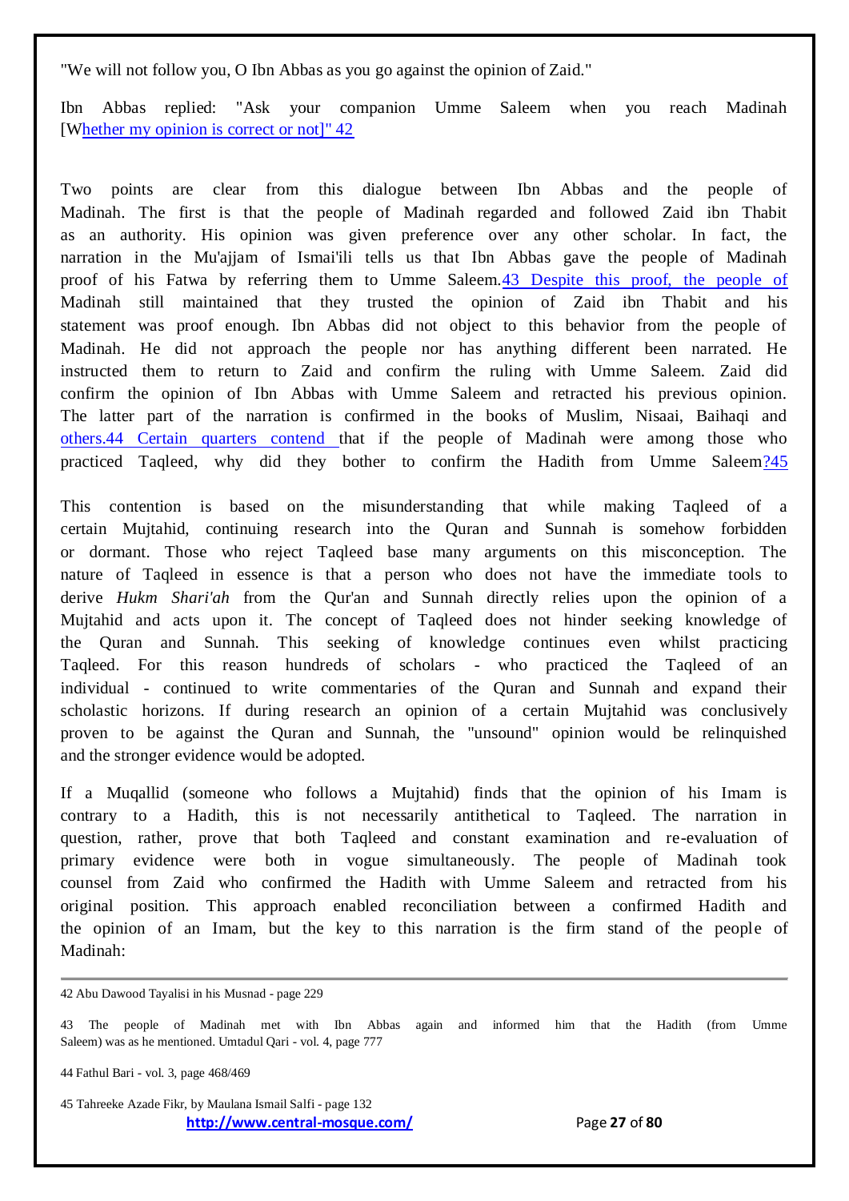"We will not follow you, O Ibn Abbas as you go against the opinion of Zaid."

Ibn Abbas replied: "Ask your companion Umme Saleem when you reach Madinah [Whether my opinion is correct or not]" [42]

Two points are clear from this dialogue between Ibn Abbas and the people of Madinah. The first is that the people of Madinah regarded and followed Zaid ibn Thabit as an authority. His opinion was given preference over any other scholar. In fact, the narration in the Mu'ajjam of Ismai'ili tells us that Ibn Abbas gave the people of Madinah proof of his Fatwa by referring them to Umme Saleem.[43] Despite this proof, the people of Madinah still maintained that they trusted the opinion of Zaid ibn Thabit and his statement was proof enough. Ibn Abbas did not object to this behavior from the people of Madinah. He did not approach the people nor has anything different been narrated. He instructed them to return to Zaid and confirm the ruling with Umme Saleem. Zaid did confirm the opinion of Ibn Abbas with Umme Saleem and retracted his previous opinion. The latter part of the narration is confirmed in the books of Muslim, Nisaai, Baihaqi and others.[44] Certain quarters contend that if the people of Madinah were among those who practiced Taqleed, why did they bother to confirm the Hadith from Umme Saleem?[45]

This contention is based on the misunderstanding that while making Taqleed of a certain Mujtahid, continuing research into the Quran and Sunnah is somehow forbidden or dormant. Those who reject Taqleed base many arguments on this misconception. The nature of Taqleed in essence is that a person who does not have the immediate tools to derive *Hukm Shari'ah* from the Qur'an and Sunnah directly relies upon the opinion of a Mujtahid and acts upon it. The concept of Taqleed does not hinder seeking knowledge of the Quran and Sunnah. This seeking of knowledge continues even whilst practicing Taqleed. For this reason hundreds of scholars - who practiced the Taqleed of an individual - continued to write commentaries of the Quran and Sunnah and expand their scholastic horizons. If during research an opinion of a certain Mujtahid was conclusively proven to be against the Quran and Sunnah, the "unsound" opinion would be relinquished and the stronger evidence would be adopted.

If a Muqallid (someone who follows a Mujtahid) finds that the opinion of his Imam is contrary to a Hadith, this is not necessarily antithetical to Taqleed. The narration in question, rather, prove that both Taqleed and constant examination and re-evaluation of primary evidence were both in vogue simultaneously. The people of Madinah took counsel from Zaid who confirmed the Hadith with Umme Saleem and retracted from his original position. This approach enabled reconciliation between a confirmed Hadith and the opinion of an Imam, but the key to this narration is the firm stand of the people of Madinah:

---

42 Abu Dawood Tayalisi in his Musnad - page 229

43 The people of Madinah met with Ibn Abbas again and informed him that the Hadith (from Umme Saleem) was as he mentioned. Umtadul Qari - vol. 4, page 777

44 Fathul Bari - vol. 3, page 468/469

45 Tahreeke Azade Fikr, by Maulana Ismail Salfi - page 132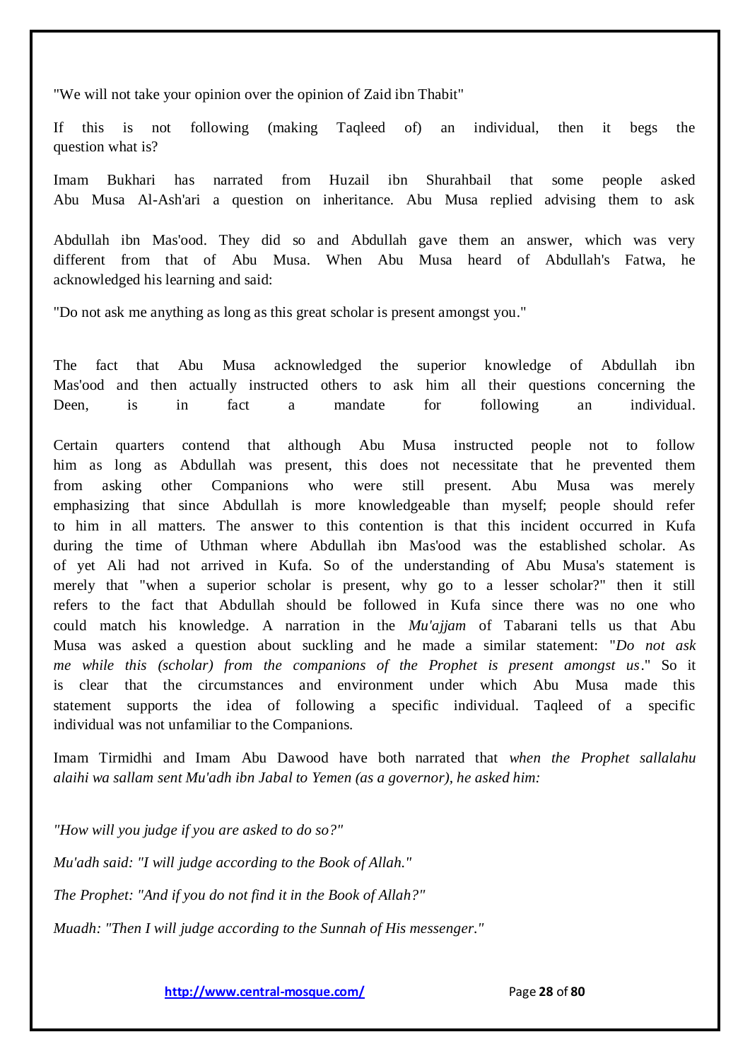"We will not take your opinion over the opinion of Zaid ibn Thabit"

If this is not following (making Taqleed of) an individual, then it begs the question what is?

Imam Bukhari has narrated from Huzail ibn Shurahbail that some people asked Abu Musa Al-Ash'ari a question on inheritance. Abu Musa replied advising them to ask

Abdullah ibn Mas'ood. They did so and Abdullah gave them an answer, which was very different from that of Abu Musa. When Abu Musa heard of Abdullah's Fatwa, he acknowledged his learning and said:

"Do not ask me anything as long as this great scholar is present amongst you."

The fact that Abu Musa acknowledged the superior knowledge of Abdullah ibn Mas'ood and then actually instructed others to ask him all their questions concerning the Deen, is in fact a mandate for following an individual.

Certain quarters contend that although Abu Musa instructed people not to follow him as long as Abdullah was present, this does not necessitate that he prevented them from asking other Companions who were still present. Abu Musa was merely emphasizing that since Abdullah is more knowledgeable than myself; people should refer to him in all matters. The answer to this contention is that this incident occurred in Kufa during the time of Uthman where Abdullah ibn Mas'ood was the established scholar. As of yet Ali had not arrived in Kufa. So of the understanding of Abu Musa's statement is merely that "when a superior scholar is present, why go to a lesser scholar?" then it still refers to the fact that Abdullah should be followed in Kufa since there was no one who could match his knowledge. A narration in the *Mu'ajjam* of Tabarani tells us that Abu Musa was asked a question about suckling and he made a similar statement: "*Do not ask me while this (scholar) from the companions of the Prophet is present amongst us*." So it is clear that the circumstances and environment under which Abu Musa made this statement supports the idea of following a specific individual. Taqleed of a specific individual was not unfamiliar to the Companions.

Imam Tirmidhi and Imam Abu Dawood have both narrated that *when the Prophet sallalahu alaihi wa sallam sent Mu'adh ibn Jabal to Yemen (as a governor), he asked him:*

*"How will you judge if you are asked to do so?"*

*Mu'adh said: "I will judge according to the Book of Allah."*

*The Prophet: "And if you do not find it in the Book of Allah?"*

*Muadh: "Then I will judge according to the Sunnah of His messenger."*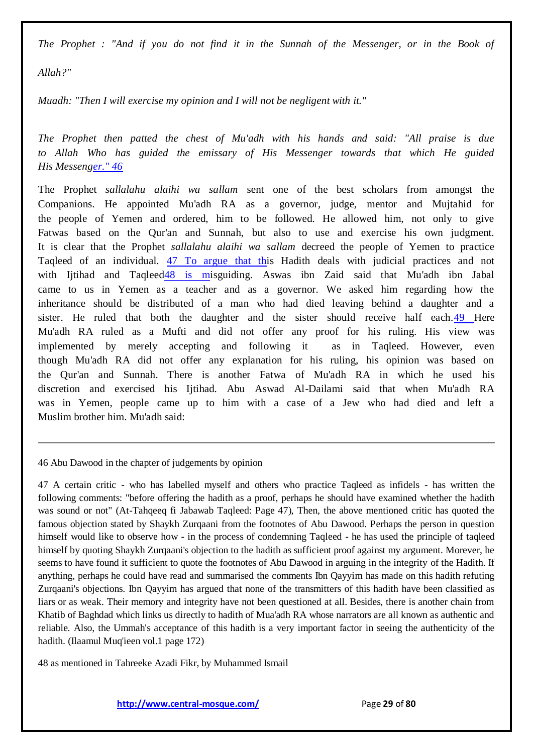*The Prophet : "And if you do not find it in the Sunnah of the Messenger, or in the Book of Allah?"*

*Muadh: "Then I will exercise my opinion and I will not be negligent with it."*

*The Prophet then patted the chest of Mu'adh with his hands and said: "All praise is due to Allah Who has guided the emissary of His Messenger towards that which He guided His Messenger."* [46]

The Prophet *sallalahu alaihi wa sallam* sent one of the best scholars from amongst the Companions. He appointed Mu'adh RA as a governor, judge, mentor and Mujtahid for the people of Yemen and ordered, him to be followed. He allowed him, not only to give Fatwas based on the Qur'an and Sunnah, but also to use and exercise his own judgment. It is clear that the Prophet *sallalahu alaihi wa sallam* decreed the people of Yemen to practice Taqleed of an individual. [47] To argue that this Hadith deals with judicial practices and not with Ijtihad and Taqleed [48] is misguiding. Aswas ibn Zaid said that Mu'adh ibn Jabal came to us in Yemen as a teacher and as a governor. We asked him regarding how the inheritance should be distributed of a man who had died leaving behind a daughter and a sister. He ruled that both the daughter and the sister should receive half each. [49] Here Mu'adh RA ruled as a Mufti and did not offer any proof for his ruling. His view was implemented by merely accepting and following it as in Taqleed. However, even though Mu'adh RA did not offer any explanation for his ruling, his opinion was based on the Qur'an and Sunnah. There is another Fatwa of Mu'adh RA in which he used his discretion and exercised his Ijtihad. Abu Aswad Al-Dailami said that when Mu'adh RA was in Yemen, people came up to him with a case of a Jew who had died and left a Muslim brother him. Mu'adh said:

---

46 Abu Dawood in the chapter of judgements by opinion

47 A certain critic - who has labelled myself and others who practice Taqleed as infidels - has written the following comments: "before offering the hadith as a proof, perhaps he should have examined whether the hadith was sound or not" (At-Tahqeeq fi Jabawab Taqleed: Page 47), Then, the above mentioned critic has quoted the famous objection stated by Shaykh Zurqaani from the footnotes of Abu Dawood. Perhaps the person in question himself would like to observe how - in the process of condemning Taqleed - he has used the principle of taqleed himself by quoting Shaykh Zurqaani's objection to the hadith as sufficient proof against my argument. Morever, he seems to have found it sufficient to quote the footnotes of Abu Dawood in arguing in the integrity of the Hadith. If anything, perhaps he could have read and summarised the comments Ibn Qayyim has made on this hadith refuting Zurqaani's objections. Ibn Qayyim has argued that none of the transmitters of this hadith have been classified as liars or as weak. Their memory and integrity have not been questioned at all. Besides, there is another chain from Khatib of Baghdad which links us directly to hadith of Mua'adh RA whose narrators are all known as authentic and reliable. Also, the Ummah's acceptance of this hadith is a very important factor in seeing the authenticity of the hadith. (Ilaamul Muq'ieen vol.1 page 172)

48 as mentioned in Tahreeke Azadi Fikr, by Muhammed Ismail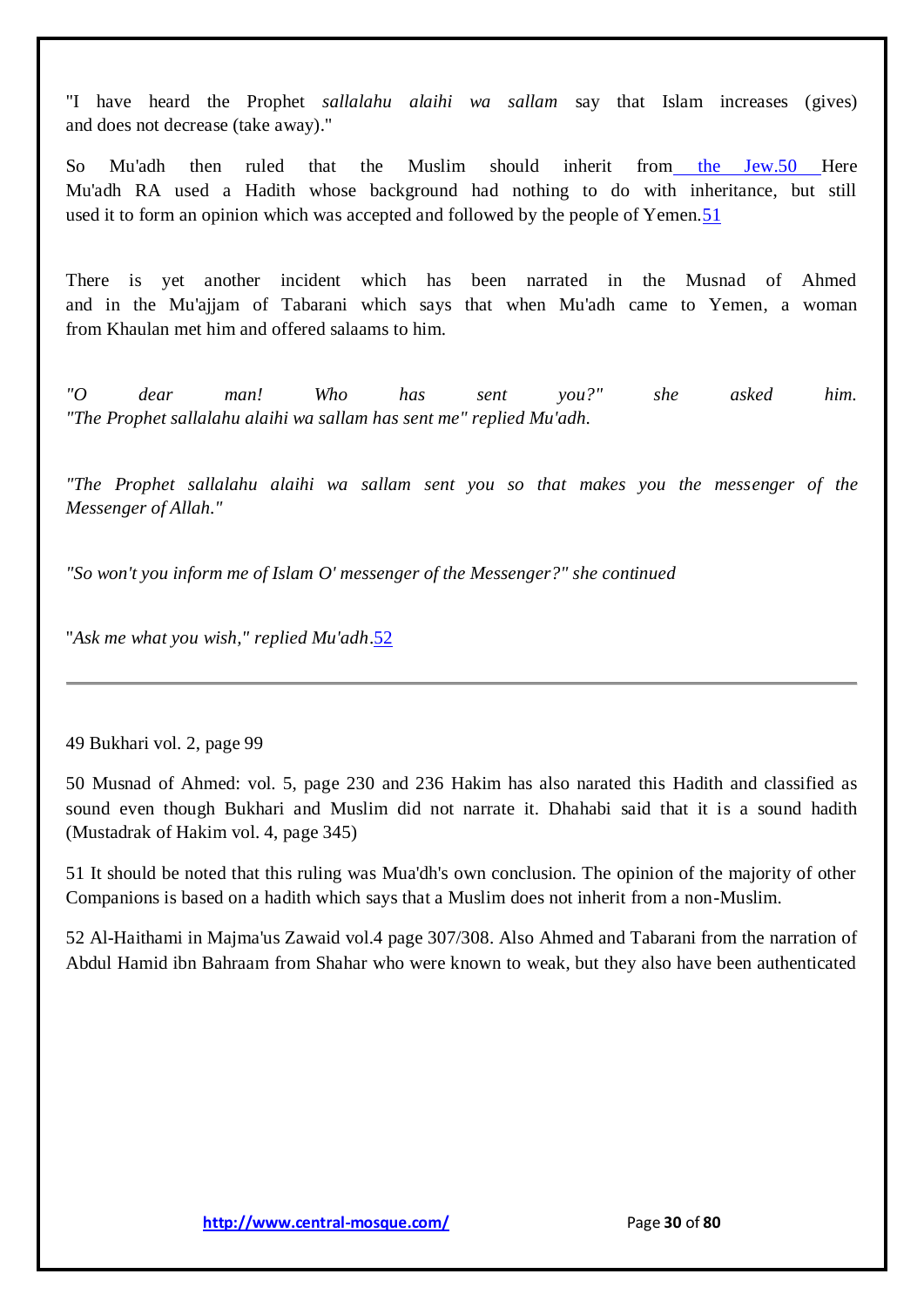"I have heard the Prophet *sallalahu alaihi wa sallam* say that Islam increases (gives) and does not decrease (take away)."

So Mu'adh then ruled that the Muslim should inherit from the Jew.[50] Here Mu'adh RA used a Hadith whose background had nothing to do with inheritance, but still used it to form an opinion which was accepted and followed by the people of Yemen.[51]

There is yet another incident which has been narrated in the Musnad of Ahmed and in the Mu'ajjam of Tabarani which says that when Mu'adh came to Yemen, a woman from Khaulan met him and offered salaams to him.

*"O dear man! Who has sent you?" she asked him.*
*"The Prophet sallalahu alaihi wa sallam has sent me" replied Mu'adh.*

*"The Prophet sallalahu alaihi wa sallam sent you so that makes you the messenger of the Messenger of Allah."*

*"So won't you inform me of Islam O' messenger of the Messenger?" she continued*

"*Ask me what you wish," replied Mu'adh*.[52]

---

49 Bukhari vol. 2, page 99

50 Musnad of Ahmed: vol. 5, page 230 and 236 Hakim has also narated this Hadith and classified as sound even though Bukhari and Muslim did not narrate it. Dhahabi said that it is a sound hadith (Mustadrak of Hakim vol. 4, page 345)

51 It should be noted that this ruling was Mua'dh's own conclusion. The opinion of the majority of other Companions is based on a hadith which says that a Muslim does not inherit from a non-Muslim.

52 Al-Haithami in Majma'us Zawaid vol.4 page 307/308. Also Ahmed and Tabarani from the narration of Abdul Hamid ibn Bahraam from Shahar who were known to weak, but they also have been authenticated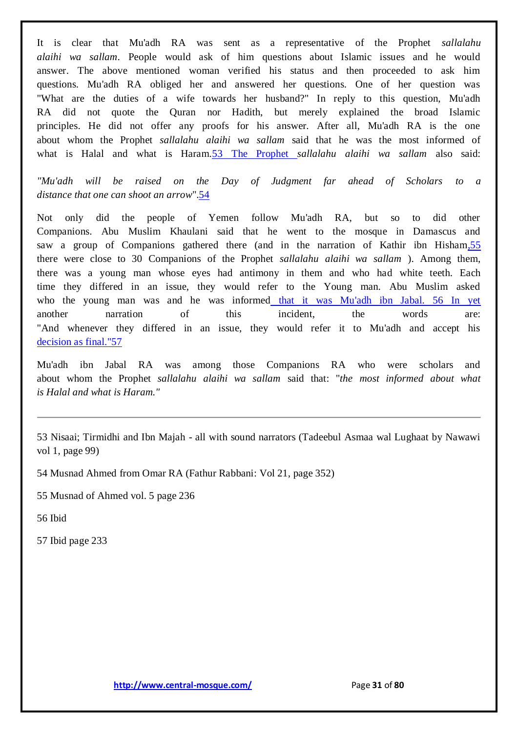It is clear that Mu'adh RA was sent as a representative of the Prophet *sallalahu alaihi wa sallam*. People would ask of him questions about Islamic issues and he would answer. The above mentioned woman verified his status and then proceeded to ask him questions. Mu'adh RA obliged her and answered her questions. One of her question was "What are the duties of a wife towards her husband?" In reply to this question, Mu'adh RA did not quote the Quran nor Hadith, but merely explained the broad Islamic principles. He did not offer any proofs for his answer. After all, Mu'adh RA is the one about whom the Prophet *sallalahu alaihi wa sallam* said that he was the most informed of what is Halal and what is Haram.[53] The Prophet *sallalahu alaihi wa sallam* also said:

*"Mu'adh will be raised on the Day of Judgment far ahead of Scholars to a distance that one can shoot an arrow*".[54]

Not only did the people of Yemen follow Mu'adh RA, but so to did other Companions. Abu Muslim Khaulani said that he went to the mosque in Damascus and saw a group of Companions gathered there (and in the narration of Kathir ibn Hisham,[55] there were close to 30 Companions of the Prophet *sallalahu alaihi wa sallam* ). Among them, there was a young man whose eyes had antimony in them and who had white teeth. Each time they differed in an issue, they would refer to the Young man. Abu Muslim asked who the young man was and he was informed that it was Mu'adh ibn Jabal.[56] In yet another narration of this incident, the words are: "And whenever they differed in an issue, they would refer it to Mu'adh and accept his decision as final."[57]

Mu'adh ibn Jabal RA was among those Companions RA who were scholars and about whom the Prophet *sallalahu alaihi wa sallam* said that: "*the most informed about what is Halal and what is Haram."*

---

53 Nisaai; Tirmidhi and Ibn Majah - all with sound narrators (Tadeebul Asmaa wal Lughaat by Nawawi vol 1, page 99)

54 Musnad Ahmed from Omar RA (Fathur Rabbani: Vol 21, page 352)

55 Musnad of Ahmed vol. 5 page 236

56 Ibid

57 Ibid page 233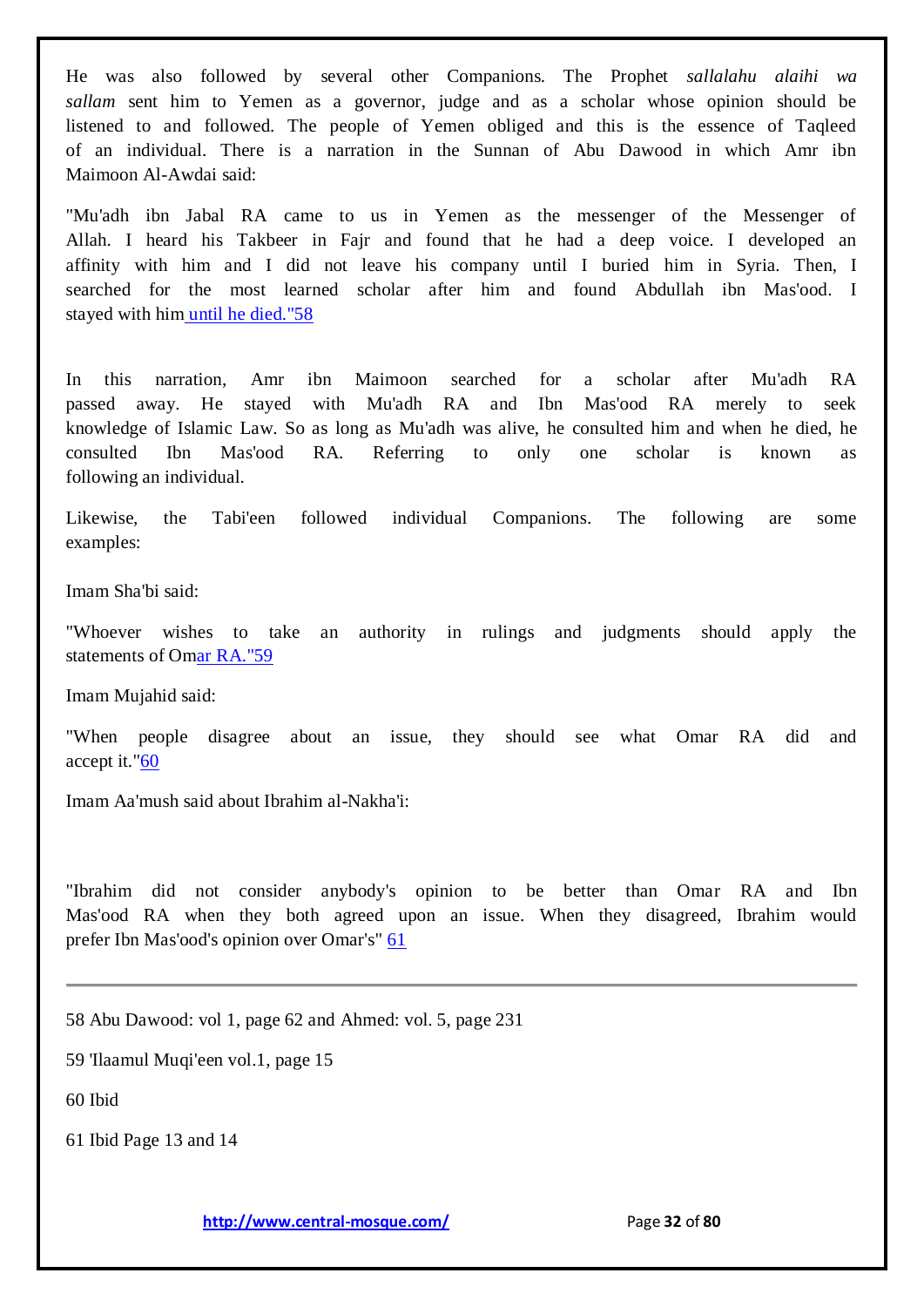He was also followed by several other Companions. The Prophet *sallalahu alaihi wa sallam* sent him to Yemen as a governor, judge and as a scholar whose opinion should be listened to and followed. The people of Yemen obliged and this is the essence of Taqleed of an individual. There is a narration in the Sunnan of Abu Dawood in which Amr ibn Maimoon Al-Awdai said:

"Mu'adh ibn Jabal RA came to us in Yemen as the messenger of the Messenger of Allah. I heard his Takbeer in Fajr and found that he had a deep voice. I developed an affinity with him and I did not leave his company until I buried him in Syria. Then, I searched for the most learned scholar after him and found Abdullah ibn Mas'ood. I stayed with him until he died."[58]

In this narration, Amr ibn Maimoon searched for a scholar after Mu'adh RA passed away. He stayed with Mu'adh RA and Ibn Mas'ood RA merely to seek knowledge of Islamic Law. So as long as Mu'adh was alive, he consulted him and when he died, he consulted Ibn Mas'ood RA. Referring to only one scholar is known as following an individual.

Likewise, the Tabi'een followed individual Companions. The following are some examples:

Imam Sha'bi said:

"Whoever wishes to take an authority in rulings and judgments should apply the statements of Omar RA."[59]

Imam Mujahid said:

"When people disagree about an issue, they should see what Omar RA did and accept it."[60]

Imam Aa'mush said about Ibrahim al-Nakha'i:

"Ibrahim did not consider anybody's opinion to be better than Omar RA and Ibn Mas'ood RA when they both agreed upon an issue. When they disagreed, Ibrahim would prefer Ibn Mas'ood's opinion over Omar's" [61]

---

58 Abu Dawood: vol 1, page 62 and Ahmed: vol. 5, page 231

59 'Ilaamul Muqi'een vol.1, page 15

60 Ibid

61 Ibid Page 13 and 14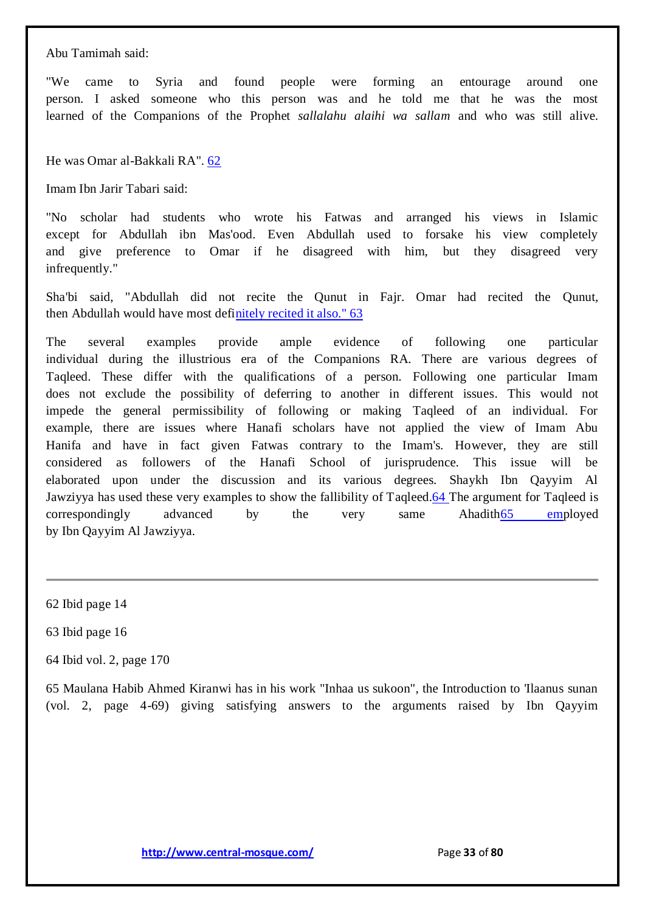Abu Tamimah said:

"We came to Syria and found people were forming an entourage around one person. I asked someone who this person was and he told me that he was the most learned of the Companions of the Prophet *sallalahu alaihi wa sallam* and who was still alive.

He was Omar al-Bakkali RA". [62]

Imam Ibn Jarir Tabari said:

"No scholar had students who wrote his Fatwas and arranged his views in Islamic except for Abdullah ibn Mas'ood. Even Abdullah used to forsake his view completely and give preference to Omar if he disagreed with him, but they disagreed very infrequently."

Sha'bi said, "Abdullah did not recite the Qunut in Fajr. Omar had recited the Qunut, then Abdullah would have most definitely recited it also." [63]

The several examples provide ample evidence of following one particular individual during the illustrious era of the Companions RA. There are various degrees of Taqleed. These differ with the qualifications of a person. Following one particular Imam does not exclude the possibility of deferring to another in different issues. This would not impede the general permissibility of following or making Taqleed of an individual. For example, there are issues where Hanafi scholars have not applied the view of Imam Abu Hanifa and have in fact given Fatwas contrary to the Imam's. However, they are still considered as followers of the Hanafi School of jurisprudence. This issue will be elaborated upon under the discussion and its various degrees. Shaykh Ibn Qayyim Al Jawziyya has used these very examples to show the fallibility of Taqleed.[64] The argument for Taqleed is correspondingly advanced by the very same Ahadith[65] employed by Ibn Qayyim Al Jawziyya.

---

62 Ibid page 14

63 Ibid page 16

64 Ibid vol. 2, page 170

65 Maulana Habib Ahmed Kiranwi has in his work "Inhaa us sukoon", the Introduction to 'Ilaanus sunan (vol. 2, page 4-69) giving satisfying answers to the arguments raised by Ibn Qayyim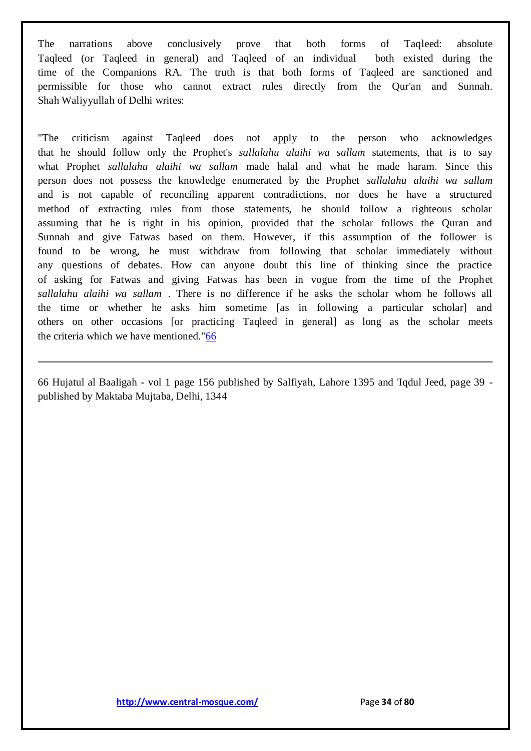The narrations above conclusively prove that both forms of Taqleed: absolute Taqleed (or Taqleed in general) and Taqleed of an individual both existed during the time of the Companions RA. The truth is that both forms of Taqleed are sanctioned and permissible for those who cannot extract rules directly from the Qur'an and Sunnah. Shah Waliyyullah of Delhi writes:

"The criticism against Taqleed does not apply to the person who acknowledges that he should follow only the Prophet's *sallalahu alaihi wa sallam* statements, that is to say what Prophet *sallalahu alaihi wa sallam* made halal and what he made haram. Since this person does not possess the knowledge enumerated by the Prophet *sallalahu alaihi wa sallam* and is not capable of reconciling apparent contradictions, nor does he have a structured method of extracting rules from those statements, he should follow a righteous scholar assuming that he is right in his opinion, provided that the scholar follows the Quran and Sunnah and give Fatwas based on them. However, if this assumption of the follower is found to be wrong, he must withdraw from following that scholar immediately without any questions of debates. How can anyone doubt this line of thinking since the practice of asking for Fatwas and giving Fatwas has been in vogue from the time of the Prophet *sallalahu alaihi wa sallam* . There is no difference if he asks the scholar whom he follows all the time or whether he asks him sometime [as in following a particular scholar] and others on other occasions [or practicing Taqleed in general] as long as the scholar meets the criteria which we have mentioned."[66]

---

66 Hujatul al Baaligah - vol 1 page 156 published by Salfiyah, Lahore 1395 and 'Iqdul Jeed, page 39 - published by Maktaba Mujtaba, Delhi, 1344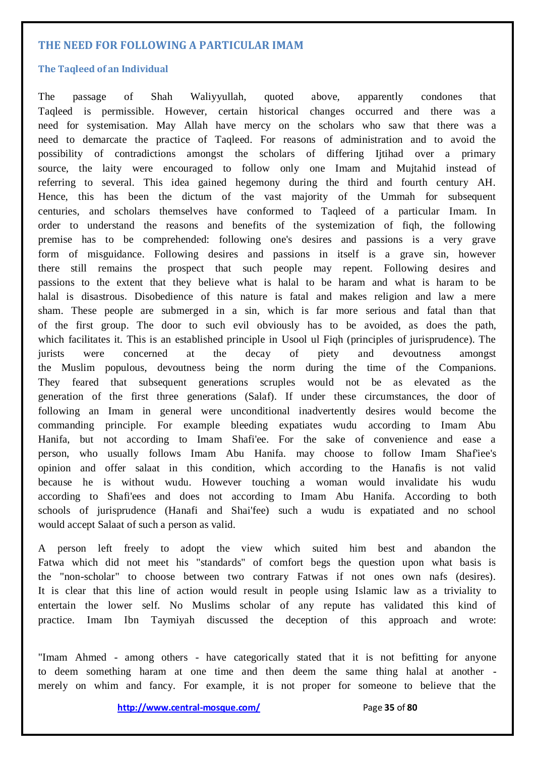## THE NEED FOR FOLLOWING A PARTICULAR IMAM

### The Taqleed of an Individual

The passage of Shah Waliyyullah, quoted above, apparently condones that Taqleed is permissible. However, certain historical changes occurred and there was a need for systemisation. May Allah have mercy on the scholars who saw that there was a need to demarcate the practice of Taqleed. For reasons of administration and to avoid the possibility of contradictions amongst the scholars of differing Ijtihad over a primary source, the laity were encouraged to follow only one Imam and Mujtahid instead of referring to several. This idea gained hegemony during the third and fourth century AH. Hence, this has been the dictum of the vast majority of the Ummah for subsequent centuries, and scholars themselves have conformed to Taqleed of a particular Imam. In order to understand the reasons and benefits of the systemization of fiqh, the following premise has to be comprehended: following one's desires and passions is a very grave form of misguidance. Following desires and passions in itself is a grave sin, however there still remains the prospect that such people may repent. Following desires and passions to the extent that they believe what is halal to be haram and what is haram to be halal is disastrous. Disobedience of this nature is fatal and makes religion and law a mere sham. These people are submerged in a sin, which is far more serious and fatal than that of the first group. The door to such evil obviously has to be avoided, as does the path, which facilitates it. This is an established principle in Usool ul Fiqh (principles of jurisprudence). The jurists were concerned at the decay of piety and devoutness amongst the Muslim populous, devoutness being the norm during the time of the Companions. They feared that subsequent generations scruples would not be as elevated as the generation of the first three generations (Salaf). If under these circumstances, the door of following an Imam in general were unconditional inadvertently desires would become the commanding principle. For example bleeding expatiates wudu according to Imam Abu Hanifa, but not according to Imam Shafi'ee. For the sake of convenience and ease a person, who usually follows Imam Abu Hanifa. may choose to follow Imam Shaf'iee's opinion and offer salaat in this condition, which according to the Hanafis is not valid because he is without wudu. However touching a woman would invalidate his wudu according to Shafi'ees and does not according to Imam Abu Hanifa. According to both schools of jurisprudence (Hanafi and Shai'fee) such a wudu is expatiated and no school would accept Salaat of such a person as valid.

A person left freely to adopt the view which suited him best and abandon the Fatwa which did not meet his "standards" of comfort begs the question upon what basis is the "non-scholar" to choose between two contrary Fatwas if not ones own nafs (desires). It is clear that this line of action would result in people using Islamic law as a triviality to entertain the lower self. No Muslims scholar of any repute has validated this kind of practice. Imam Ibn Taymiyah discussed the deception of this approach and wrote:

"Imam Ahmed - among others - have categorically stated that it is not befitting for anyone to deem something haram at one time and then deem the same thing halal at another - merely on whim and fancy. For example, it is not proper for someone to believe that the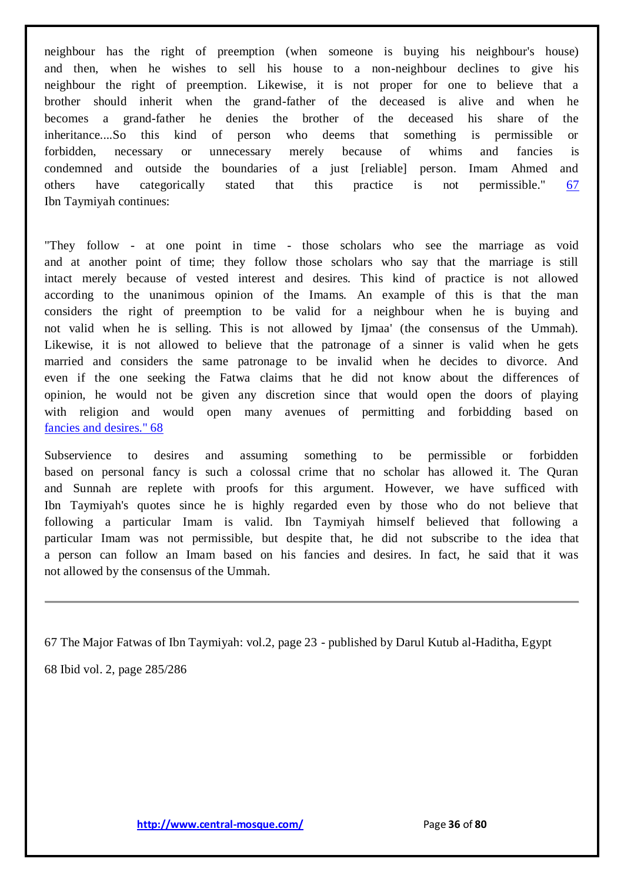neighbour has the right of preemption (when someone is buying his neighbour's house) and then, when he wishes to sell his house to a non-neighbour declines to give his neighbour the right of preemption. Likewise, it is not proper for one to believe that a brother should inherit when the grand-father of the deceased is alive and when he becomes a grand-father he denies the brother of the deceased his share of the inheritance....So this kind of person who deems that something is permissible or forbidden, necessary or unnecessary merely because of whims and fancies is condemned and outside the boundaries of a just [reliable] person. Imam Ahmed and others have categorically stated that this practice is not permissible." 67
Ibn Taymiyah continues:

"They follow - at one point in time - those scholars who see the marriage as void and at another point of time; they follow those scholars who say that the marriage is still intact merely because of vested interest and desires. This kind of practice is not allowed according to the unanimous opinion of the Imams. An example of this is that the man considers the right of preemption to be valid for a neighbour when he is buying and not valid when he is selling. This is not allowed by Ijmaa' (the consensus of the Ummah). Likewise, it is not allowed to believe that the patronage of a sinner is valid when he gets married and considers the same patronage to be invalid when he decides to divorce. And even if the one seeking the Fatwa claims that he did not know about the differences of opinion, he would not be given any discretion since that would open the doors of playing with religion and would open many avenues of permitting and forbidding based on fancies and desires." 68

Subservience to desires and assuming something to be permissible or forbidden based on personal fancy is such a colossal crime that no scholar has allowed it. The Quran and Sunnah are replete with proofs for this argument. However, we have sufficed with Ibn Taymiyah's quotes since he is highly regarded even by those who do not believe that following a particular Imam is valid. Ibn Taymiyah himself believed that following a particular Imam was not permissible, but despite that, he did not subscribe to the idea that a person can follow an Imam based on his fancies and desires. In fact, he said that it was not allowed by the consensus of the Ummah.

---

67 The Major Fatwas of Ibn Taymiyah: vol.2, page 23 - published by Darul Kutub al-Haditha, Egypt

68 Ibid vol. 2, page 285/286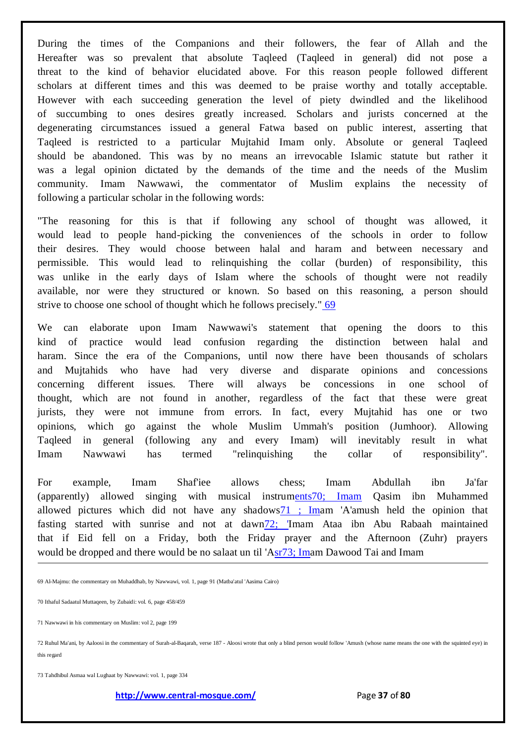During the times of the Companions and their followers, the fear of Allah and the Hereafter was so prevalent that absolute Taqleed (Taqleed in general) did not pose a threat to the kind of behavior elucidated above. For this reason people followed different scholars at different times and this was deemed to be praise worthy and totally acceptable. However with each succeeding generation the level of piety dwindled and the likelihood of succumbing to ones desires greatly increased. Scholars and jurists concerned at the degenerating circumstances issued a general Fatwa based on public interest, asserting that Taqleed is restricted to a particular Mujtahid Imam only. Absolute or general Taqleed should be abandoned. This was by no means an irrevocable Islamic statute but rather it was a legal opinion dictated by the demands of the time and the needs of the Muslim community. Imam Nawwawi, the commentator of Muslim explains the necessity of following a particular scholar in the following words:

"The reasoning for this is that if following any school of thought was allowed, it would lead to people hand-picking the conveniences of the schools in order to follow their desires. They would choose between halal and haram and between necessary and permissible. This would lead to relinquishing the collar (burden) of responsibility, this was unlike in the early days of Islam where the schools of thought were not readily available, nor were they structured or known. So based on this reasoning, a person should strive to choose one school of thought which he follows precisely." 69

We can elaborate upon Imam Nawwawi's statement that opening the doors to this kind of practice would lead confusion regarding the distinction between halal and haram. Since the era of the Companions, until now there have been thousands of scholars and Mujtahids who have had very diverse and disparate opinions and concessions concerning different issues. There will always be concessions in one school of thought, which are not found in another, regardless of the fact that these were great jurists, they were not immune from errors. In fact, every Mujtahid has one or two opinions, which go against the whole Muslim Ummah's position (Jumhoor). Allowing Taqleed in general (following any and every Imam) will inevitably result in what Imam Nawwawi has termed "relinquishing the collar of responsibility".

For example, Imam Shaf'iee allows chess; Imam Abdullah ibn Ja'far (apparently) allowed singing with musical instruments70; Imam Qasim ibn Muhammed allowed pictures which did not have any shadows71 ; Imam 'A'amush held the opinion that fasting started with sunrise and not at dawn72; 'Imam Ataa ibn Abu Rabaah maintained that if Eid fell on a Friday, both the Friday prayer and the Afternoon (Zuhr) prayers would be dropped and there would be no salaat un til 'Asr73; Imam Dawood Tai and Imam

---

69 Al-Majmu: the commentary on Muhaddhab, by Nawwawi, vol. 1, page 91 (Matba'atul 'Aasima Cairo)

70 Ithaful Sadaatul Muttaqeen, by Zubaidi: vol. 6, page 458/459

71 Nawwawi in his commentary on Muslim: vol 2, page 199

72 Ruhul Ma'ani, by Aaloosi in the commentary of Surah-al-Baqarah, verse 187 - Aloosi wrote that only a blind person would follow 'Amush (whose name means the one with the squinted eye) in this regard

73 Tahdhibul Asmaa wal Lughaat by Nawwawi: vol. 1, page 334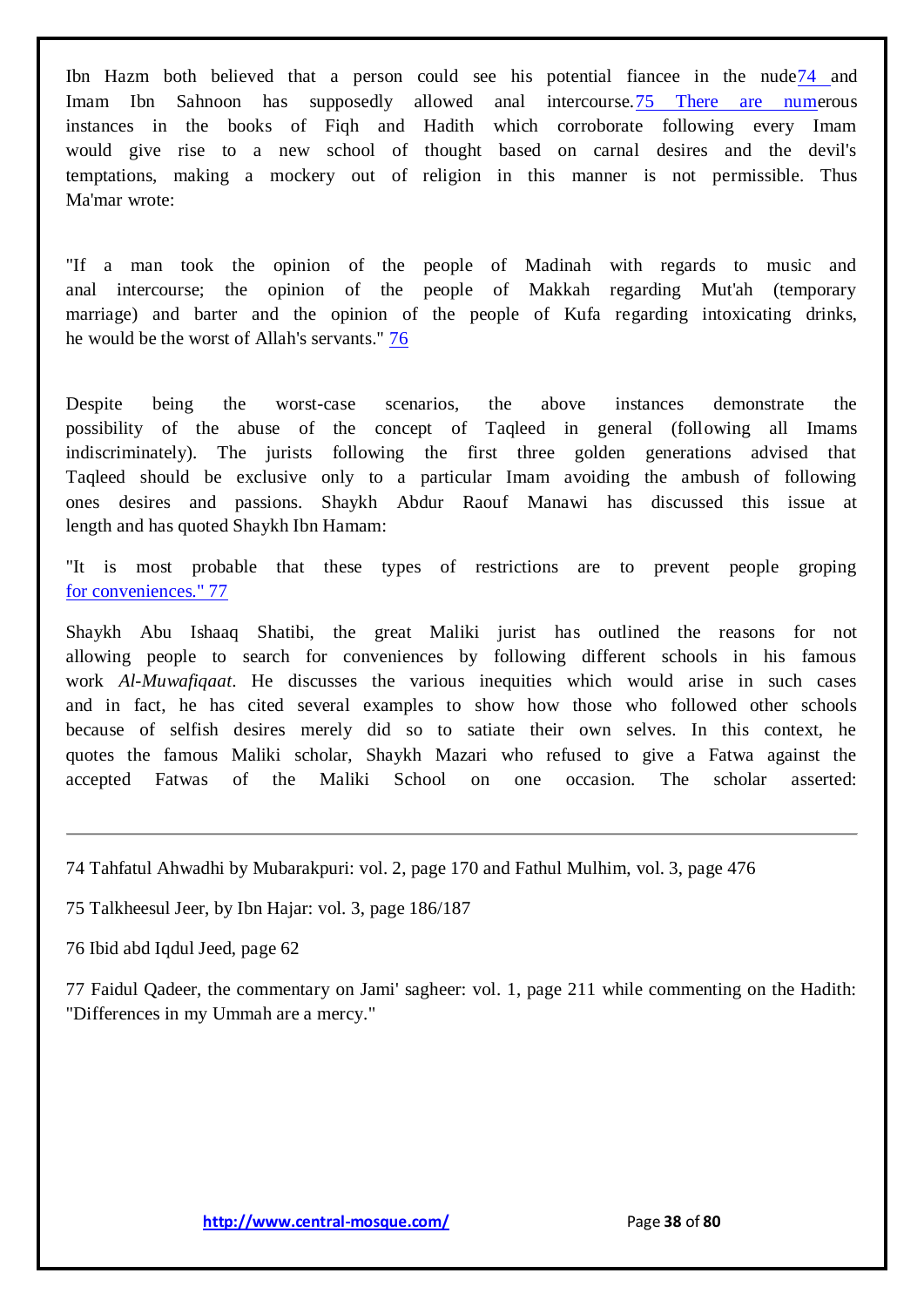Ibn Hazm both believed that a person could see his potential fiancee in the nude[74] and Imam Ibn Sahnoon has supposedly allowed anal intercourse.[75] There are numerous instances in the books of Fiqh and Hadith which corroborate following every Imam would give rise to a new school of thought based on carnal desires and the devil's temptations, making a mockery out of religion in this manner is not permissible. Thus Ma'mar wrote:

"If a man took the opinion of the people of Madinah with regards to music and anal intercourse; the opinion of the people of Makkah regarding Mut'ah (temporary marriage) and barter and the opinion of the people of Kufa regarding intoxicating drinks, he would be the worst of Allah's servants." [76]

Despite being the worst-case scenarios, the above instances demonstrate the possibility of the abuse of the concept of Taqleed in general (following all Imams indiscriminately). The jurists following the first three golden generations advised that Taqleed should be exclusive only to a particular Imam avoiding the ambush of following ones desires and passions. Shaykh Abdur Raouf Manawi has discussed this issue at length and has quoted Shaykh Ibn Hamam:

"It is most probable that these types of restrictions are to prevent people groping for conveniences." [77]

Shaykh Abu Ishaaq Shatibi, the great Maliki jurist has outlined the reasons for not allowing people to search for conveniences by following different schools in his famous work *Al-Muwafiqaat*. He discusses the various inequities which would arise in such cases and in fact, he has cited several examples to show how those who followed other schools because of selfish desires merely did so to satiate their own selves. In this context, he quotes the famous Maliki scholar, Shaykh Mazari who refused to give a Fatwa against the accepted Fatwas of the Maliki School on one occasion. The scholar asserted:

---

74 Tahftatul Ahwadhi by Mubarakpuri: vol. 2, page 170 and Fathul Mulhim, vol. 3, page 476

75 Talkheesul Jeer, by Ibn Hajar: vol. 3, page 186/187

76 Ibid abd Iqdul Jeed, page 62

77 Faidul Qadeer, the commentary on Jami' sagheer: vol. 1, page 211 while commenting on the Hadith: "Differences in my Ummah are a mercy."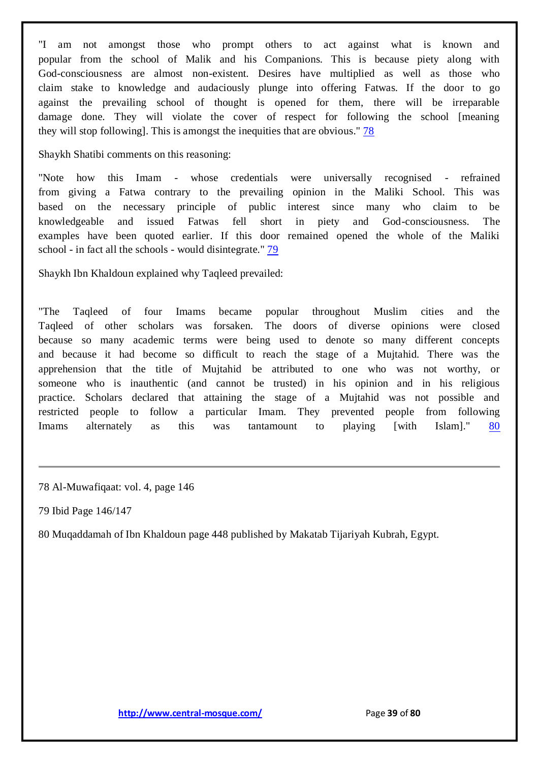"I am not amongst those who prompt others to act against what is known and popular from the school of Malik and his Companions. This is because piety along with God-consciousness are almost non-existent. Desires have multiplied as well as those who claim stake to knowledge and audaciously plunge into offering Fatwas. If the door to go against the prevailing school of thought is opened for them, there will be irreparable damage done. They will violate the cover of respect for following the school [meaning they will stop following]. This is amongst the inequities that are obvious." [78]

Shaykh Shatibi comments on this reasoning:

"Note how this Imam - whose credentials were universally recognised - refrained from giving a Fatwa contrary to the prevailing opinion in the Maliki School. This was based on the necessary principle of public interest since many who claim to be knowledgeable and issued Fatwas fell short in piety and God-consciousness. The examples have been quoted earlier. If this door remained opened the whole of the Maliki school - in fact all the schools - would disintegrate." [79]

Shaykh Ibn Khaldoun explained why Taqleed prevailed:

"The Taqleed of four Imams became popular throughout Muslim cities and the Taqleed of other scholars was forsaken. The doors of diverse opinions were closed because so many academic terms were being used to denote so many different concepts and because it had become so difficult to reach the stage of a Mujtahid. There was the apprehension that the title of Mujtahid be attributed to one who was not worthy, or someone who is inauthentic (and cannot be trusted) in his opinion and in his religious practice. Scholars declared that attaining the stage of a Mujtahid was not possible and restricted people to follow a particular Imam. They prevented people from following Imams alternately as this was tantamount to playing [with Islam]." [80]

---

78 Al-Muwafiqaat: vol. 4, page 146

79 Ibid Page 146/147

80 Muqaddamah of Ibn Khaldoun page 448 published by Makatab Tijariyah Kubrah, Egypt.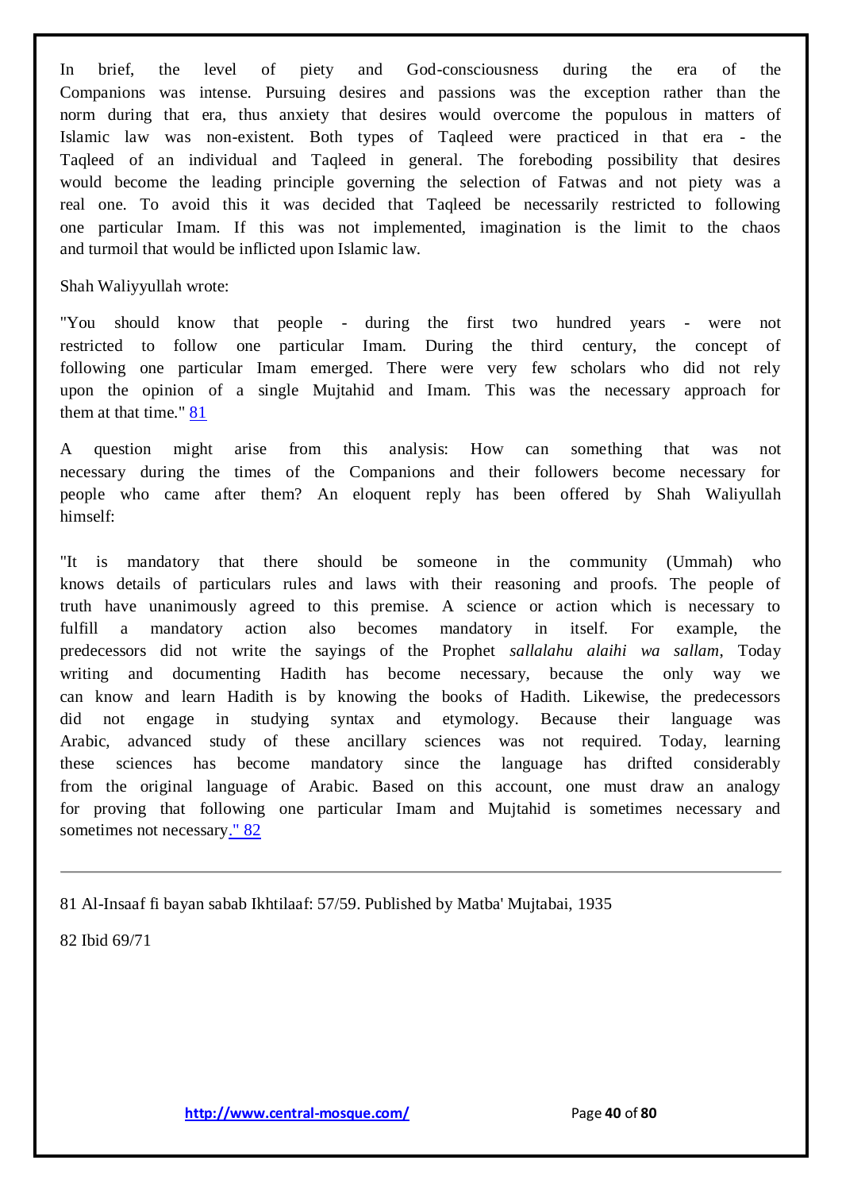In brief, the level of piety and God-consciousness during the era of the Companions was intense. Pursuing desires and passions was the exception rather than the norm during that era, thus anxiety that desires would overcome the populous in matters of Islamic law was non-existent. Both types of Taqleed were practiced in that era - the Taqleed of an individual and Taqleed in general. The foreboding possibility that desires would become the leading principle governing the selection of Fatwas and not piety was a real one. To avoid this it was decided that Taqleed be necessarily restricted to following one particular Imam. If this was not implemented, imagination is the limit to the chaos and turmoil that would be inflicted upon Islamic law.

Shah Waliyyullah wrote:

"You should know that people - during the first two hundred years - were not restricted to follow one particular Imam. During the third century, the concept of following one particular Imam emerged. There were very few scholars who did not rely upon the opinion of a single Mujtahid and Imam. This was the necessary approach for them at that time." [81]

A question might arise from this analysis: How can something that was not necessary during the times of the Companions and their followers become necessary for people who came after them? An eloquent reply has been offered by Shah Waliyullah himself:

"It is mandatory that there should be someone in the community (Ummah) who knows details of particulars rules and laws with their reasoning and proofs. The people of truth have unanimously agreed to this premise. A science or action which is necessary to fulfill a mandatory action also becomes mandatory in itself. For example, the predecessors did not write the sayings of the Prophet *sallalahu alaihi wa sallam*, Today writing and documenting Hadith has become necessary, because the only way we can know and learn Hadith is by knowing the books of Hadith. Likewise, the predecessors did not engage in studying syntax and etymology. Because their language was Arabic, advanced study of these ancillary sciences was not required. Today, learning these sciences has become mandatory since the language has drifted considerably from the original language of Arabic. Based on this account, one must draw an analogy for proving that following one particular Imam and Mujtahid is sometimes necessary and sometimes not necessary." [82]

---

81 Al-Insaaf fi bayan sabab Ikhtilaaf: 57/59. Published by Matba' Mujtabai, 1935

82 Ibid 69/71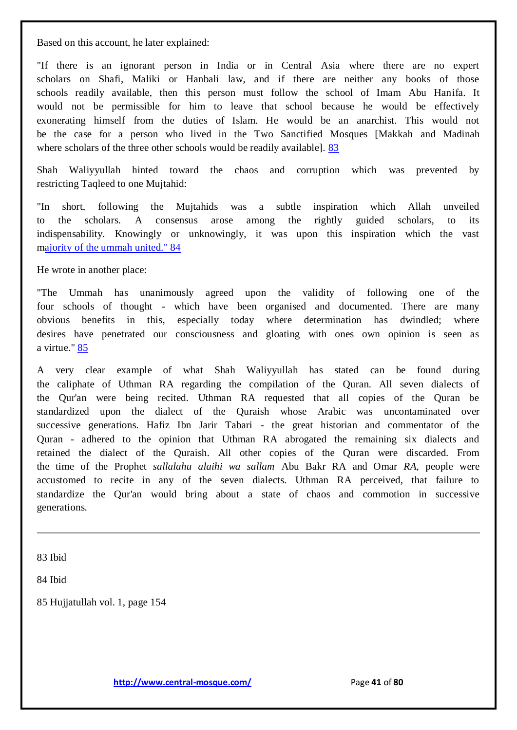Based on this account, he later explained:

"If there is an ignorant person in India or in Central Asia where there are no expert scholars on Shafi, Maliki or Hanbali law, and if there are neither any books of those schools readily available, then this person must follow the school of Imam Abu Hanifa. It would not be permissible for him to leave that school because he would be effectively exonerating himself from the duties of Islam. He would be an anarchist. This would not be the case for a person who lived in the Two Sanctified Mosques [Makkah and Madinah where scholars of the three other schools would be readily available]. [83]

Shah Waliyyullah hinted toward the chaos and corruption which was prevented by restricting Taqleed to one Mujtahid:

"In short, following the Mujtahids was a subtle inspiration which Allah unveiled to the scholars. A consensus arose among the rightly guided scholars, to its indispensability. Knowingly or unknowingly, it was upon this inspiration which the vast majority of the ummah united." [84]

He wrote in another place:

"The Ummah has unanimously agreed upon the validity of following one of the four schools of thought - which have been organised and documented. There are many obvious benefits in this, especially today where determination has dwindled; where desires have penetrated our consciousness and gloating with ones own opinion is seen as a virtue." [85]

A very clear example of what Shah Waliyyullah has stated can be found during the caliphate of Uthman RA regarding the compilation of the Quran. All seven dialects of the Qur'an were being recited. Uthman RA requested that all copies of the Quran be standardized upon the dialect of the Quraish whose Arabic was uncontaminated over successive generations. Hafiz Ibn Jarir Tabari - the great historian and commentator of the Quran - adhered to the opinion that Uthman RA abrogated the remaining six dialects and retained the dialect of the Quraish. All other copies of the Quran were discarded. From the time of the Prophet *sallalahu alaihi wa sallam* Abu Bakr RA and Omar *RA*, people were accustomed to recite in any of the seven dialects. Uthman RA perceived, that failure to standardize the Qur'an would bring about a state of chaos and commotion in successive generations.

---

83 Ibid

84 Ibid

85 Hujjatullah vol. 1, page 154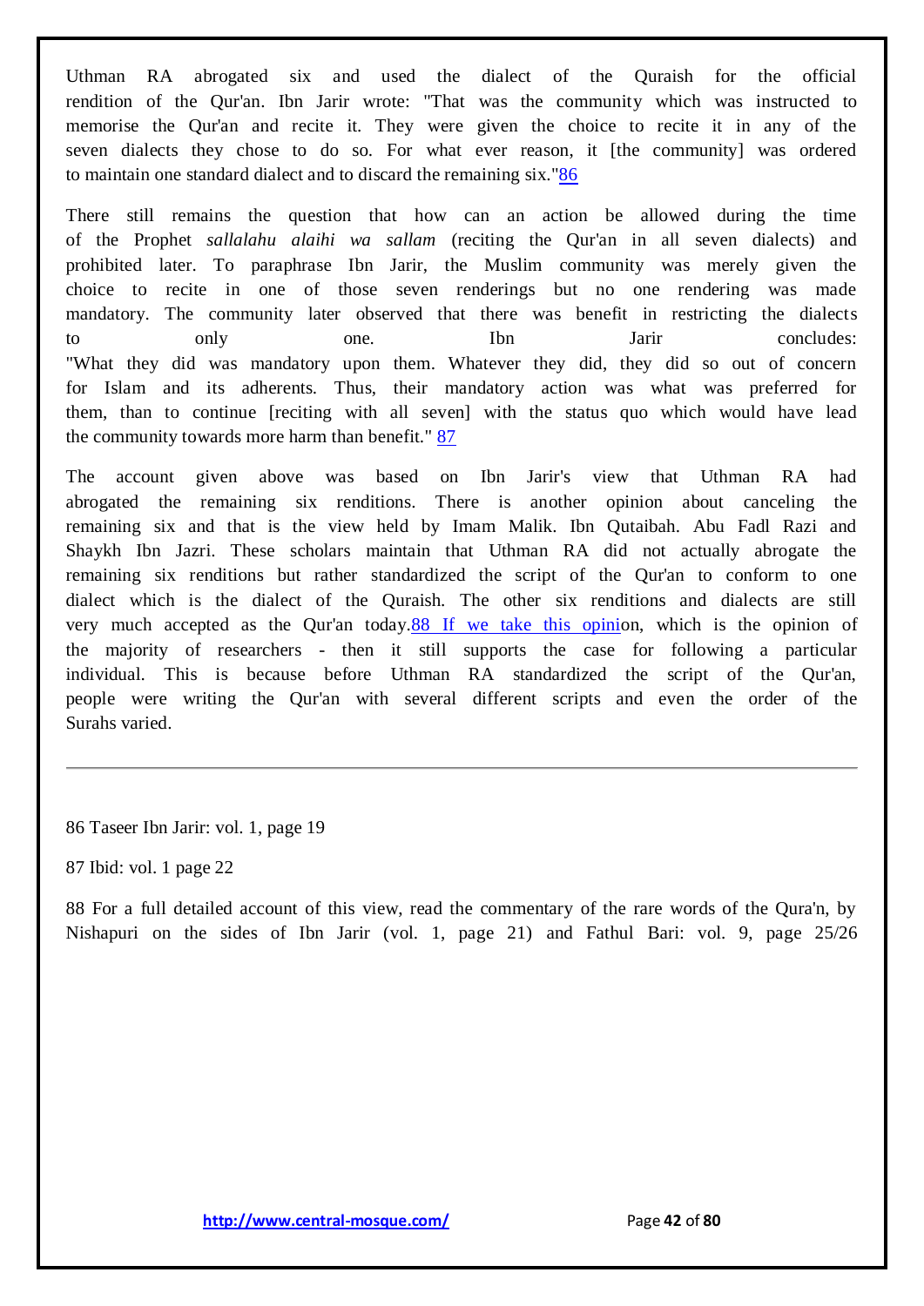Uthman RA abrogated six and used the dialect of the Quraish for the official rendition of the Qur'an. Ibn Jarir wrote: "That was the community which was instructed to memorise the Qur'an and recite it. They were given the choice to recite it in any of the seven dialects they chose to do so. For what ever reason, it [the community] was ordered to maintain one standard dialect and to discard the remaining six."[86]

There still remains the question that how can an action be allowed during the time of the Prophet *sallalahu alaihi wa sallam* (reciting the Qur'an in all seven dialects) and prohibited later. To paraphrase Ibn Jarir, the Muslim community was merely given the choice to recite in one of those seven renderings but no one rendering was made mandatory. The community later observed that there was benefit in restricting the dialects to only one. Ibn Jarir concludes: "What they did was mandatory upon them. Whatever they did, they did so out of concern for Islam and its adherents. Thus, their mandatory action was what was preferred for them, than to continue [reciting with all seven] with the status quo which would have lead the community towards more harm than benefit." [87]

The account given above was based on Ibn Jarir's view that Uthman RA had abrogated the remaining six renditions. There is another opinion about canceling the remaining six and that is the view held by Imam Malik. Ibn Qutaibah. Abu Fadl Razi and Shaykh Ibn Jazri. These scholars maintain that Uthman RA did not actually abrogate the remaining six renditions but rather standardized the script of the Qur'an to conform to one dialect which is the dialect of the Quraish. The other six renditions and dialects are still very much accepted as the Qur'an today.[88] If we take this opinion, which is the opinion of the majority of researchers - then it still supports the case for following a particular individual. This is because before Uthman RA standardized the script of the Qur'an, people were writing the Qur'an with several different scripts and even the order of the Surahs varied.

---

86 Taseer Ibn Jarir: vol. 1, page 19

87 Ibid: vol. 1 page 22

88 For a full detailed account of this view, read the commentary of the rare words of the Qura'n, by Nishapuri on the sides of Ibn Jarir (vol. 1, page 21) and Fathul Bari: vol. 9, page 25/26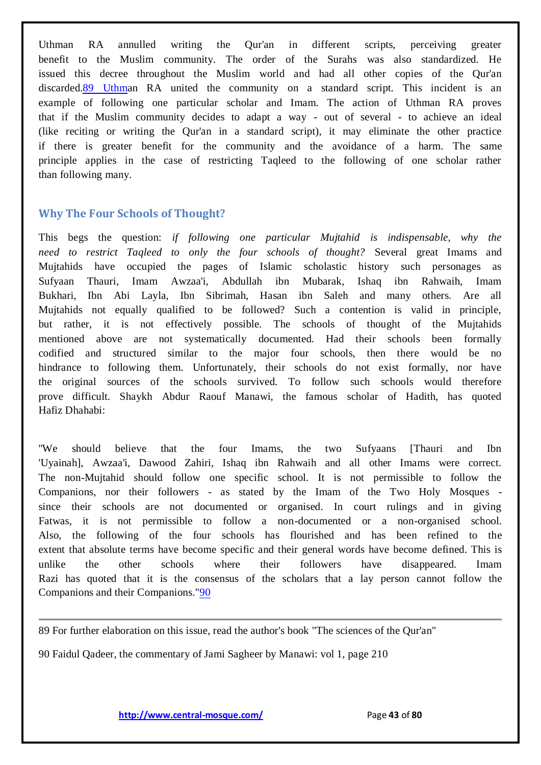Uthman RA annulled writing the Qur'an in different scripts, perceiving greater benefit to the Muslim community. The order of the Surahs was also standardized. He issued this decree throughout the Muslim world and had all other copies of the Qur'an discarded.[89] Uthman RA united the community on a standard script. This incident is an example of following one particular scholar and Imam. The action of Uthman RA proves that if the Muslim community decides to adapt a way - out of several - to achieve an ideal (like reciting or writing the Qur'an in a standard script), it may eliminate the other practice if there is greater benefit for the community and the avoidance of a harm. The same principle applies in the case of restricting Taqleed to the following of one scholar rather than following many.

## Why The Four Schools of Thought?

This begs the question: *if following one particular Mujtahid is indispensable, why the need to restrict Taqleed to only the four schools of thought?* Several great Imams and Mujtahids have occupied the pages of Islamic scholastic history such personages as Sufyaan Thauri, Imam Awzaa'i, Abdullah ibn Mubarak, Ishaq ibn Rahwaih, Imam Bukhari, Ibn Abi Layla, Ibn Sibrimah, Hasan ibn Saleh and many others. Are all Mujtahids not equally qualified to be followed? Such a contention is valid in principle, but rather, it is not effectively possible. The schools of thought of the Mujtahids mentioned above are not systematically documented. Had their schools been formally codified and structured similar to the major four schools, then there would be no hindrance to following them. Unfortunately, their schools do not exist formally, nor have the original sources of the schools survived. To follow such schools would therefore prove difficult. Shaykh Abdur Raouf Manawi, the famous scholar of Hadith, has quoted Hafiz Dhahabi:

"We should believe that the four Imams, the two Sufyaans [Thauri and Ibn 'Uyainah], Awzaa'i, Dawood Zahiri, Ishaq ibn Rahwaih and all other Imams were correct. The non-Mujtahid should follow one specific school. It is not permissible to follow the Companions, nor their followers - as stated by the Imam of the Two Holy Mosques - since their schools are not documented or organised. In court rulings and in giving Fatwas, it is not permissible to follow a non-documented or a non-organised school. Also, the following of the four schools has flourished and has been refined to the extent that absolute terms have become specific and their general words have become defined. This is unlike the other schools where their followers have disappeared. Imam Razi has quoted that it is the consensus of the scholars that a lay person cannot follow the Companions and their Companions."[90]

---

89 For further elaboration on this issue, read the author's book "The sciences of the Qur'an"

90 Faidul Qadeer, the commentary of Jami Sagheer by Manawi: vol 1, page 210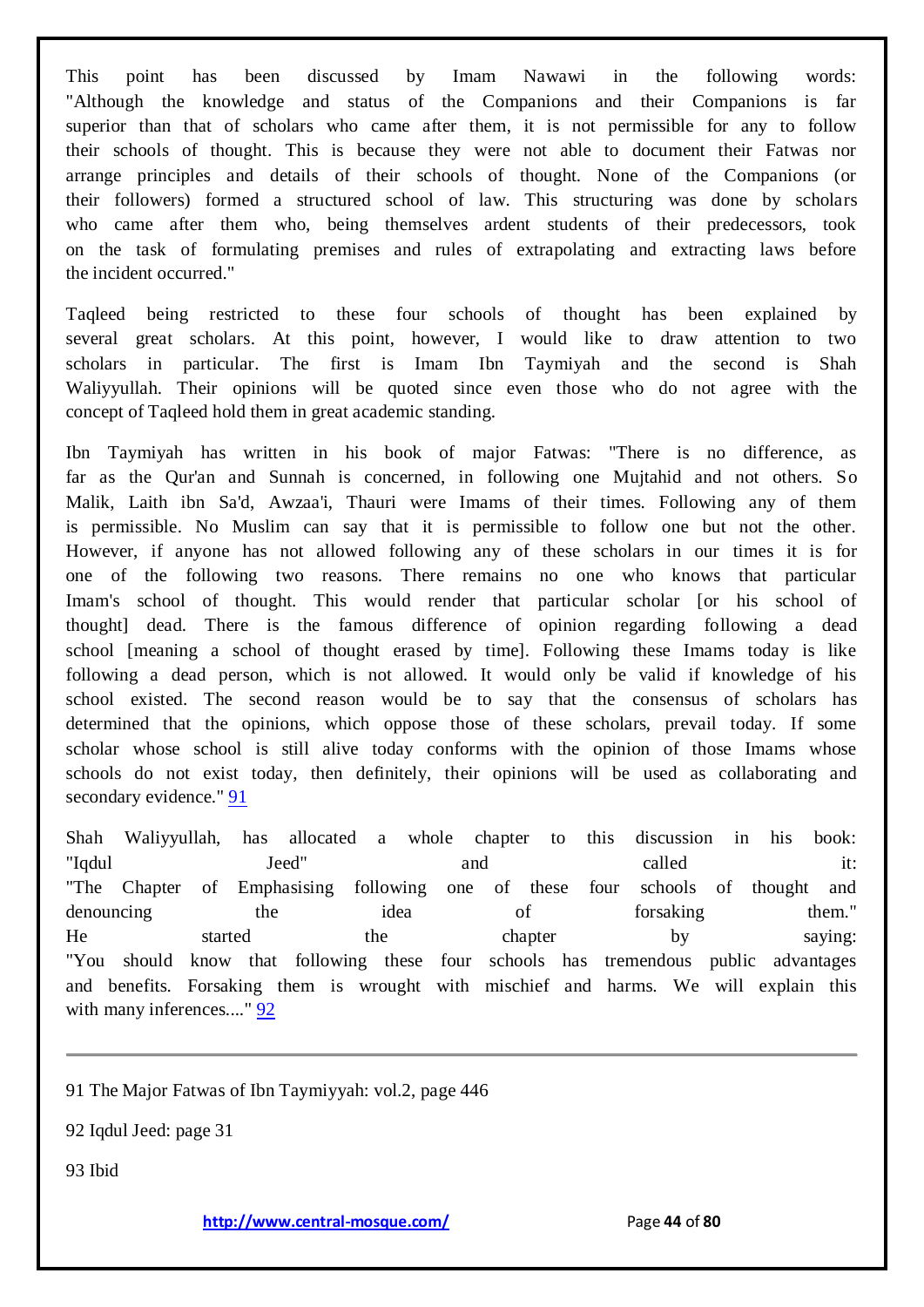This point has been discussed by Imam Nawawi in the following words: "Although the knowledge and status of the Companions and their Companions is far superior than that of scholars who came after them, it is not permissible for any to follow their schools of thought. This is because they were not able to document their Fatwas nor arrange principles and details of their schools of thought. None of the Companions (or their followers) formed a structured school of law. This structuring was done by scholars who came after them who, being themselves ardent students of their predecessors, took on the task of formulating premises and rules of extrapolating and extracting laws before the incident occurred."

Taqleed being restricted to these four schools of thought has been explained by several great scholars. At this point, however, I would like to draw attention to two scholars in particular. The first is Imam Ibn Taymiyah and the second is Shah Waliyyullah. Their opinions will be quoted since even those who do not agree with the concept of Taqleed hold them in great academic standing.

Ibn Taymiyah has written in his book of major Fatwas: "There is no difference, as far as the Qur'an and Sunnah is concerned, in following one Mujtahid and not others. So Malik, Laith ibn Sa'd, Awzaa'i, Thauri were Imams of their times. Following any of them is permissible. No Muslim can say that it is permissible to follow one but not the other. However, if anyone has not allowed following any of these scholars in our times it is for one of the following two reasons. There remains no one who knows that particular Imam's school of thought. This would render that particular scholar [or his school of thought] dead. There is the famous difference of opinion regarding following a dead school [meaning a school of thought erased by time]. Following these Imams today is like following a dead person, which is not allowed. It would only be valid if knowledge of his school existed. The second reason would be to say that the consensus of scholars has determined that the opinions, which oppose those of these scholars, prevail today. If some scholar whose school is still alive today conforms with the opinion of those Imams whose schools do not exist today, then definitely, their opinions will be used as collaborating and secondary evidence." [91]

Shah Waliyyullah, has allocated a whole chapter to this discussion in his book: "Iqdul Jeed" and called it: "The Chapter of Emphasising following one of these four schools of thought and denouncing the idea of forsaking them." He started the chapter by saying: "You should know that following these four schools has tremendous public advantages and benefits. Forsaking them is wrought with mischief and harms. We will explain this with many inferences...." [92]

---

91 The Major Fatwas of Ibn Taymiyyah: vol.2, page 446

92 Iqdul Jeed: page 31

93 Ibid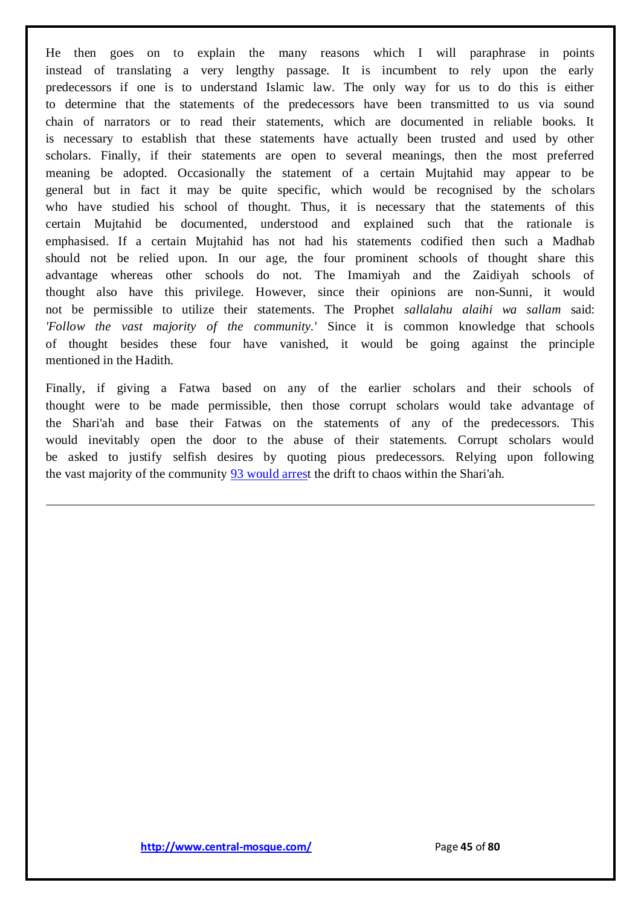He then goes on to explain the many reasons which I will paraphrase in points instead of translating a very lengthy passage. It is incumbent to rely upon the early predecessors if one is to understand Islamic law. The only way for us to do this is either to determine that the statements of the predecessors have been transmitted to us via sound chain of narrators or to read their statements, which are documented in reliable books. It is necessary to establish that these statements have actually been trusted and used by other scholars. Finally, if their statements are open to several meanings, then the most preferred meaning be adopted. Occasionally the statement of a certain Mujtahid may appear to be general but in fact it may be quite specific, which would be recognised by the scholars who have studied his school of thought. Thus, it is necessary that the statements of this certain Mujtahid be documented, understood and explained such that the rationale is emphasised. If a certain Mujtahid has not had his statements codified then such a Madhab should not be relied upon. In our age, the four prominent schools of thought share this advantage whereas other schools do not. The Imamiyah and the Zaidiyah schools of thought also have this privilege. However, since their opinions are non-Sunni, it would not be permissible to utilize their statements. The Prophet *sallalahu alaihi wa sallam* said: *'Follow the vast majority of the community.'* Since it is common knowledge that schools of thought besides these four have vanished, it would be going against the principle mentioned in the Hadith.

Finally, if giving a Fatwa based on any of the earlier scholars and their schools of thought were to be made permissible, then those corrupt scholars would take advantage of the Shari'ah and base their Fatwas on the statements of any of the predecessors. This would inevitably open the door to the abuse of their statements. Corrupt scholars would be asked to justify selfish desires by quoting pious predecessors. Relying upon following the vast majority of the community 93 would arrest the drift to chaos within the Shari'ah.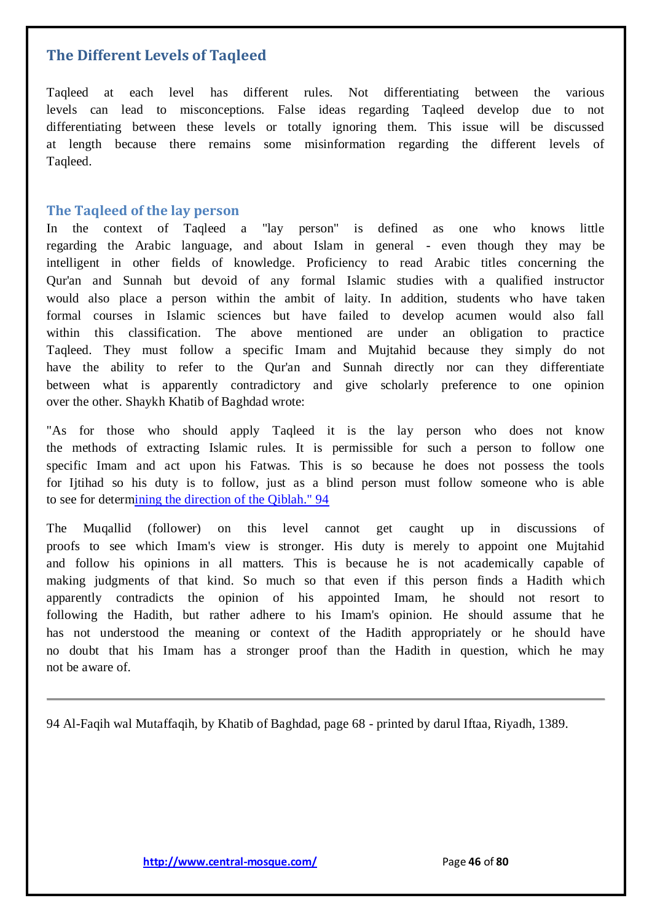## The Different Levels of Taqleed

Taqleed at each level has different rules. Not differentiating between the various levels can lead to misconceptions. False ideas regarding Taqleed develop due to not differentiating between these levels or totally ignoring them. This issue will be discussed at length because there remains some misinformation regarding the different levels of Taqleed.

### The Taqleed of the lay person

In the context of Taqleed a "lay person" is defined as one who knows little regarding the Arabic language, and about Islam in general - even though they may be intelligent in other fields of knowledge. Proficiency to read Arabic titles concerning the Qur'an and Sunnah but devoid of any formal Islamic studies with a qualified instructor would also place a person within the ambit of laity. In addition, students who have taken formal courses in Islamic sciences but have failed to develop acumen would also fall within this classification. The above mentioned are under an obligation to practice Taqleed. They must follow a specific Imam and Mujtahid because they simply do not have the ability to refer to the Qur'an and Sunnah directly nor can they differentiate between what is apparently contradictory and give scholarly preference to one opinion over the other. Shaykh Khatib of Baghdad wrote:

"As for those who should apply Taqleed it is the lay person who does not know the methods of extracting Islamic rules. It is permissible for such a person to follow one specific Imam and act upon his Fatwas. This is so because he does not possess the tools for Ijtihad so his duty is to follow, just as a blind person must follow someone who is able to see for determining the direction of the Qiblah." [94]

The Muqallid (follower) on this level cannot get caught up in discussions of proofs to see which Imam's view is stronger. His duty is merely to appoint one Mujtahid and follow his opinions in all matters. This is because he is not academically capable of making judgments of that kind. So much so that even if this person finds a Hadith which apparently contradicts the opinion of his appointed Imam, he should not resort to following the Hadith, but rather adhere to his Imam's opinion. He should assume that he has not understood the meaning or context of the Hadith appropriately or he should have no doubt that his Imam has a stronger proof than the Hadith in question, which he may not be aware of.

---

94 Al-Faqih wal Mutaffaqih, by Khatib of Baghdad, page 68 - printed by darul Iftaa, Riyadh, 1389.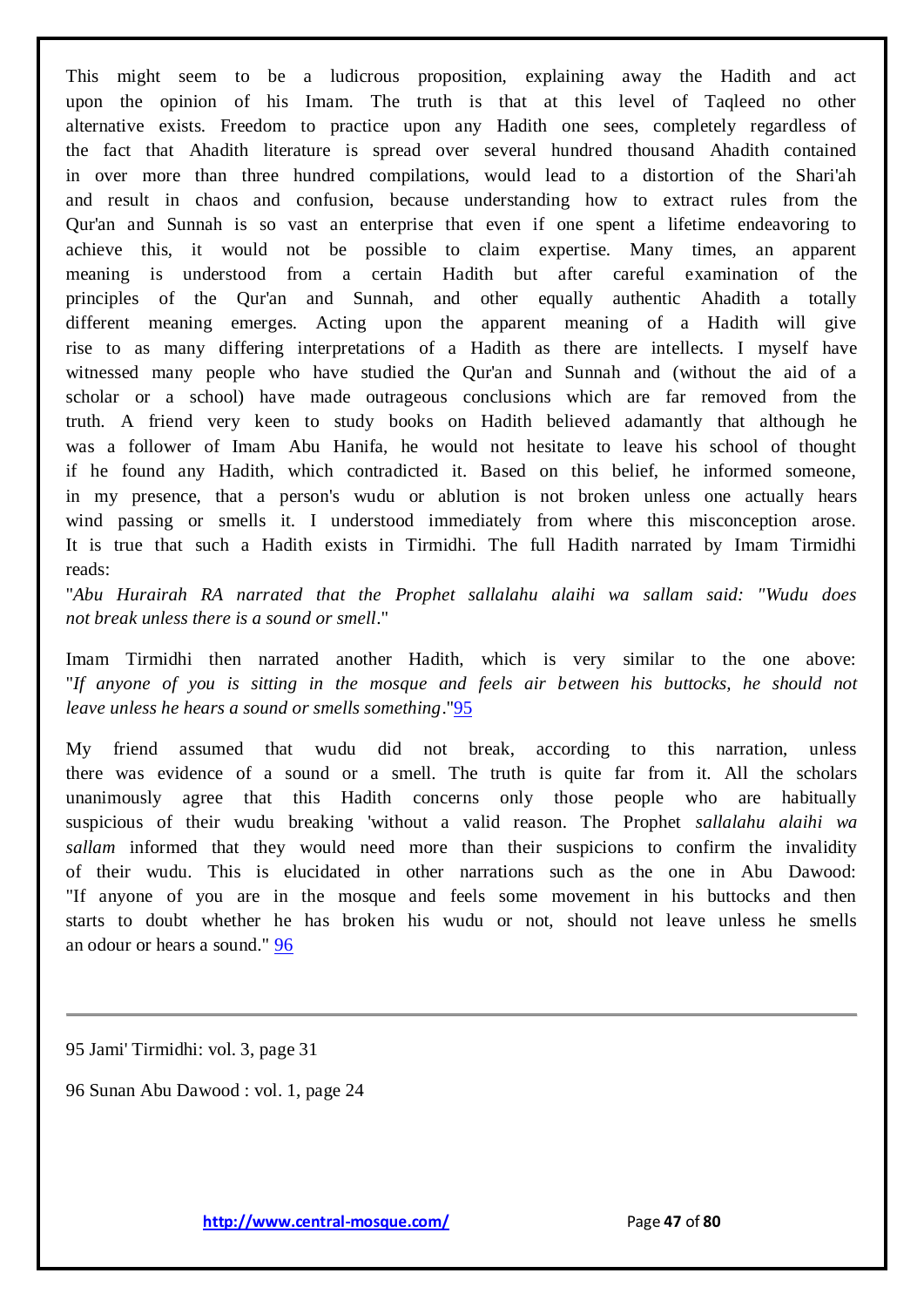This might seem to be a ludicrous proposition, explaining away the Hadith and act upon the opinion of his Imam. The truth is that at this level of Taqleed no other alternative exists. Freedom to practice upon any Hadith one sees, completely regardless of the fact that Ahadith literature is spread over several hundred thousand Ahadith contained in over more than three hundred compilations, would lead to a distortion of the Shari'ah and result in chaos and confusion, because understanding how to extract rules from the Qur'an and Sunnah is so vast an enterprise that even if one spent a lifetime endeavoring to achieve this, it would not be possible to claim expertise. Many times, an apparent meaning is understood from a certain Hadith but after careful examination of the principles of the Qur'an and Sunnah, and other equally authentic Ahadith a totally different meaning emerges. Acting upon the apparent meaning of a Hadith will give rise to as many differing interpretations of a Hadith as there are intellects. I myself have witnessed many people who have studied the Qur'an and Sunnah and (without the aid of a scholar or a school) have made outrageous conclusions which are far removed from the truth. A friend very keen to study books on Hadith believed adamantly that although he was a follower of Imam Abu Hanifa, he would not hesitate to leave his school of thought if he found any Hadith, which contradicted it. Based on this belief, he informed someone, in my presence, that a person's wudu or ablution is not broken unless one actually hears wind passing or smells it. I understood immediately from where this misconception arose. It is true that such a Hadith exists in Tirmidhi. The full Hadith narrated by Imam Tirmidhi reads:

"*Abu Hurairah RA narrated that the Prophet sallalahu alaihi wa sallam said: "Wudu does not break unless there is a sound or smell*."

Imam Tirmidhi then narrated another Hadith, which is very similar to the one above: "*If anyone of you is sitting in the mosque and feels air between his buttocks, he should not leave unless he hears a sound or smells something*."[95]

My friend assumed that wudu did not break, according to this narration, unless there was evidence of a sound or a smell. The truth is quite far from it. All the scholars unanimously agree that this Hadith concerns only those people who are habitually suspicious of their wudu breaking 'without a valid reason. The Prophet *sallalahu alaihi wa sallam* informed that they would need more than their suspicions to confirm the invalidity of their wudu. This is elucidated in other narrations such as the one in Abu Dawood: "If anyone of you are in the mosque and feels some movement in his buttocks and then starts to doubt whether he has broken his wudu or not, should not leave unless he smells an odour or hears a sound." [96]

---

95 Jami' Tirmidhi: vol. 3, page 31

96 Sunan Abu Dawood : vol. 1, page 24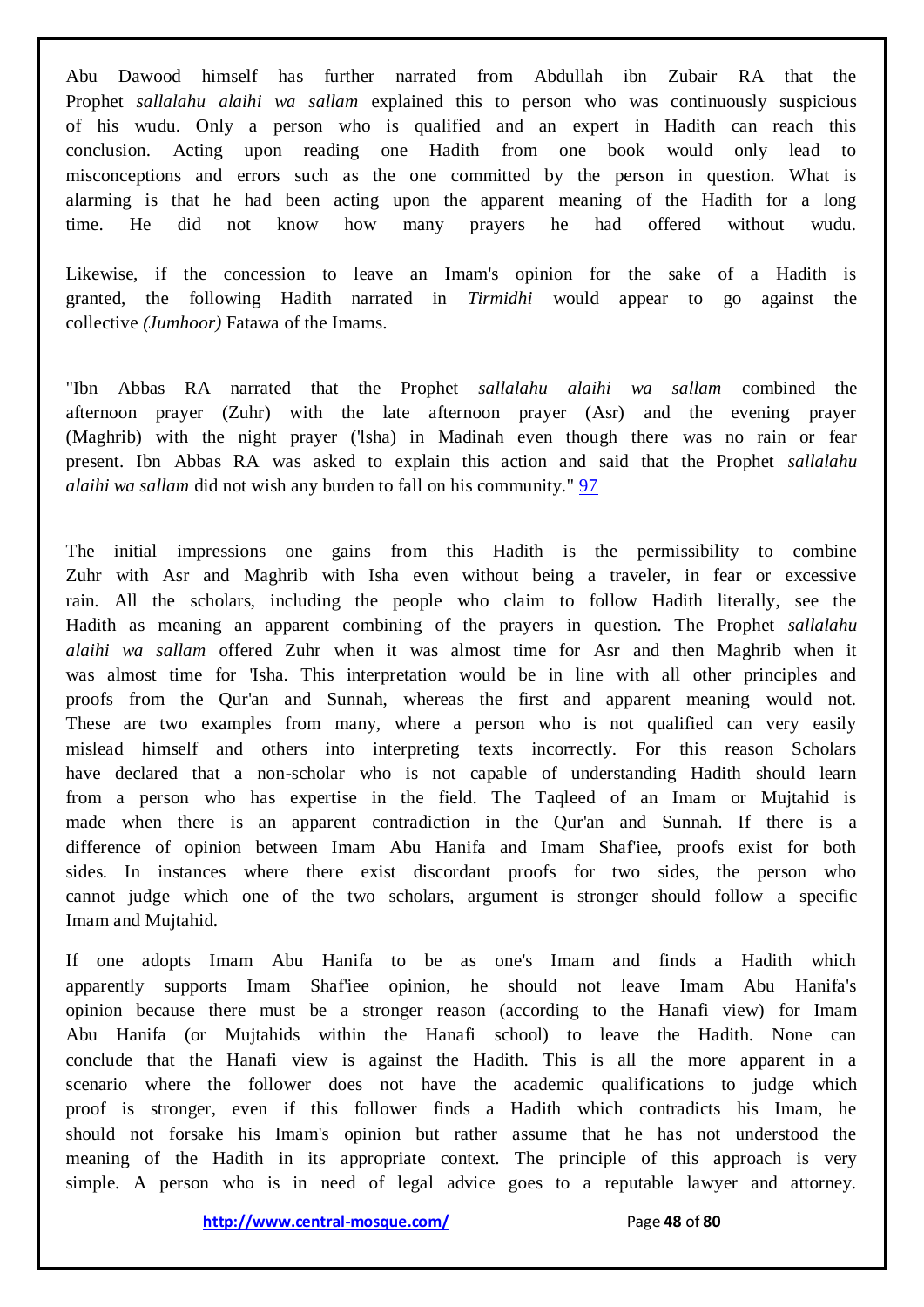Abu Dawood himself has further narrated from Abdullah ibn Zubair RA that the Prophet *sallalahu alaihi wa sallam* explained this to person who was continuously suspicious of his wudu. Only a person who is qualified and an expert in Hadith can reach this conclusion. Acting upon reading one Hadith from one book would only lead to misconceptions and errors such as the one committed by the person in question. What is alarming is that he had been acting upon the apparent meaning of the Hadith for a long time. He did not know how many prayers he had offered without wudu.

Likewise, if the concession to leave an Imam's opinion for the sake of a Hadith is granted, the following Hadith narrated in *Tirmidhi* would appear to go against the collective *(Jumhoor)* Fatawa of the Imams.

"Ibn Abbas RA narrated that the Prophet *sallalahu alaihi wa sallam* combined the afternoon prayer (Zuhr) with the late afternoon prayer (Asr) and the evening prayer (Maghrib) with the night prayer ('lsha) in Madinah even though there was no rain or fear present. Ibn Abbas RA was asked to explain this action and said that the Prophet *sallalahu alaihi wa sallam* did not wish any burden to fall on his community." [97]

The initial impressions one gains from this Hadith is the permissibility to combine Zuhr with Asr and Maghrib with Isha even without being a traveler, in fear or excessive rain. All the scholars, including the people who claim to follow Hadith literally, see the Hadith as meaning an apparent combining of the prayers in question. The Prophet *sallalahu alaihi wa sallam* offered Zuhr when it was almost time for Asr and then Maghrib when it was almost time for 'Isha. This interpretation would be in line with all other principles and proofs from the Qur'an and Sunnah, whereas the first and apparent meaning would not. These are two examples from many, where a person who is not qualified can very easily mislead himself and others into interpreting texts incorrectly. For this reason Scholars have declared that a non-scholar who is not capable of understanding Hadith should learn from a person who has expertise in the field. The Taqleed of an Imam or Mujtahid is made when there is an apparent contradiction in the Qur'an and Sunnah. If there is a difference of opinion between Imam Abu Hanifa and Imam Shaf'iee, proofs exist for both sides. In instances where there exist discordant proofs for two sides, the person who cannot judge which one of the two scholars, argument is stronger should follow a specific Imam and Mujtahid.

If one adopts Imam Abu Hanifa to be as one's Imam and finds a Hadith which apparently supports Imam Shaf'iee opinion, he should not leave Imam Abu Hanifa's opinion because there must be a stronger reason (according to the Hanafi view) for Imam Abu Hanifa (or Mujtahids within the Hanafi school) to leave the Hadith. None can conclude that the Hanafi view is against the Hadith. This is all the more apparent in a scenario where the follower does not have the academic qualifications to judge which proof is stronger, even if this follower finds a Hadith which contradicts his Imam, he should not forsake his Imam's opinion but rather assume that he has not understood the meaning of the Hadith in its appropriate context. The principle of this approach is very simple. A person who is in need of legal advice goes to a reputable lawyer and attorney.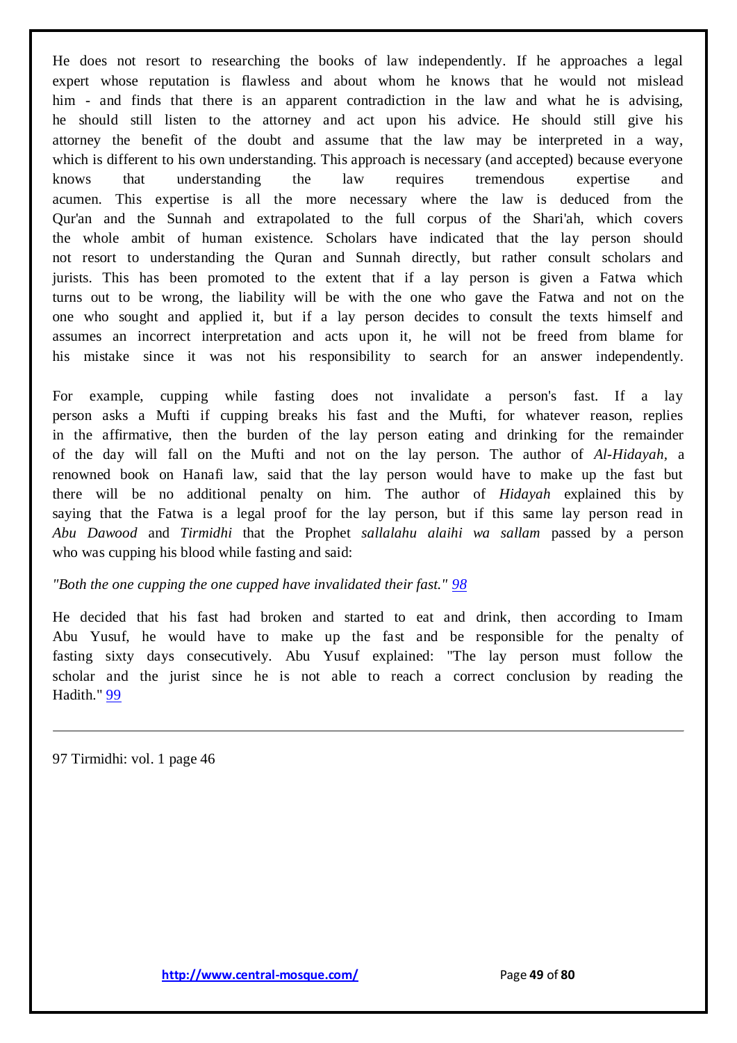He does not resort to researching the books of law independently. If he approaches a legal expert whose reputation is flawless and about whom he knows that he would not mislead him - and finds that there is an apparent contradiction in the law and what he is advising, he should still listen to the attorney and act upon his advice. He should still give his attorney the benefit of the doubt and assume that the law may be interpreted in a way, which is different to his own understanding. This approach is necessary (and accepted) because everyone knows that understanding the law requires tremendous expertise and acumen. This expertise is all the more necessary where the law is deduced from the Qur'an and the Sunnah and extrapolated to the full corpus of the Shari'ah, which covers the whole ambit of human existence. Scholars have indicated that the lay person should not resort to understanding the Quran and Sunnah directly, but rather consult scholars and jurists. This has been promoted to the extent that if a lay person is given a Fatwa which turns out to be wrong, the liability will be with the one who gave the Fatwa and not on the one who sought and applied it, but if a lay person decides to consult the texts himself and assumes an incorrect interpretation and acts upon it, he will not be freed from blame for his mistake since it was not his responsibility to search for an answer independently.

For example, cupping while fasting does not invalidate a person's fast. If a lay person asks a Mufti if cupping breaks his fast and the Mufti, for whatever reason, replies in the affirmative, then the burden of the lay person eating and drinking for the remainder of the day will fall on the Mufti and not on the lay person. The author of *Al-Hidayah*, a renowned book on Hanafi law, said that the lay person would have to make up the fast but there will be no additional penalty on him. The author of *Hidayah* explained this by saying that the Fatwa is a legal proof for the lay person, but if this same lay person read in *Abu Dawood* and *Tirmidhi* that the Prophet *sallalahu alaihi wa sallam* passed by a person who was cupping his blood while fasting and said:

*"Both the one cupping the one cupped have invalidated their fast."* [98]

He decided that his fast had broken and started to eat and drink, then according to Imam Abu Yusuf, he would have to make up the fast and be responsible for the penalty of fasting sixty days consecutively. Abu Yusuf explained: "The lay person must follow the scholar and the jurist since he is not able to reach a correct conclusion by reading the Hadith." [99]

---

97 Tirmidhi: vol. 1 page 46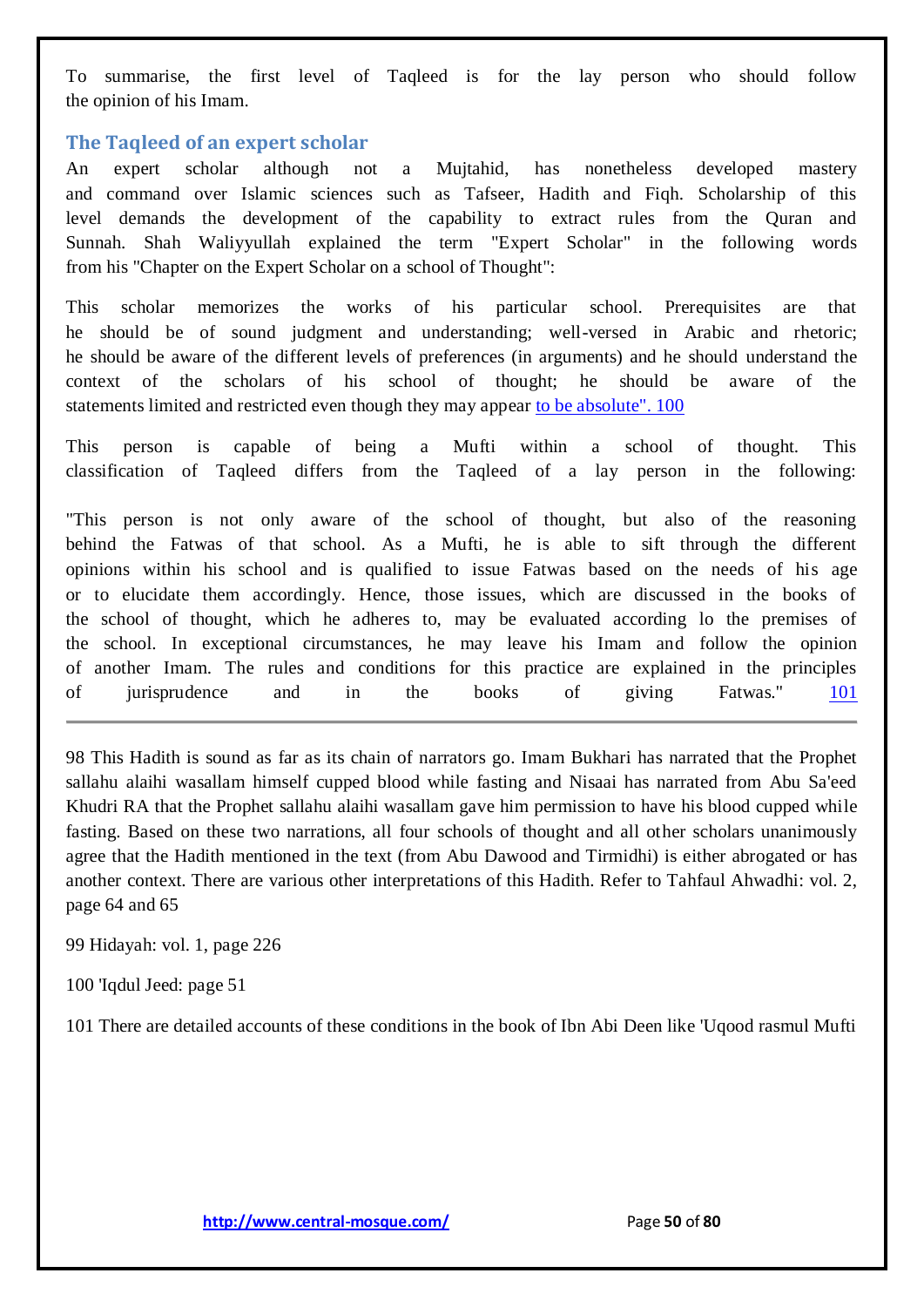To summarise, the first level of Taqleed is for the lay person who should follow the opinion of his Imam.

## The Taqleed of an expert scholar

An expert scholar although not a Mujtahid, has nonetheless developed mastery and command over Islamic sciences such as Tafseer, Hadith and Fiqh. Scholarship of this level demands the development of the capability to extract rules from the Quran and Sunnah. Shah Waliyyullah explained the term "Expert Scholar" in the following words from his "Chapter on the Expert Scholar on a school of Thought":

This scholar memorizes the works of his particular school. Prerequisites are that he should be of sound judgment and understanding; well-versed in Arabic and rhetoric; he should be aware of the different levels of preferences (in arguments) and he should understand the context of the scholars of his school of thought; he should be aware of the statements limited and restricted even though they may appear to be absolute". 100

This person is capable of being a Mufti within a school of thought. This classification of Taqleed differs from the Taqleed of a lay person in the following:

"This person is not only aware of the school of thought, but also of the reasoning behind the Fatwas of that school. As a Mufti, he is able to sift through the different opinions within his school and is qualified to issue Fatwas based on the needs of his age or to elucidate them accordingly. Hence, those issues, which are discussed in the books of the school of thought, which he adheres to, may be evaluated according lo the premises of the school. In exceptional circumstances, he may leave his Imam and follow the opinion of another Imam. The rules and conditions for this practice are explained in the principles of jurisprudence and in the books of giving Fatwas." 101

---

98 This Hadith is sound as far as its chain of narrators go. Imam Bukhari has narrated that the Prophet sallahu alaihi wasallam himself cupped blood while fasting and Nisaai has narrated from Abu Sa'eed Khudri RA that the Prophet sallahu alaihi wasallam gave him permission to have his blood cupped while fasting. Based on these two narrations, all four schools of thought and all other scholars unanimously agree that the Hadith mentioned in the text (from Abu Dawood and Tirmidhi) is either abrogated or has another context. There are various other interpretations of this Hadith. Refer to Tahfaul Ahwadhi: vol. 2, page 64 and 65

99 Hidayah: vol. 1, page 226

100 'Iqdul Jeed: page 51

101 There are detailed accounts of these conditions in the book of Ibn Abi Deen like 'Uqood rasmul Mufti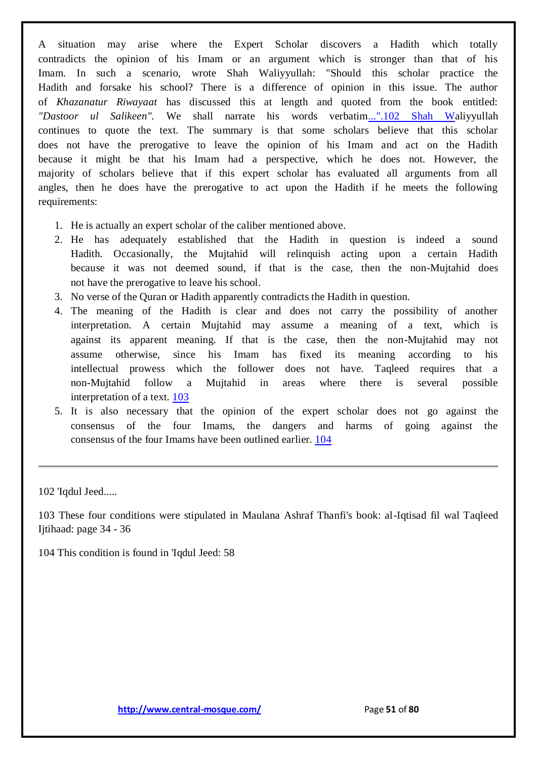A situation may arise where the Expert Scholar discovers a Hadith which totally contradicts the opinion of his Imam or an argument which is stronger than that of his Imam. In such a scenario, wrote Shah Waliyyullah: "Should this scholar practice the Hadith and forsake his school? There is a difference of opinion in this issue. The author of *Khazanatur Riwayaat* has discussed this at length and quoted from the book entitled: *"Dastoor ul Salikeen"*. We shall narrate his words verbatim...".[102] Shah Waliyyullah continues to quote the text. The summary is that some scholars believe that this scholar does not have the prerogative to leave the opinion of his Imam and act on the Hadith because it might be that his Imam had a perspective, which he does not. However, the majority of scholars believe that if this expert scholar has evaluated all arguments from all angles, then he does have the prerogative to act upon the Hadith if he meets the following requirements:

1. He is actually an expert scholar of the caliber mentioned above.
2. He has adequately established that the Hadith in question is indeed a sound Hadith. Occasionally, the Mujtahid will relinquish acting upon a certain Hadith because it was not deemed sound, if that is the case, then the non-Mujtahid does not have the prerogative to leave his school.
3. No verse of the Quran or Hadith apparently contradicts the Hadith in question.
4. The meaning of the Hadith is clear and does not carry the possibility of another interpretation. A certain Mujtahid may assume a meaning of a text, which is against its apparent meaning. If that is the case, then the non-Mujtahid may not assume otherwise, since his Imam has fixed its meaning according to his intellectual prowess which the follower does not have. Taqleed requires that a non-Mujtahid follow a Mujtahid in areas where there is several possible interpretation of a text. [103]
5. It is also necessary that the opinion of the expert scholar does not go against the consensus of the four Imams, the dangers and harms of going against the consensus of the four Imams have been outlined earlier. [104]

---

102 'Iqdul Jeed.....

103 These four conditions were stipulated in Maulana Ashraf Thanfi's book: al-Iqtisad fil wal Taqleed Ijtihaad: page 34 - 36

104 This condition is found in 'Iqdul Jeed: 58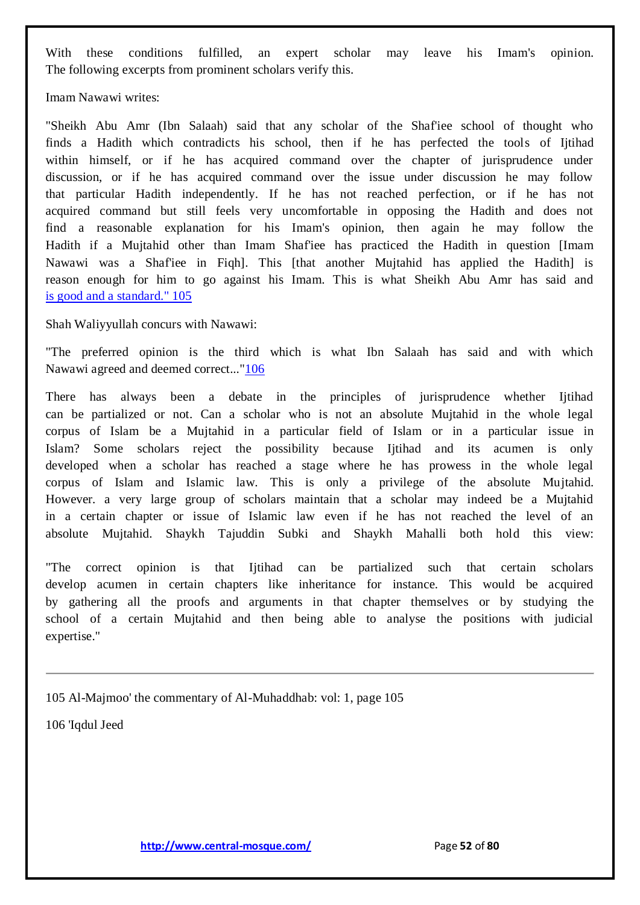With these conditions fulfilled, an expert scholar may leave his Imam's opinion. The following excerpts from prominent scholars verify this.

Imam Nawawi writes:

"Sheikh Abu Amr (Ibn Salaah) said that any scholar of the Shaf'iee school of thought who finds a Hadith which contradicts his school, then if he has perfected the tools of Ijtihad within himself, or if he has acquired command over the chapter of jurisprudence under discussion, or if he has acquired command over the issue under discussion he may follow that particular Hadith independently. If he has not reached perfection, or if he has not acquired command but still feels very uncomfortable in opposing the Hadith and does not find a reasonable explanation for his Imam's opinion, then again he may follow the Hadith if a Mujtahid other than Imam Shaf'iee has practiced the Hadith in question [Imam Nawawi was a Shaf'iee in Fiqh]. This [that another Mujtahid has applied the Hadith] is reason enough for him to go against his Imam. This is what Sheikh Abu Amr has said and is good and a standard." 105

Shah Waliyyullah concurs with Nawawi:

"The preferred opinion is the third which is what Ibn Salaah has said and with which Nawawi agreed and deemed correct..."106

There has always been a debate in the principles of jurisprudence whether Ijtihad can be partialized or not. Can a scholar who is not an absolute Mujtahid in the whole legal corpus of Islam be a Mujtahid in a particular field of Islam or in a particular issue in Islam? Some scholars reject the possibility because Ijtihad and its acumen is only developed when a scholar has reached a stage where he has prowess in the whole legal corpus of Islam and Islamic law. This is only a privilege of the absolute Mujtahid. However. a very large group of scholars maintain that a scholar may indeed be a Mujtahid in a certain chapter or issue of Islamic law even if he has not reached the level of an absolute Mujtahid. Shaykh Tajuddin Subki and Shaykh Mahalli both hold this view:

"The correct opinion is that Ijtihad can be partialized such that certain scholars develop acumen in certain chapters like inheritance for instance. This would be acquired by gathering all the proofs and arguments in that chapter themselves or by studying the school of a certain Mujtahid and then being able to analyse the positions with judicial expertise."

---

105 Al-Majmoo' the commentary of Al-Muhadhdab: vol: 1, page 105

106 'Iqdul Jeed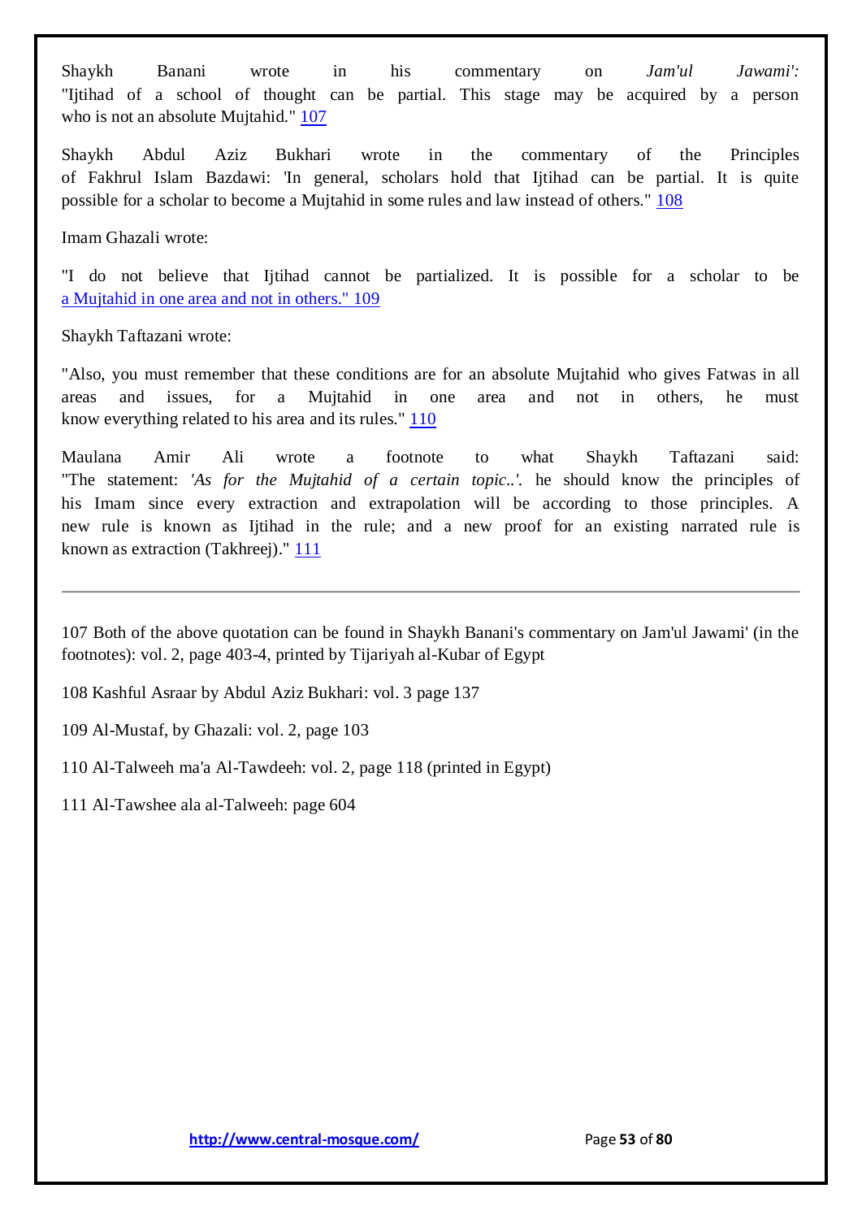Shaykh Banani wrote in his commentary on *Jam'ul Jawami':* "Ijtihad of a school of thought can be partial. This stage may be acquired by a person who is not an absolute Mujtahid." [107]

Shaykh Abdul Aziz Bukhari wrote in the commentary of the Principles of Fakhrul Islam Bazdawi: 'In general, scholars hold that Ijtihad can be partial. It is quite possible for a scholar to become a Mujtahid in some rules and law instead of others." [108]

Imam Ghazali wrote:

"I do not believe that Ijtihad cannot be partialized. It is possible for a scholar to be a Mujtahid in one area and not in others." [109]

Shaykh Taftazani wrote:

"Also, you must remember that these conditions are for an absolute Mujtahid who gives Fatwas in all areas and issues, for a Mujtahid in one area and not in others, he must know everything related to his area and its rules." [110]

Maulana Amir Ali wrote a footnote to what Shaykh Taftazani said: "The statement: *'As for the Mujtahid of a certain topic..'.* he should know the principles of his Imam since every extraction and extrapolation will be according to those principles. A new rule is known as Ijtihad in the rule; and a new proof for an existing narrated rule is known as extraction (Takhreej)." [111]

---

107 Both of the above quotation can be found in Shaykh Banani's commentary on Jam'ul Jawami' (in the footnotes): vol. 2, page 403-4, printed by Tijariyah al-Kubar of Egypt

108 Kashful Asraar by Abdul Aziz Bukhari: vol. 3 page 137

109 Al-Mustaf, by Ghazali: vol. 2, page 103

110 Al-Talweeh ma'a Al-Tawdeeh: vol. 2, page 118 (printed in Egypt)

111 Al-Tawshee ala al-Talweeh: page 604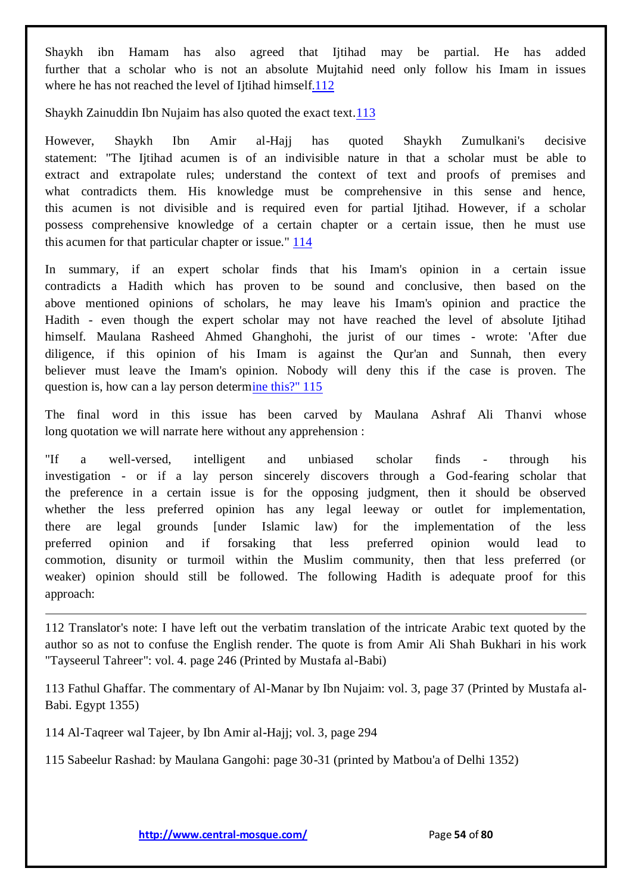Shaykh ibn Hamam has also agreed that Ijtihad may be partial. He has added further that a scholar who is not an absolute Mujtahid need only follow his Imam in issues where he has not reached the level of Ijtihad himself.[112]

Shaykh Zainuddin Ibn Nujaim has also quoted the exact text.[113]

However, Shaykh Ibn Amir al-Hajj has quoted Shaykh Zumulkani's decisive statement: "The Ijtihad acumen is of an indivisible nature in that a scholar must be able to extract and extrapolate rules; understand the context of text and proofs of premises and what contradicts them. His knowledge must be comprehensive in this sense and hence, this acumen is not divisible and is required even for partial Ijtihad. However, if a scholar possess comprehensive knowledge of a certain chapter or a certain issue, then he must use this acumen for that particular chapter or issue." [114]

In summary, if an expert scholar finds that his Imam's opinion in a certain issue contradicts a Hadith which has proven to be sound and conclusive, then based on the above mentioned opinions of scholars, he may leave his Imam's opinion and practice the Hadith - even though the expert scholar may not have reached the level of absolute Ijtihad himself. Maulana Rasheed Ahmed Ghanghohi, the jurist of our times - wrote: 'After due diligence, if this opinion of his Imam is against the Qur'an and Sunnah, then every believer must leave the Imam's opinion. Nobody will deny this if the case is proven. The question is, how can a lay person determine this?" [115]

The final word in this issue has been carved by Maulana Ashraf Ali Thanvi whose long quotation we will narrate here without any apprehension :

"If a well-versed, intelligent and unbiased scholar finds - through his investigation - or if a lay person sincerely discovers through a God-fearing scholar that the preference in a certain issue is for the opposing judgment, then it should be observed whether the less preferred opinion has any legal leeway or outlet for implementation, there are legal grounds [under Islamic law) for the implementation of the less preferred opinion and if forsaking that less preferred opinion would lead to commotion, disunity or turmoil within the Muslim community, then that less preferred (or weaker) opinion should still be followed. The following Hadith is adequate proof for this approach:

---

112 Translator's note: I have left out the verbatim translation of the intricate Arabic text quoted by the author so as not to confuse the English render. The quote is from Amir Ali Shah Bukhari in his work "Tayseerul Tahreer": vol. 4. page 246 (Printed by Mustafa al-Babi)

113 Fathul Ghaffar. The commentary of Al-Manar by Ibn Nujaim: vol. 3, page 37 (Printed by Mustafa al-Babi. Egypt 1355)

114 Al-Taqreer wal Tajeer, by Ibn Amir al-Hajj; vol. 3, page 294

115 Sabeelur Rashad: by Maulana Gangohi: page 30-31 (printed by Matbou'a of Delhi 1352)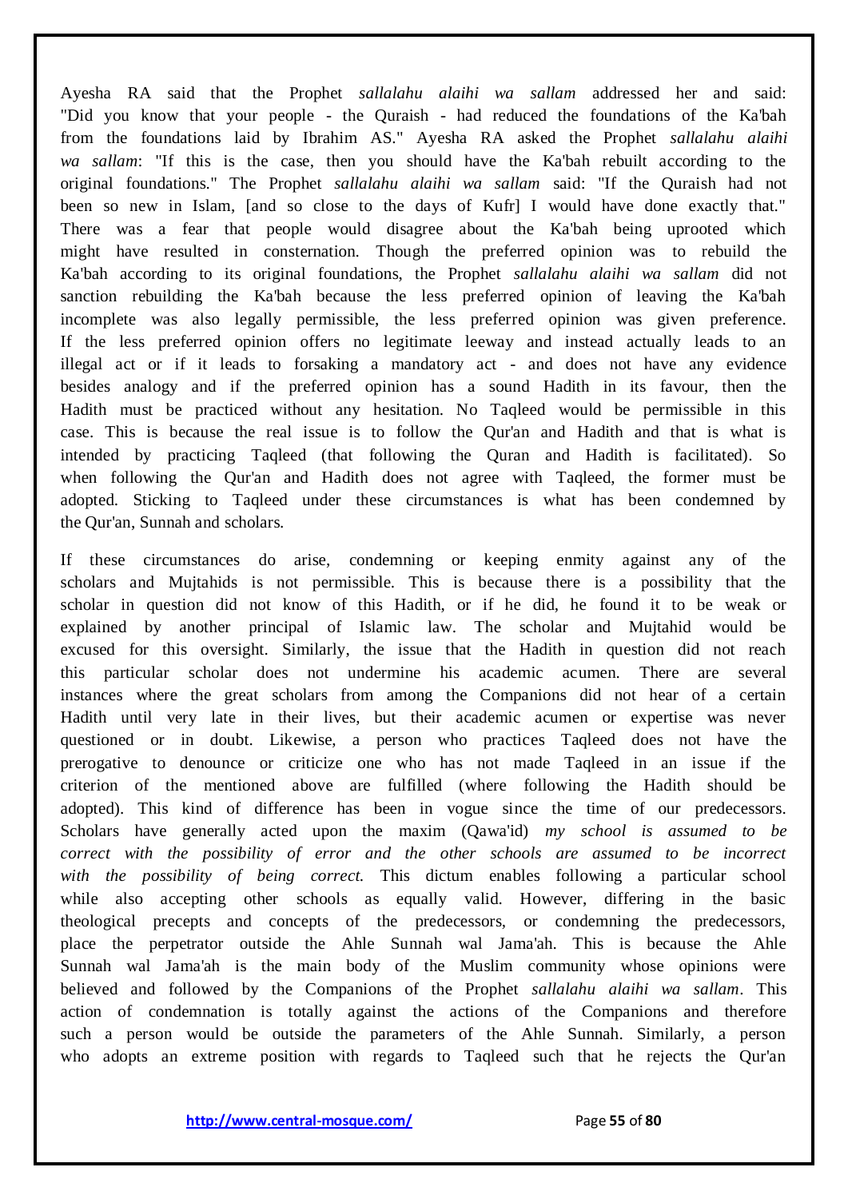Ayesha RA said that the Prophet *sallalahu alaihi wa sallam* addressed her and said: "Did you know that your people - the Quraish - had reduced the foundations of the Ka'bah from the foundations laid by Ibrahim AS." Ayesha RA asked the Prophet *sallalahu alaihi wa sallam*: "If this is the case, then you should have the Ka'bah rebuilt according to the original foundations." The Prophet *sallalahu alaihi wa sallam* said: "If the Quraish had not been so new in Islam, [and so close to the days of Kufr] I would have done exactly that." There was a fear that people would disagree about the Ka'bah being uprooted which might have resulted in consternation. Though the preferred opinion was to rebuild the Ka'bah according to its original foundations, the Prophet *sallalahu alaihi wa sallam* did not sanction rebuilding the Ka'bah because the less preferred opinion of leaving the Ka'bah incomplete was also legally permissible, the less preferred opinion was given preference. If the less preferred opinion offers no legitimate leeway and instead actually leads to an illegal act or if it leads to forsaking a mandatory act - and does not have any evidence besides analogy and if the preferred opinion has a sound Hadith in its favour, then the Hadith must be practiced without any hesitation. No Taqleed would be permissible in this case. This is because the real issue is to follow the Qur'an and Hadith and that is what is intended by practicing Taqleed (that following the Quran and Hadith is facilitated). So when following the Qur'an and Hadith does not agree with Taqleed, the former must be adopted. Sticking to Taqleed under these circumstances is what has been condemned by the Qur'an, Sunnah and scholars.

If these circumstances do arise, condemning or keeping enmity against any of the scholars and Mujtahids is not permissible. This is because there is a possibility that the scholar in question did not know of this Hadith, or if he did, he found it to be weak or explained by another principal of Islamic law. The scholar and Mujtahid would be excused for this oversight. Similarly, the issue that the Hadith in question did not reach this particular scholar does not undermine his academic acumen. There are several instances where the great scholars from among the Companions did not hear of a certain Hadith until very late in their lives, but their academic acumen or expertise was never questioned or in doubt. Likewise, a person who practices Taqleed does not have the prerogative to denounce or criticize one who has not made Taqleed in an issue if the criterion of the mentioned above are fulfilled (where following the Hadith should be adopted). This kind of difference has been in vogue since the time of our predecessors. Scholars have generally acted upon the maxim (Qawa'id) *my school is assumed to be correct with the possibility of error and the other schools are assumed to be incorrect with the possibility of being correct.* This dictum enables following a particular school while also accepting other schools as equally valid. However, differing in the basic theological precepts and concepts of the predecessors, or condemning the predecessors, place the perpetrator outside the Ahle Sunnah wal Jama'ah. This is because the Ahle Sunnah wal Jama'ah is the main body of the Muslim community whose opinions were believed and followed by the Companions of the Prophet *sallalahu alaihi wa sallam*. This action of condemnation is totally against the actions of the Companions and therefore such a person would be outside the parameters of the Ahle Sunnah. Similarly, a person who adopts an extreme position with regards to Taqleed such that he rejects the Qur'an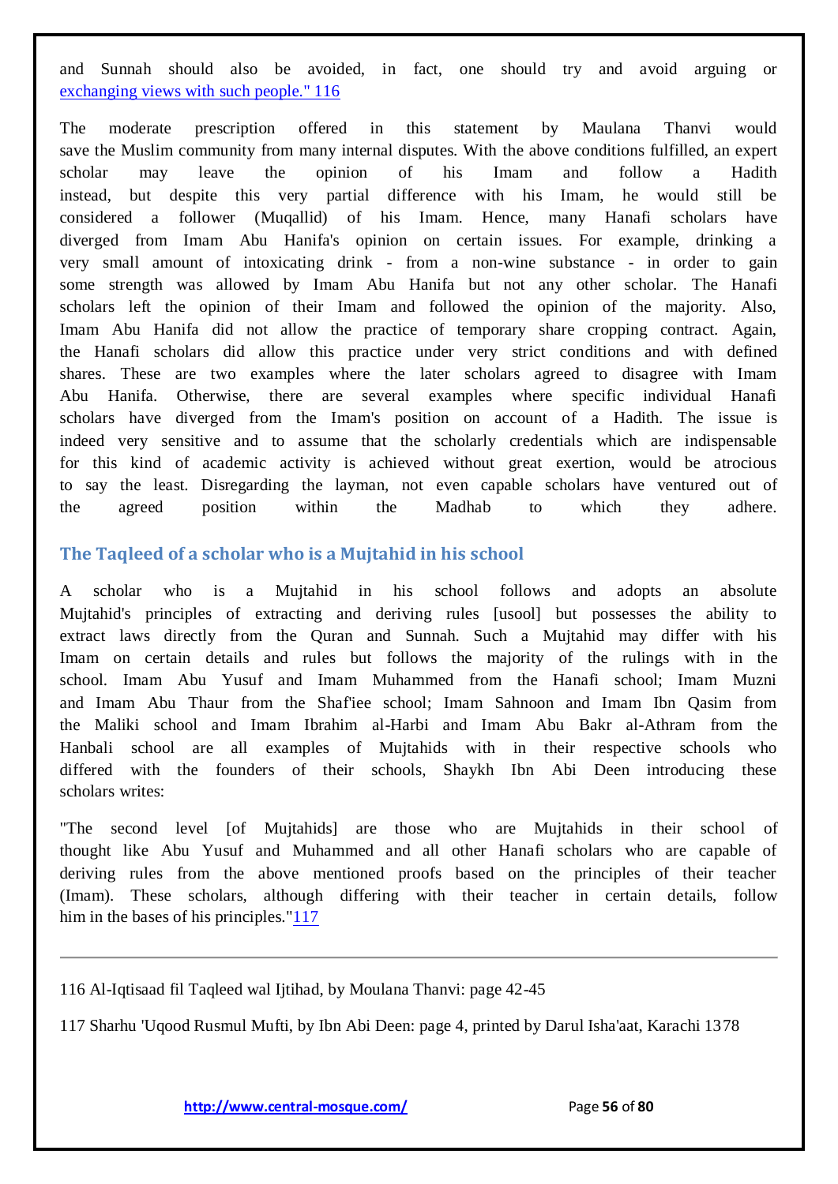and Sunnah should also be avoided, in fact, one should try and avoid arguing or exchanging views with such people." 116

The moderate prescription offered in this statement by Maulana Thanvi would save the Muslim community from many internal disputes. With the above conditions fulfilled, an expert scholar may leave the opinion of his Imam and follow a Hadith instead, but despite this very partial difference with his Imam, he would still be considered a follower (Muqallid) of his Imam. Hence, many Hanafi scholars have diverged from Imam Abu Hanifa's opinion on certain issues. For example, drinking a very small amount of intoxicating drink - from a non-wine substance - in order to gain some strength was allowed by Imam Abu Hanifa but not any other scholar. The Hanafi scholars left the opinion of their Imam and followed the opinion of the majority. Also, Imam Abu Hanifa did not allow the practice of temporary share cropping contract. Again, the Hanafi scholars did allow this practice under very strict conditions and with defined shares. These are two examples where the later scholars agreed to disagree with Imam Abu Hanifa. Otherwise, there are several examples where specific individual Hanafi scholars have diverged from the Imam's position on account of a Hadith. The issue is indeed very sensitive and to assume that the scholarly credentials which are indispensable for this kind of academic activity is achieved without great exertion, would be atrocious to say the least. Disregarding the layman, not even capable scholars have ventured out of the agreed position within the Madhab to which they adhere.

### The Taqleed of a scholar who is a Mujtahid in his school

A scholar who is a Mujtahid in his school follows and adopts an absolute Mujtahid's principles of extracting and deriving rules [usool] but possesses the ability to extract laws directly from the Quran and Sunnah. Such a Mujtahid may differ with his Imam on certain details and rules but follows the majority of the rulings with in the school. Imam Abu Yusuf and Imam Muhammed from the Hanafi school; Imam Muzni and Imam Abu Thaur from the Shaf'iee school; Imam Sahnoon and Imam Ibn Qasim from the Maliki school and Imam Ibrahim al-Harbi and Imam Abu Bakr al-Athram from the Hanbali school are all examples of Mujtahids with in their respective schools who differed with the founders of their schools, Shaykh Ibn Abi Deen introducing these scholars writes:

"The second level [of Mujtahids] are those who are Mujtahids in their school of thought like Abu Yusuf and Muhammed and all other Hanafi scholars who are capable of deriving rules from the above mentioned proofs based on the principles of their teacher (Imam). These scholars, although differing with their teacher in certain details, follow him in the bases of his principles."117

---

116 Al-Iqtisaad fil Taqleed wal Ijtihad, by Moulana Thanvi: page 42-45

117 Sharhu 'Uqood Rusmul Mufti, by Ibn Abi Deen: page 4, printed by Darul Isha'aat, Karachi 1378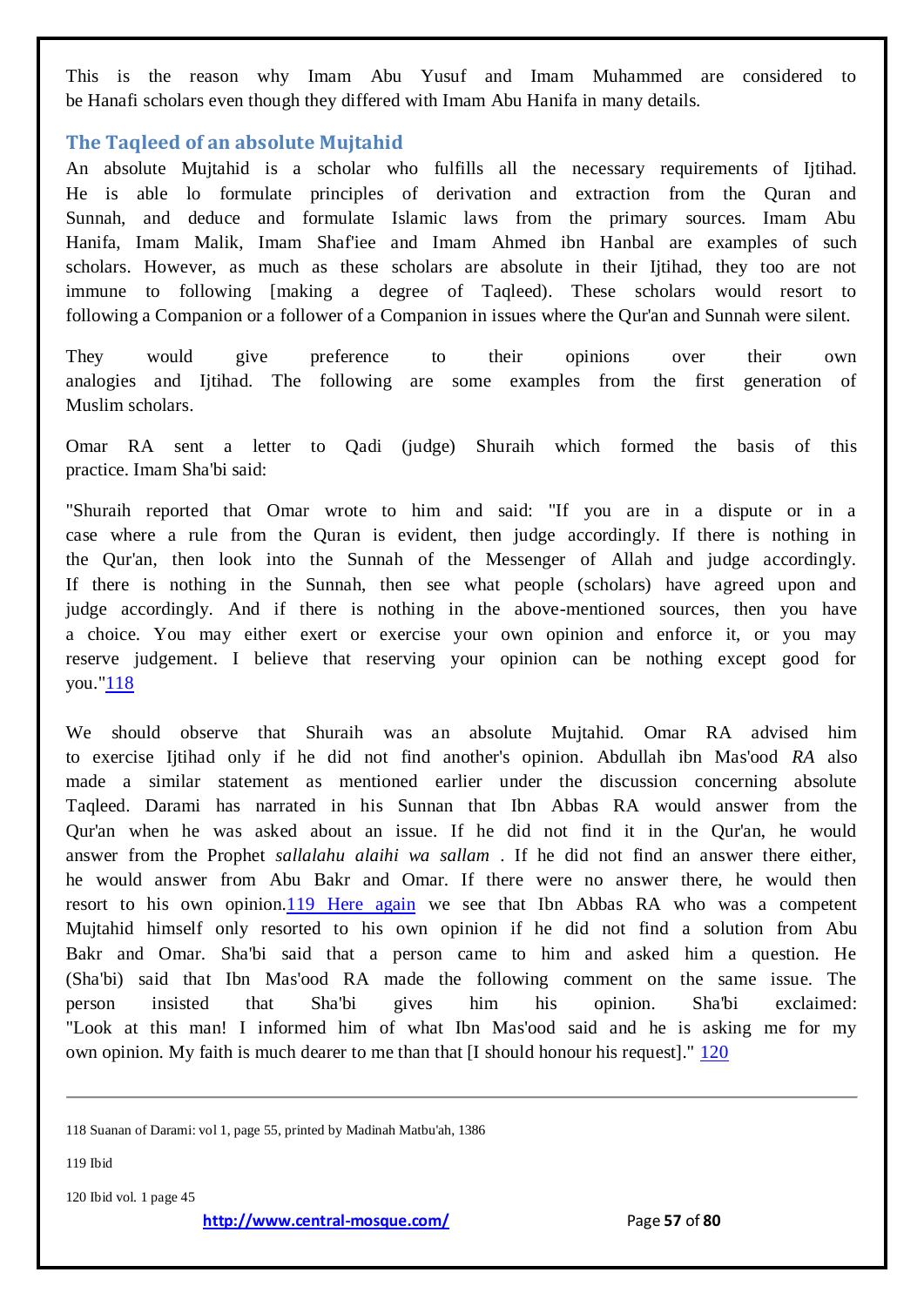This is the reason why Imam Abu Yusuf and Imam Muhammed are considered to be Hanafi scholars even though they differed with Imam Abu Hanifa in many details.

### The Taqleed of an absolute Mujtahid

An absolute Mujtahid is a scholar who fulfills all the necessary requirements of Ijtihad. He is able lo formulate principles of derivation and extraction from the Quran and Sunnah, and deduce and formulate Islamic laws from the primary sources. Imam Abu Hanifa, Imam Malik, Imam Shaf'iee and Imam Ahmed ibn Hanbal are examples of such scholars. However, as much as these scholars are absolute in their Ijtihad, they too are not immune to following [making a degree of Taqleed). These scholars would resort to following a Companion or a follower of a Companion in issues where the Qur'an and Sunnah were silent.

They would give preference to their opinions over their own analogies and Ijtihad. The following are some examples from the first generation of Muslim scholars.

Omar RA sent a letter to Qadi (judge) Shuraih which formed the basis of this practice. Imam Sha'bi said:

"Shuraih reported that Omar wrote to him and said: "If you are in a dispute or in a case where a rule from the Quran is evident, then judge accordingly. If there is nothing in the Qur'an, then look into the Sunnah of the Messenger of Allah and judge accordingly. If there is nothing in the Sunnah, then see what people (scholars) have agreed upon and judge accordingly. And if there is nothing in the above-mentioned sources, then you have a choice. You may either exert or exercise your own opinion and enforce it, or you may reserve judgement. I believe that reserving your opinion can be nothing except good for you."[118]

We should observe that Shuraih was an absolute Mujtahid. Omar RA advised him to exercise Ijtihad only if he did not find another's opinion. Abdullah ibn Mas'ood *RA* also made a similar statement as mentioned earlier under the discussion concerning absolute Taqleed. Darami has narrated in his Sunnan that Ibn Abbas RA would answer from the Qur'an when he was asked about an issue. If he did not find it in the Qur'an, he would answer from the Prophet *sallalahu alaihi wa sallam* . If he did not find an answer there either, he would answer from Abu Bakr and Omar. If there were no answer there, he would then resort to his own opinion.[119] Here again we see that Ibn Abbas RA who was a competent Mujtahid himself only resorted to his own opinion if he did not find a solution from Abu Bakr and Omar. Sha'bi said that a person came to him and asked him a question. He (Sha'bi) said that Ibn Mas'ood RA made the following comment on the same issue. The person insisted that Sha'bi gives him his opinion. Sha'bi exclaimed: "Look at this man! I informed him of what Ibn Mas'ood said and he is asking me for my own opinion. My faith is much dearer to me than that [I should honour his request]." [120]

---

118 Suanan of Darami: vol 1, page 55, printed by Madinah Matbu'ah, 1386

119 Ibid

120 Ibid vol. 1 page 45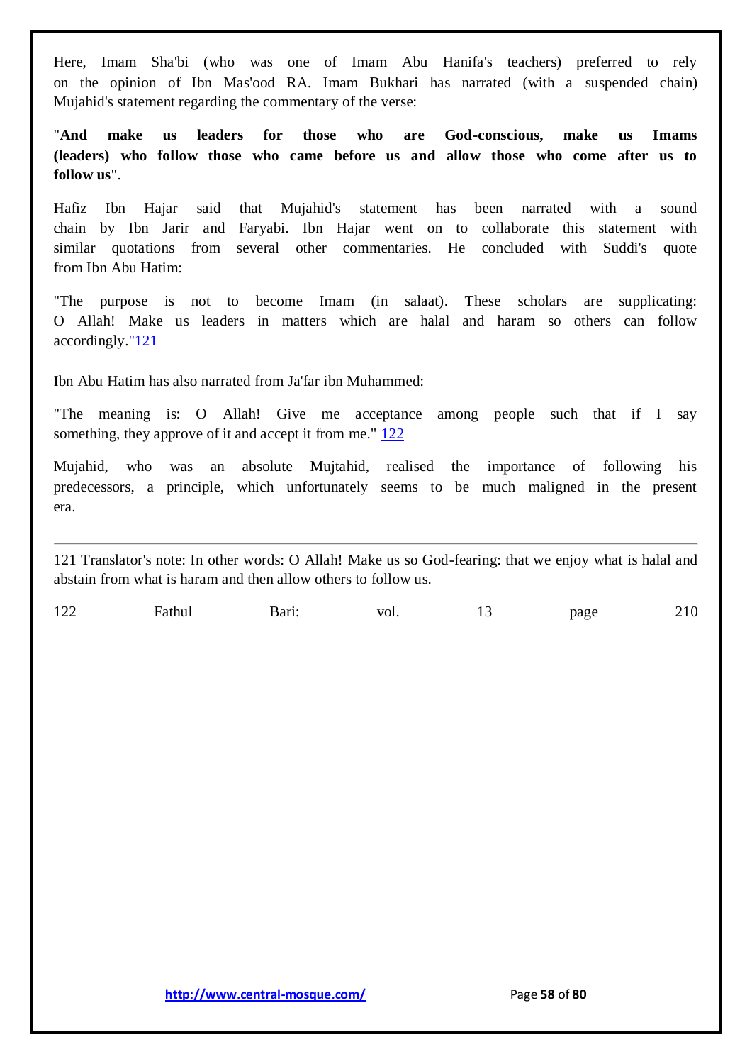Here, Imam Sha'bi (who was one of Imam Abu Hanifa's teachers) preferred to rely on the opinion of Ibn Mas'ood RA. Imam Bukhari has narrated (with a suspended chain) Mujahid's statement regarding the commentary of the verse:

"**And make us leaders for those who are God-conscious, make us Imams (leaders) who follow those who came before us and allow those who come after us to follow us**".

Hafiz Ibn Hajar said that Mujahid's statement has been narrated with a sound chain by Ibn Jarir and Faryabi. Ibn Hajar went on to collaborate this statement with similar quotations from several other commentaries. He concluded with Suddi's quote from Ibn Abu Hatim:

"The purpose is not to become Imam (in salaat). These scholars are supplicating: O Allah! Make us leaders in matters which are halal and haram so others can follow accordingly."[121]

Ibn Abu Hatim has also narrated from Ja'far ibn Muhammed:

"The meaning is: O Allah! Give me acceptance among people such that if I say something, they approve of it and accept it from me." [122]

Mujahid, who was an absolute Mujtahid, realised the importance of following his predecessors, a principle, which unfortunately seems to be much maligned in the present era.

---

121 Translator's note: In other words: O Allah! Make us so God-fearing: that we enjoy what is halal and abstain from what is haram and then allow others to follow us.

122 Fathul Bari: vol. 13 page 210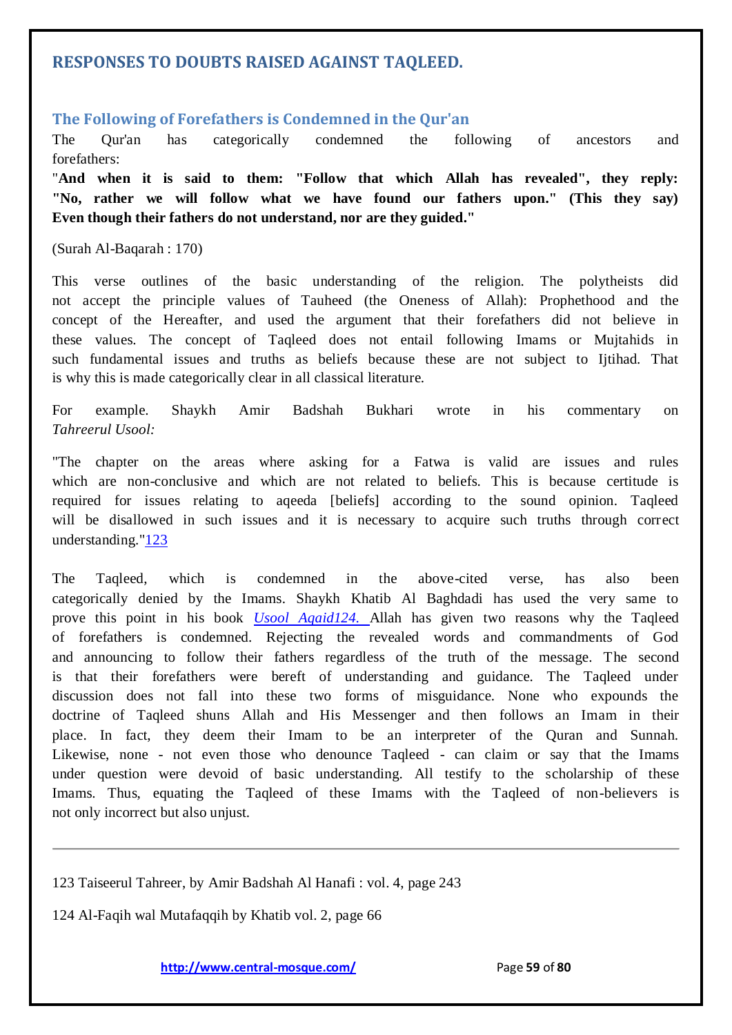## RESPONSES TO DOUBTS RAISED AGAINST TAQLEED.

### The Following of Forefathers is Condemned in the Qur'an

The Qur'an has categorically condemned the following of ancestors and forefathers:

"**And when it is said to them: "Follow that which Allah has revealed", they reply: "No, rather we will follow what we have found our fathers upon." (This they say) Even though their fathers do not understand, nor are they guided."**

(Surah Al-Baqarah : 170)

This verse outlines of the basic understanding of the religion. The polytheists did not accept the principle values of Tauheed (the Oneness of Allah): Prophethood and the concept of the Hereafter, and used the argument that their forefathers did not believe in these values. The concept of Taqleed does not entail following Imams or Mujtahids in such fundamental issues and truths as beliefs because these are not subject to Ijtihad. That is why this is made categorically clear in all classical literature.

For example. Shaykh Amir Badshah Bukhari wrote in his commentary on *Tahreerul Usool:*

"The chapter on the areas where asking for a Fatwa is valid are issues and rules which are non-conclusive and which are not related to beliefs. This is because certitude is required for issues relating to aqeeda [beliefs] according to the sound opinion. Taqleed will be disallowed in such issues and it is necessary to acquire such truths through correct understanding."[123]

The Taqleed, which is condemned in the above-cited verse, has also been categorically denied by the Imams. Shaykh Khatib Al Baghdadi has used the very same to prove this point in his book *Usool Aqaid*[124]. Allah has given two reasons why the Taqleed of forefathers is condemned. Rejecting the revealed words and commandments of God and announcing to follow their fathers regardless of the truth of the message. The second is that their forefathers were bereft of understanding and guidance. The Taqleed under discussion does not fall into these two forms of misguidance. None who expounds the doctrine of Taqleed shuns Allah and His Messenger and then follows an Imam in their place. In fact, they deem their Imam to be an interpreter of the Quran and Sunnah. Likewise, none - not even those who denounce Taqleed - can claim or say that the Imams under question were devoid of basic understanding. All testify to the scholarship of these Imams. Thus, equating the Taqleed of these Imams with the Taqleed of non-believers is not only incorrect but also unjust.

---

123 Taiseerul Tahreer, by Amir Badshah Al Hanafi : vol. 4, page 243

124 Al-Faqih wal Mutafaqqih by Khatib vol. 2, page 66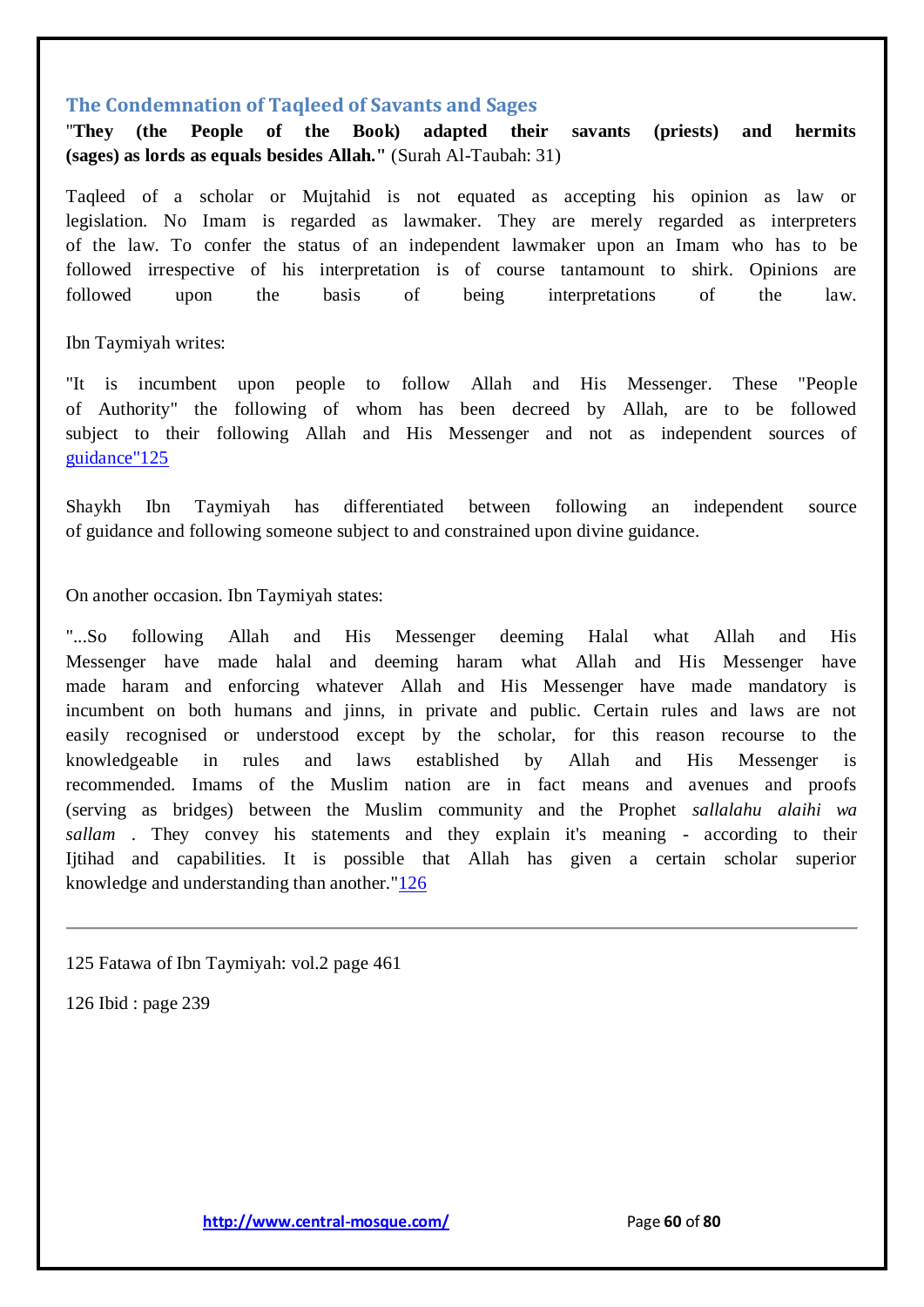### The Condemnation of Taqleed of Savants and Sages

"**They (the People of the Book) adapted their savants (priests) and hermits (sages) as lords as equals besides Allah."** (Surah Al-Taubah: 31)

Taqleed of a scholar or Mujtahid is not equated as accepting his opinion as law or legislation. No Imam is regarded as lawmaker. They are merely regarded as interpreters of the law. To confer the status of an independent lawmaker upon an Imam who has to be followed irrespective of his interpretation is of course tantamount to shirk. Opinions are followed upon the basis of being interpretations of the law.

Ibn Taymiyah writes:

"It is incumbent upon people to follow Allah and His Messenger. These "People of Authority" the following of whom has been decreed by Allah, are to be followed subject to their following Allah and His Messenger and not as independent sources of guidance"125

Shaykh Ibn Taymiyah has differentiated between following an independent source of guidance and following someone subject to and constrained upon divine guidance.

On another occasion. Ibn Taymiyah states:

"...So following Allah and His Messenger deeming Halal what Allah and His Messenger have made halal and deeming haram what Allah and His Messenger have made haram and enforcing whatever Allah and His Messenger have made mandatory is incumbent on both humans and jinns, in private and public. Certain rules and laws are not easily recognised or understood except by the scholar, for this reason recourse to the knowledgeable in rules and laws established by Allah and His Messenger is recommended. Imams of the Muslim nation are in fact means and avenues and proofs (serving as bridges) between the Muslim community and the Prophet *sallalahu alaihi wa sallam* . They convey his statements and they explain it's meaning - according to their Ijtihad and capabilities. It is possible that Allah has given a certain scholar superior knowledge and understanding than another."126

---

125 Fatawa of Ibn Taymiyah: vol.2 page 461

126 Ibid : page 239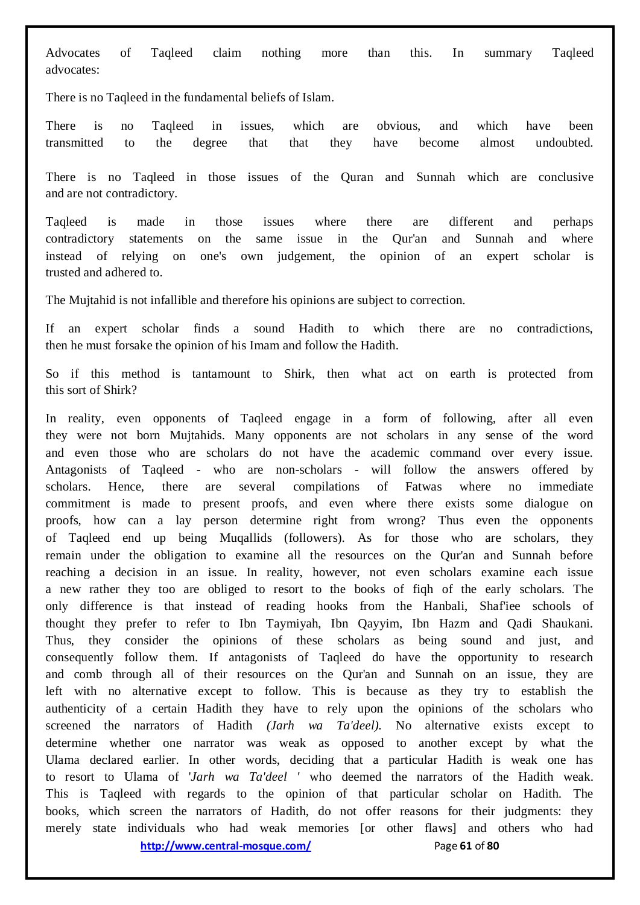Advocates of Taqleed claim nothing more than this. In summary Taqleed advocates:

There is no Taqleed in the fundamental beliefs of Islam.

There is no Taqleed in issues, which are obvious, and which have been transmitted to the degree that that they have become almost undoubted.

There is no Taqleed in those issues of the Quran and Sunnah which are conclusive and are not contradictory.

Taqleed is made in those issues where there are different and perhaps contradictory statements on the same issue in the Qur'an and Sunnah and where instead of relying on one's own judgement, the opinion of an expert scholar is trusted and adhered to.

The Mujtahid is not infallible and therefore his opinions are subject to correction.

If an expert scholar finds a sound Hadith to which there are no contradictions, then he must forsake the opinion of his Imam and follow the Hadith.

So if this method is tantamount to Shirk, then what act on earth is protected from this sort of Shirk?

In reality, even opponents of Taqleed engage in a form of following, after all even they were not born Mujtahids. Many opponents are not scholars in any sense of the word and even those who are scholars do not have the academic command over every issue. Antagonists of Taqleed - who are non-scholars - will follow the answers offered by scholars. Hence, there are several compilations of Fatwas where no immediate commitment is made to present proofs, and even where there exists some dialogue on proofs, how can a lay person determine right from wrong? Thus even the opponents of Taqleed end up being Muqallids (followers). As for those who are scholars, they remain under the obligation to examine all the resources on the Qur'an and Sunnah before reaching a decision in an issue. In reality, however, not even scholars examine each issue a new rather they too are obliged to resort to the books of fiqh of the early scholars. The only difference is that instead of reading hooks from the Hanbali, Shaf'iee schools of thought they prefer to refer to Ibn Taymiyah, Ibn Qayyim, Ibn Hazm and Qadi Shaukani. Thus, they consider the opinions of these scholars as being sound and just, and consequently follow them. If antagonists of Taqleed do have the opportunity to research and comb through all of their resources on the Qur'an and Sunnah on an issue, they are left with no alternative except to follow. This is because as they try to establish the authenticity of a certain Hadith they have to rely upon the opinions of the scholars who screened the narrators of Hadith *(Jarh wa Ta'deel).* No alternative exists except to determine whether one narrator was weak as opposed to another except by what the Ulama declared earlier. In other words, deciding that a particular Hadith is weak one has to resort to Ulama of *'Jarh wa Ta'deel '* who deemed the narrators of the Hadith weak. This is Taqleed with regards to the opinion of that particular scholar on Hadith. The books, which screen the narrators of Hadith, do not offer reasons for their judgments: they merely state individuals who had weak memories [or other flaws] and others who had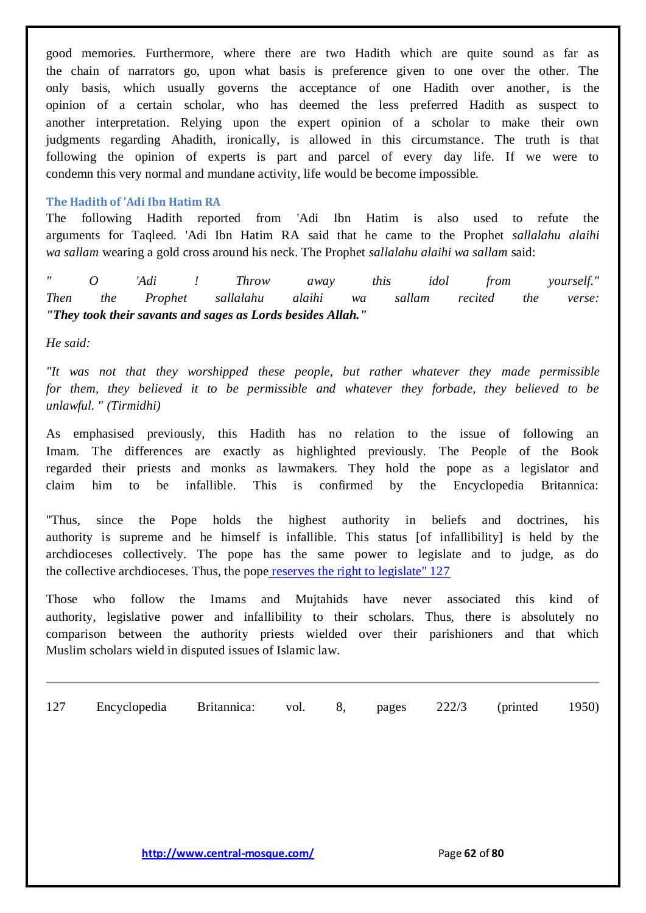good memories. Furthermore, where there are two Hadith which are quite sound as far as the chain of narrators go, upon what basis is preference given to one over the other. The only basis, which usually governs the acceptance of one Hadith over another, is the opinion of a certain scholar, who has deemed the less preferred Hadith as suspect to another interpretation. Relying upon the expert opinion of a scholar to make their own judgments regarding Ahadith, ironically, is allowed in this circumstance. The truth is that following the opinion of experts is part and parcel of every day life. If we were to condemn this very normal and mundane activity, life would be become impossible.

### The Hadith of 'Adi Ibn Hatim RA

The following Hadith reported from 'Adi Ibn Hatim is also used to refute the arguments for Taqleed. 'Adi Ibn Hatim RA said that he came to the Prophet *sallalahu alaihi wa sallam* wearing a gold cross around his neck. The Prophet *sallalahu alaihi wa sallam* said:

*" O 'Adi ! Throw away this idol from yourself." Then the Prophet sallalahu alaihi wa sallam recited the verse:* ***"They took their savants and sages as Lords besides Allah."***

*He said:*

*"It was not that they worshipped these people, but rather whatever they made permissible for them, they believed it to be permissible and whatever they forbade, they believed to be unlawful. " (Tirmidhi)*

As emphasised previously, this Hadith has no relation to the issue of following an Imam. The differences are exactly as highlighted previously. The People of the Book regarded their priests and monks as lawmakers. They hold the pope as a legislator and claim him to be infallible. This is confirmed by the Encyclopedia Britannica:

"Thus, since the Pope holds the highest authority in beliefs and doctrines, his authority is supreme and he himself is infallible. This status [of infallibility] is held by the archdioceses collectively. The pope has the same power to legislate and to judge, as do the collective archdioceses. Thus, the pope reserves the right to legislate" 127

Those who follow the Imams and Mujtahids have never associated this kind of authority, legislative power and infallibility to their scholars. Thus, there is absolutely no comparison between the authority priests wielded over their parishioners and that which Muslim scholars wield in disputed issues of Islamic law.

---

127 Encyclopedia Britannica: vol. 8, pages 222/3 (printed 1950)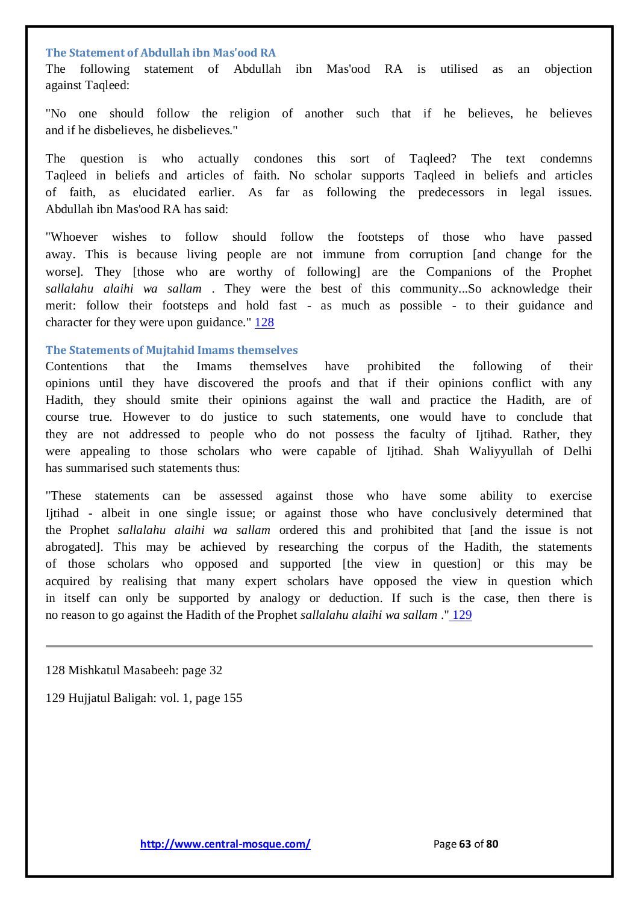### The Statement of Abdullah ibn Mas'ood RA

The following statement of Abdullah ibn Mas'ood RA is utilised as an objection against Taqleed:

"No one should follow the religion of another such that if he believes, he believes and if he disbelieves, he disbelieves."

The question is who actually condones this sort of Taqleed? The text condemns Taqleed in beliefs and articles of faith. No scholar supports Taqleed in beliefs and articles of faith, as elucidated earlier. As far as following the predecessors in legal issues. Abdullah ibn Mas'ood RA has said:

"Whoever wishes to follow should follow the footsteps of those who have passed away. This is because living people are not immune from corruption [and change for the worse]. They [those who are worthy of following] are the Companions of the Prophet *sallalahu alaihi wa sallam* . They were the best of this community...So acknowledge their merit: follow their footsteps and hold fast - as much as possible - to their guidance and character for they were upon guidance." [128]

### The Statements of Mujtahid Imams themselves

Contentions that the Imams themselves have prohibited the following of their opinions until they have discovered the proofs and that if their opinions conflict with any Hadith, they should smite their opinions against the wall and practice the Hadith, are of course true. However to do justice to such statements, one would have to conclude that they are not addressed to people who do not possess the faculty of Ijtihad. Rather, they were appealing to those scholars who were capable of Ijtihad. Shah Waliyyullah of Delhi has summarised such statements thus:

"These statements can be assessed against those who have some ability to exercise Ijtihad - albeit in one single issue; or against those who have conclusively determined that the Prophet *sallalahu alaihi wa sallam* ordered this and prohibited that [and the issue is not abrogated]. This may be achieved by researching the corpus of the Hadith, the statements of those scholars who opposed and supported [the view in question] or this may be acquired by realising that many expert scholars have opposed the view in question which in itself can only be supported by analogy or deduction. If such is the case, then there is no reason to go against the Hadith of the Prophet *sallalahu alaihi wa sallam* ." [129]

---

128 Mishkatul Masabeeh: page 32

129 Hujjatul Baligah: vol. 1, page 155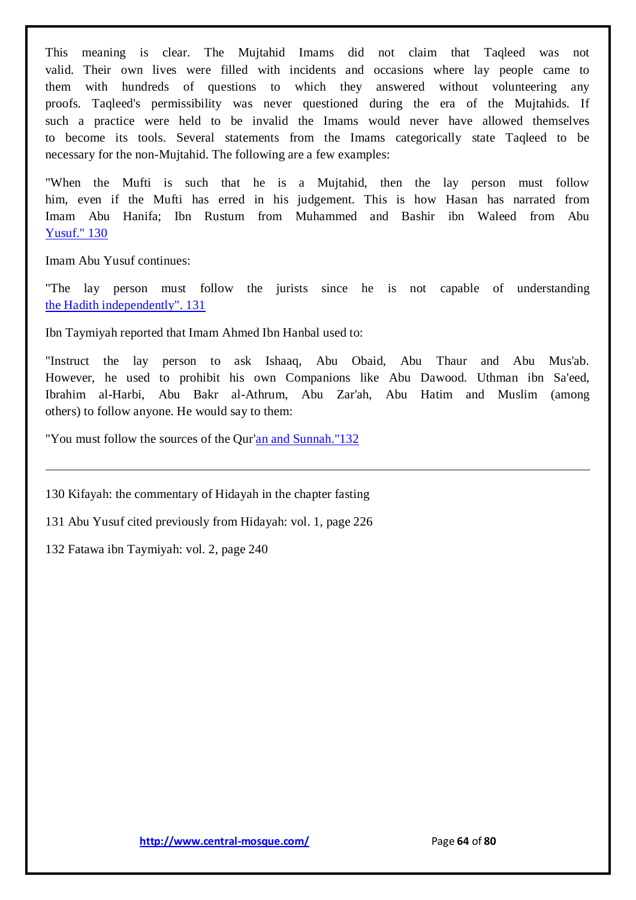This meaning is clear. The Mujtahid Imams did not claim that Taqleed was not valid. Their own lives were filled with incidents and occasions where lay people came to them with hundreds of questions to which they answered without volunteering any proofs. Taqleed's permissibility was never questioned during the era of the Mujtahids. If such a practice were held to be invalid the Imams would never have allowed themselves to become its tools. Several statements from the Imams categorically state Taqleed to be necessary for the non-Mujtahid. The following are a few examples:

"When the Mufti is such that he is a Mujtahid, then the lay person must follow him, even if the Mufti has erred in his judgement. This is how Hasan has narrated from Imam Abu Hanifa; Ibn Rustum from Muhammed and Bashir ibn Waleed from Abu Yusuf." 130

Imam Abu Yusuf continues:

"The lay person must follow the jurists since he is not capable of understanding the Hadith independently". 131

Ibn Taymiyah reported that Imam Ahmed Ibn Hanbal used to:

"Instruct the lay person to ask Ishaaq, Abu Obaid, Abu Thaur and Abu Mus'ab. However, he used to prohibit his own Companions like Abu Dawood. Uthman ibn Sa'eed, Ibrahim al-Harbi, Abu Bakr al-Athrum, Abu Zar'ah, Abu Hatim and Muslim (among others) to follow anyone. He would say to them:

"You must follow the sources of the Qur'an and Sunnah."132

---

130 Kifayah: the commentary of Hidayah in the chapter fasting

131 Abu Yusuf cited previously from Hidayah: vol. 1, page 226

132 Fatawa ibn Taymiyah: vol. 2, page 240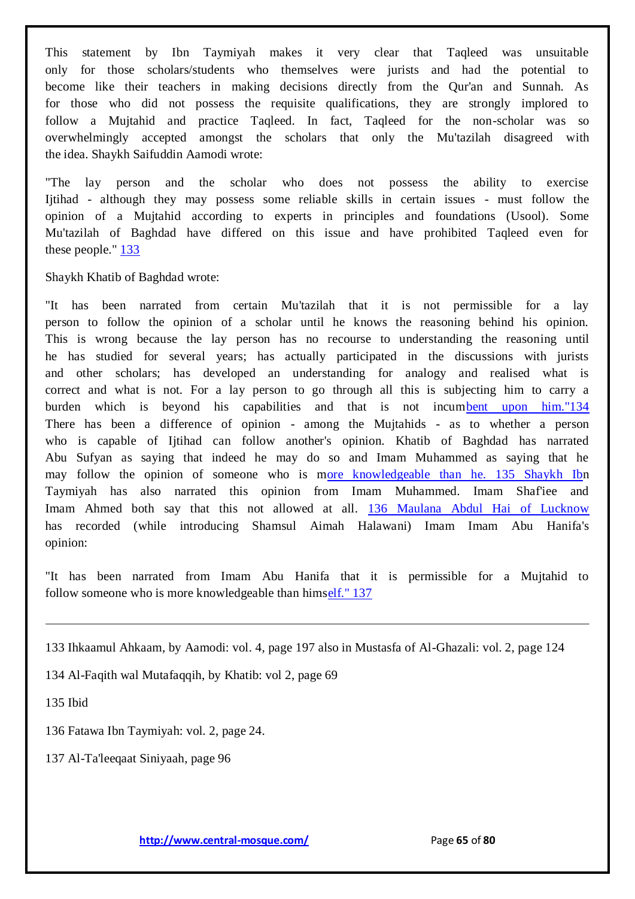This statement by Ibn Taymiyah makes it very clear that Taqleed was unsuitable only for those scholars/students who themselves were jurists and had the potential to become like their teachers in making decisions directly from the Qur'an and Sunnah. As for those who did not possess the requisite qualifications, they are strongly implored to follow a Mujtahid and practice Taqleed. In fact, Taqleed for the non-scholar was so overwhelmingly accepted amongst the scholars that only the Mu'tazilah disagreed with the idea. Shaykh Saifuddin Aamodi wrote:

"The lay person and the scholar who does not possess the ability to exercise Ijtihad - although they may possess some reliable skills in certain issues - must follow the opinion of a Mujtahid according to experts in principles and foundations (Usool). Some Mu'tazilah of Baghdad have differed on this issue and have prohibited Taqleed even for these people." 133

Shaykh Khatib of Baghdad wrote:

"It has been narrated from certain Mu'tazilah that it is not permissible for a lay person to follow the opinion of a scholar until he knows the reasoning behind his opinion. This is wrong because the lay person has no recourse to understanding the reasoning until he has studied for several years; has actually participated in the discussions with jurists and other scholars; has developed an understanding for analogy and realised what is correct and what is not. For a lay person to go through all this is subjecting him to carry a burden which is beyond his capabilities and that is not incumbent upon him."134 There has been a difference of opinion - among the Mujtahids - as to whether a person who is capable of Ijtihad can follow another's opinion. Khatib of Baghdad has narrated Abu Sufyan as saying that indeed he may do so and Imam Muhammed as saying that he may follow the opinion of someone who is more knowledgeable than he. 135 Shaykh Ibn Taymiyah has also narrated this opinion from Imam Muhammed. Imam Shaf'iee and Imam Ahmed both say that this not allowed at all. 136 Maulana Abdul Hai of Lucknow has recorded (while introducing Shamsul Aimah Halawani) Imam Imam Abu Hanifa's opinion:

"It has been narrated from Imam Abu Hanifa that it is permissible for a Mujtahid to follow someone who is more knowledgeable than himself." 137

---

133 Ihkaamul Ahkaam, by Aamodi: vol. 4, page 197 also in Mustasfa of Al-Ghazali: vol. 2, page 124

134 Al-Faqith wal Mutafaqqih, by Khatib: vol 2, page 69

135 Ibid

136 Fatawa Ibn Taymiyah: vol. 2, page 24.

137 Al-Ta'leeqaat Siniyaah, page 96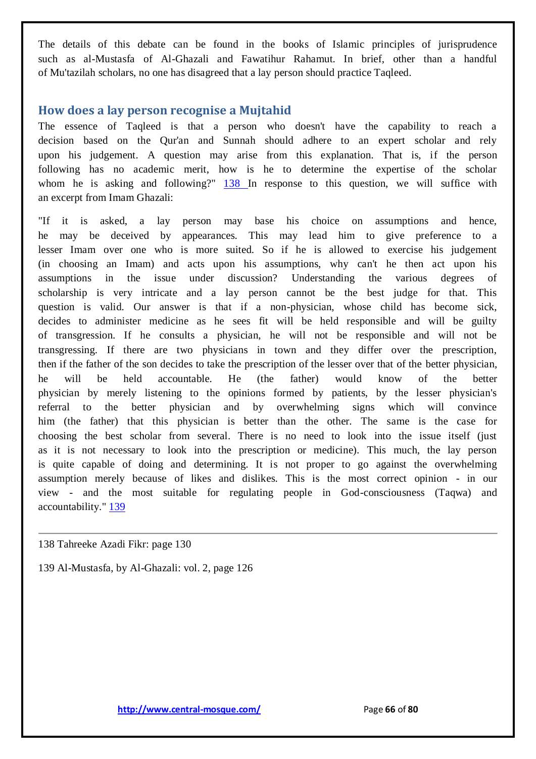The details of this debate can be found in the books of Islamic principles of jurisprudence such as al-Mustasfa of Al-Ghazali and Fawatihur Rahamut. In brief, other than a handful of Mu'tazilah scholars, no one has disagreed that a lay person should practice Taqleed.

## How does a lay person recognise a Mujtahid

The essence of Taqleed is that a person who doesn't have the capability to reach a decision based on the Qur'an and Sunnah should adhere to an expert scholar and rely upon his judgement. A question may arise from this explanation. That is, if the person following has no academic merit, how is he to determine the expertise of the scholar whom he is asking and following?" [138] In response to this question, we will suffice with an excerpt from Imam Ghazali:

"If it is asked, a lay person may base his choice on assumptions and hence, he may be deceived by appearances. This may lead him to give preference to a lesser Imam over one who is more suited. So if he is allowed to exercise his judgement (in choosing an Imam) and acts upon his assumptions, why can't he then act upon his assumptions in the issue under discussion? Understanding the various degrees of scholarship is very intricate and a lay person cannot be the best judge for that. This question is valid. Our answer is that if a non-physician, whose child has become sick, decides to administer medicine as he sees fit will be held responsible and will be guilty of transgression. If he consults a physician, he will not be responsible and will not be transgressing. If there are two physicians in town and they differ over the prescription, then if the father of the son decides to take the prescription of the lesser over that of the better physician, he will be held accountable. He (the father) would know of the better physician by merely listening to the opinions formed by patients, by the lesser physician's referral to the better physician and by overwhelming signs which will convince him (the father) that this physician is better than the other. The same is the case for choosing the best scholar from several. There is no need to look into the issue itself (just as it is not necessary to look into the prescription or medicine). This much, the lay person is quite capable of doing and determining. It is not proper to go against the overwhelming assumption merely because of likes and dislikes. This is the most correct opinion - in our view - and the most suitable for regulating people in God-consciousness (Taqwa) and accountability." [139]

---

138 Tahreeke Azadi Fikr: page 130

139 Al-Mustasfa, by Al-Ghazali: vol. 2, page 126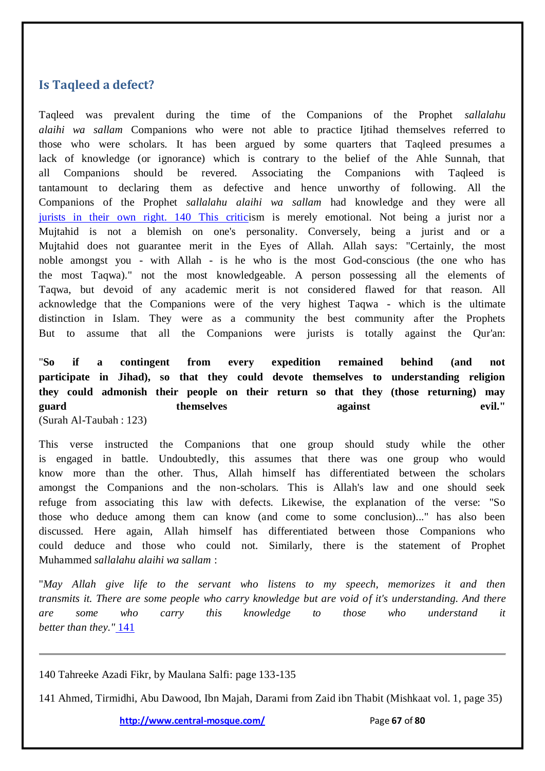## Is Taqleed a defect?

Taqleed was prevalent during the time of the Companions of the Prophet *sallalahu alaihi wa sallam* Companions who were not able to practice Ijtihad themselves referred to those who were scholars. It has been argued by some quarters that Taqleed presumes a lack of knowledge (or ignorance) which is contrary to the belief of the Ahle Sunnah, that all Companions should be revered. Associating the Companions with Taqleed is tantamount to declaring them as defective and hence unworthy of following. All the Companions of the Prophet *sallalahu alaihi wa sallam* had knowledge and they were all jurists in their own right. 140 This criticism is merely emotional. Not being a jurist nor a Mujtahid is not a blemish on one's personality. Conversely, being a jurist and or a Mujtahid does not guarantee merit in the Eyes of Allah. Allah says: "Certainly, the most noble amongst you - with Allah - is he who is the most God-conscious (the one who has the most Taqwa)." not the most knowledgeable. A person possessing all the elements of Taqwa, but devoid of any academic merit is not considered flawed for that reason. All acknowledge that the Companions were of the very highest Taqwa - which is the ultimate distinction in Islam. They were as a community the best community after the Prophets But to assume that all the Companions were jurists is totally against the Qur'an:

"**So if a contingent from every expedition remained behind (and not participate in Jihad), so that they could devote themselves to understanding religion they could admonish their people on their return so that they (those returning) may guard themselves against evil."**
(Surah Al-Taubah : 123)

This verse instructed the Companions that one group should study while the other is engaged in battle. Undoubtedly, this assumes that there was one group who would know more than the other. Thus, Allah himself has differentiated between the scholars amongst the Companions and the non-scholars. This is Allah's law and one should seek refuge from associating this law with defects. Likewise, the explanation of the verse: "So those who deduce among them can know (and come to some conclusion)..." has also been discussed. Here again, Allah himself has differentiated between those Companions who could deduce and those who could not. Similarly, there is the statement of Prophet Muhammed *sallalahu alaihi wa sallam* :

"*May Allah give life to the servant who listens to my speech, memorizes it and then transmits it. There are some people who carry knowledge but are void of it's understanding. And there are some who carry this knowledge to those who understand it better than they."* 141

---

140 Tahreeke Azadi Fikr, by Maulana Salfi: page 133-135

141 Ahmed, Tirmidhi, Abu Dawood, Ibn Majah, Darami from Zaid ibn Thabit (Mishkaat vol. 1, page 35)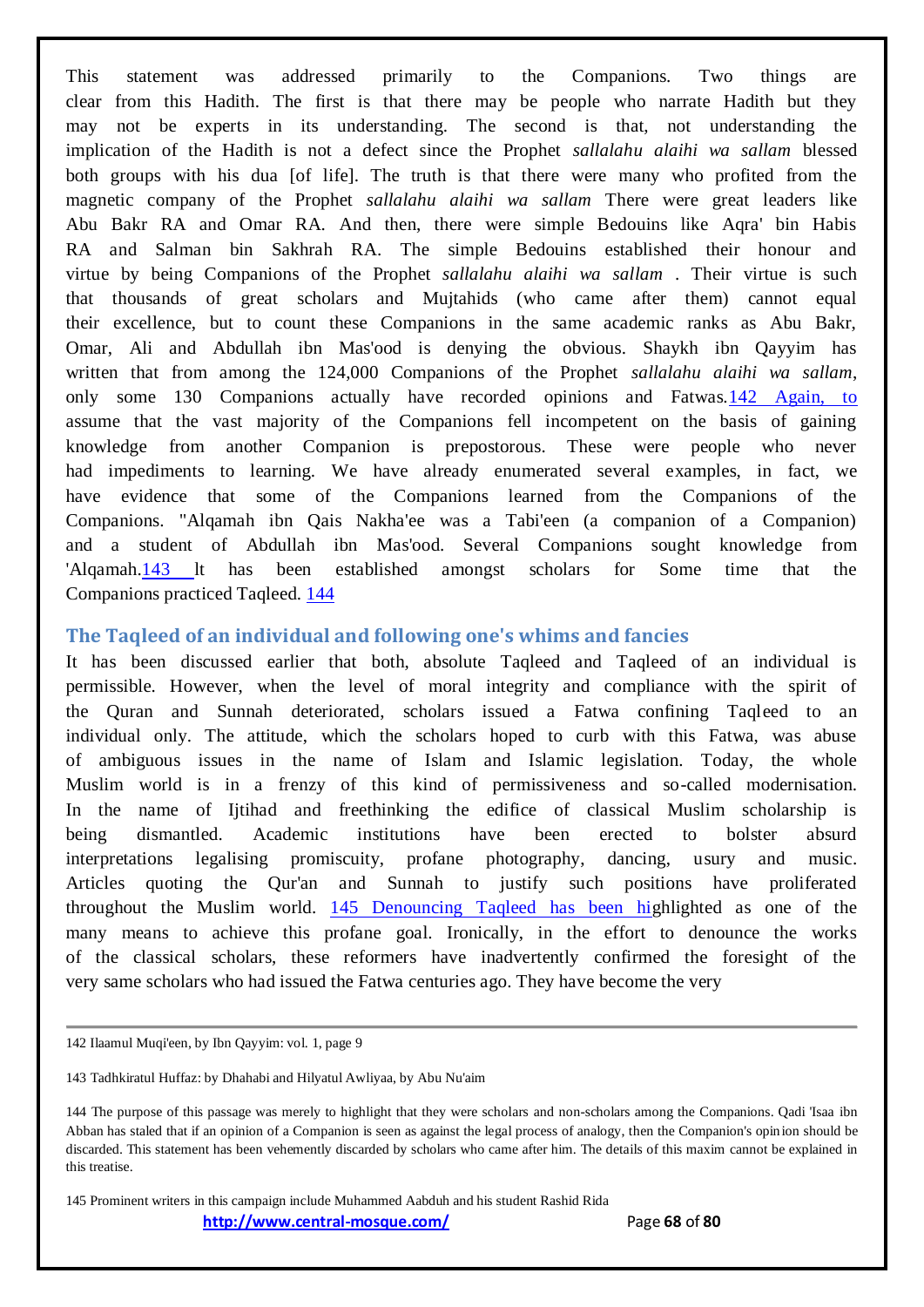This statement was addressed primarily to the Companions. Two things are clear from this Hadith. The first is that there may be people who narrate Hadith but they may not be experts in its understanding. The second is that, not understanding the implication of the Hadith is not a defect since the Prophet *sallalahu alaihi wa sallam* blessed both groups with his dua [of life]. The truth is that there were many who profited from the magnetic company of the Prophet *sallalahu alaihi wa sallam* There were great leaders like Abu Bakr RA and Omar RA. And then, there were simple Bedouins like Aqra' bin Habis RA and Salman bin Sakhrah RA. The simple Bedouins established their honour and virtue by being Companions of the Prophet *sallalahu alaihi wa sallam* . Their virtue is such that thousands of great scholars and Mujtahids (who came after them) cannot equal their excellence, but to count these Companions in the same academic ranks as Abu Bakr, Omar, Ali and Abdullah ibn Mas'ood is denying the obvious. Shaykh ibn Qayyim has written that from among the 124,000 Companions of the Prophet *sallalahu alaihi wa sallam*, only some 130 Companions actually have recorded opinions and Fatwas.[142] Again, to assume that the vast majority of the Companions fell incompetent on the basis of gaining knowledge from another Companion is preposterous. These were people who never had impediments to learning. We have already enumerated several examples, in fact, we have evidence that some of the Companions learned from the Companions of the Companions. "Alqamah ibn Qais Nakha'ee was a Tabi'een (a companion of a Companion) and a student of Abdullah ibn Mas'ood. Several Companions sought knowledge from 'Alqamah.[143] lt has been established amongst scholars for Some time that the Companions practiced Taqleed. [144]

## The Taqleed of an individual and following one's whims and fancies

It has been discussed earlier that both, absolute Taqleed and Taqleed of an individual is permissible. However, when the level of moral integrity and compliance with the spirit of the Quran and Sunnah deteriorated, scholars issued a Fatwa confining Taqleed to an individual only. The attitude, which the scholars hoped to curb with this Fatwa, was abuse of ambiguous issues in the name of Islam and Islamic legislation. Today, the whole Muslim world is in a frenzy of this kind of permissiveness and so-called modernisation. In the name of Ijtihad and freethinking the edifice of classical Muslim scholarship is being dismantled. Academic institutions have been erected to bolster absurd interpretations legalising promiscuity, profane photography, dancing, usury and music. Articles quoting the Qur'an and Sunnah to justify such positions have proliferated throughout the Muslim world. [145] Denouncing Taqleed has been highlighted as one of the many means to achieve this profane goal. Ironically, in the effort to denounce the works of the classical scholars, these reformers have inadvertently confirmed the foresight of the very same scholars who had issued the Fatwa centuries ago. They have become the very

---

142 Ilaamul Muqi'een, by Ibn Qayyim: vol. 1, page 9

143 Tadhkiratul Huffaz: by Dhahabi and Hilyatul Awliyaa, by Abu Nu'aim

144 The purpose of this passage was merely to highlight that they were scholars and non-scholars among the Companions. Qadi 'Isaa ibn Abban has staled that if an opinion of a Companion is seen as against the legal process of analogy, then the Companion's opinion should be discarded. This statement has been vehemently discarded by scholars who came after him. The details of this maxim cannot be explained in this treatise.

145 Prominent writers in this campaign include Muhammed Aabduh and his student Rashid Rida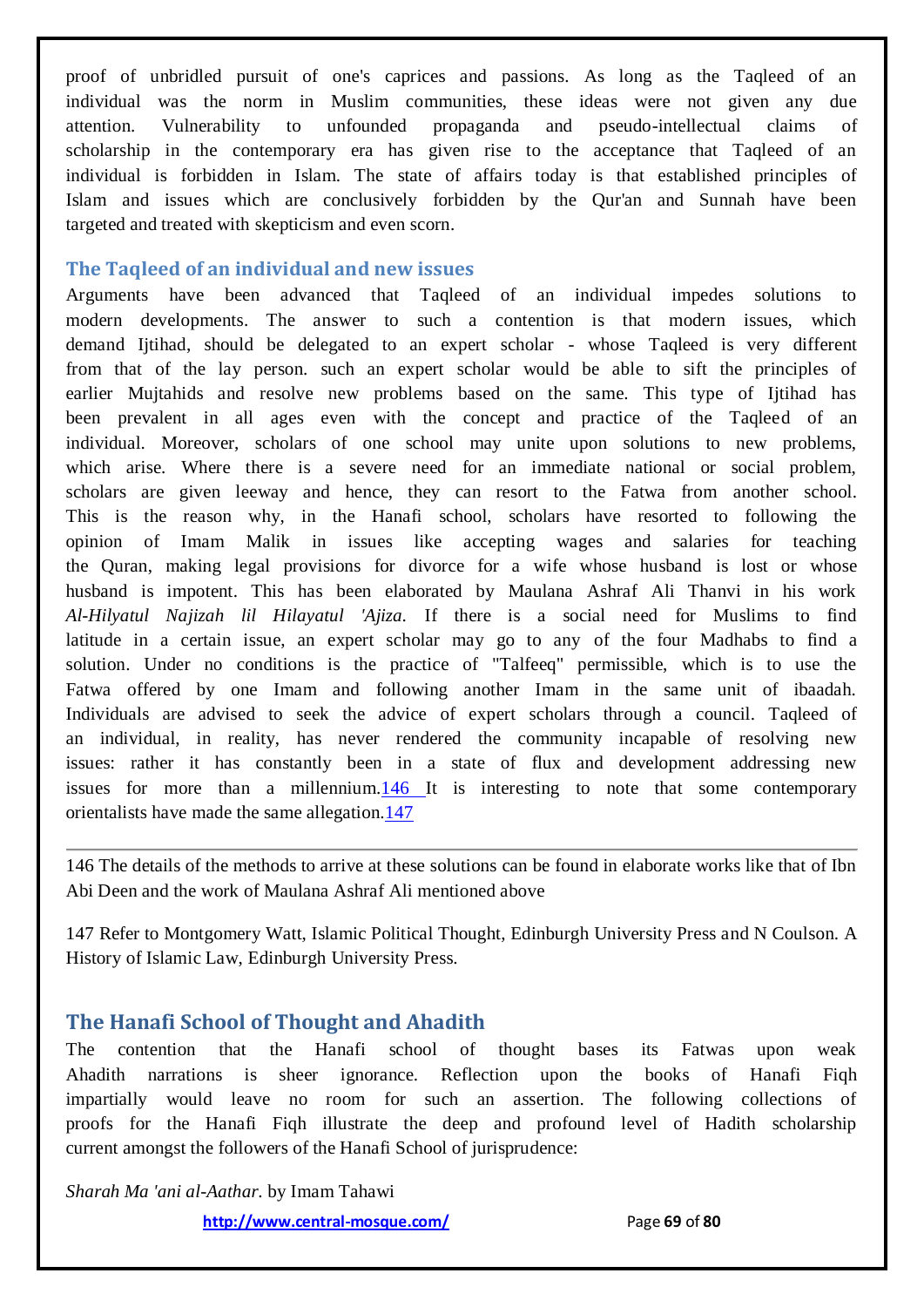proof of unbridled pursuit of one's caprices and passions. As long as the Taqleed of an individual was the norm in Muslim communities, these ideas were not given any due attention. Vulnerability to unfounded propaganda and pseudo-intellectual claims of scholarship in the contemporary era has given rise to the acceptance that Taqleed of an individual is forbidden in Islam. The state of affairs today is that established principles of Islam and issues which are conclusively forbidden by the Qur'an and Sunnah have been targeted and treated with skepticism and even scorn.

## The Taqleed of an individual and new issues

Arguments have been advanced that Taqleed of an individual impedes solutions to modern developments. The answer to such a contention is that modern issues, which demand Ijtihad, should be delegated to an expert scholar - whose Taqleed is very different from that of the lay person. such an expert scholar would be able to sift the principles of earlier Mujtahids and resolve new problems based on the same. This type of Ijtihad has been prevalent in all ages even with the concept and practice of the Taqleed of an individual. Moreover, scholars of one school may unite upon solutions to new problems, which arise. Where there is a severe need for an immediate national or social problem, scholars are given leeway and hence, they can resort to the Fatwa from another school. This is the reason why, in the Hanafi school, scholars have resorted to following the opinion of Imam Malik in issues like accepting wages and salaries for teaching the Quran, making legal provisions for divorce for a wife whose husband is lost or whose husband is impotent. This has been elaborated by Maulana Ashraf Ali Thanvi in his work *Al-Hilyatul Najizah lil Hilayatul 'Ajiza*. If there is a social need for Muslims to find latitude in a certain issue, an expert scholar may go to any of the four Madhabs to find a solution. Under no conditions is the practice of "Talfeeq" permissible, which is to use the Fatwa offered by one Imam and following another Imam in the same unit of ibaadah. Individuals are advised to seek the advice of expert scholars through a council. Taqleed of an individual, in reality, has never rendered the community incapable of resolving new issues: rather it has constantly been in a state of flux and development addressing new issues for more than a millennium.[146] It is interesting to note that some contemporary orientalists have made the same allegation.[147]

---

146 The details of the methods to arrive at these solutions can be found in elaborate works like that of Ibn Abi Deen and the work of Maulana Ashraf Ali mentioned above

147 Refer to Montgomery Watt, Islamic Political Thought, Edinburgh University Press and N Coulson. A History of Islamic Law, Edinburgh University Press.

## The Hanafi School of Thought and Ahadith

The contention that the Hanafi school of thought bases its Fatwas upon weak Ahadith narrations is sheer ignorance. Reflection upon the books of Hanafi Fiqh impartially would leave no room for such an assertion. The following collections of proofs for the Hanafi Fiqh illustrate the deep and profound level of Hadith scholarship current amongst the followers of the Hanafi School of jurisprudence:

*Sharah Ma 'ani al-Aathar.* by Imam Tahawi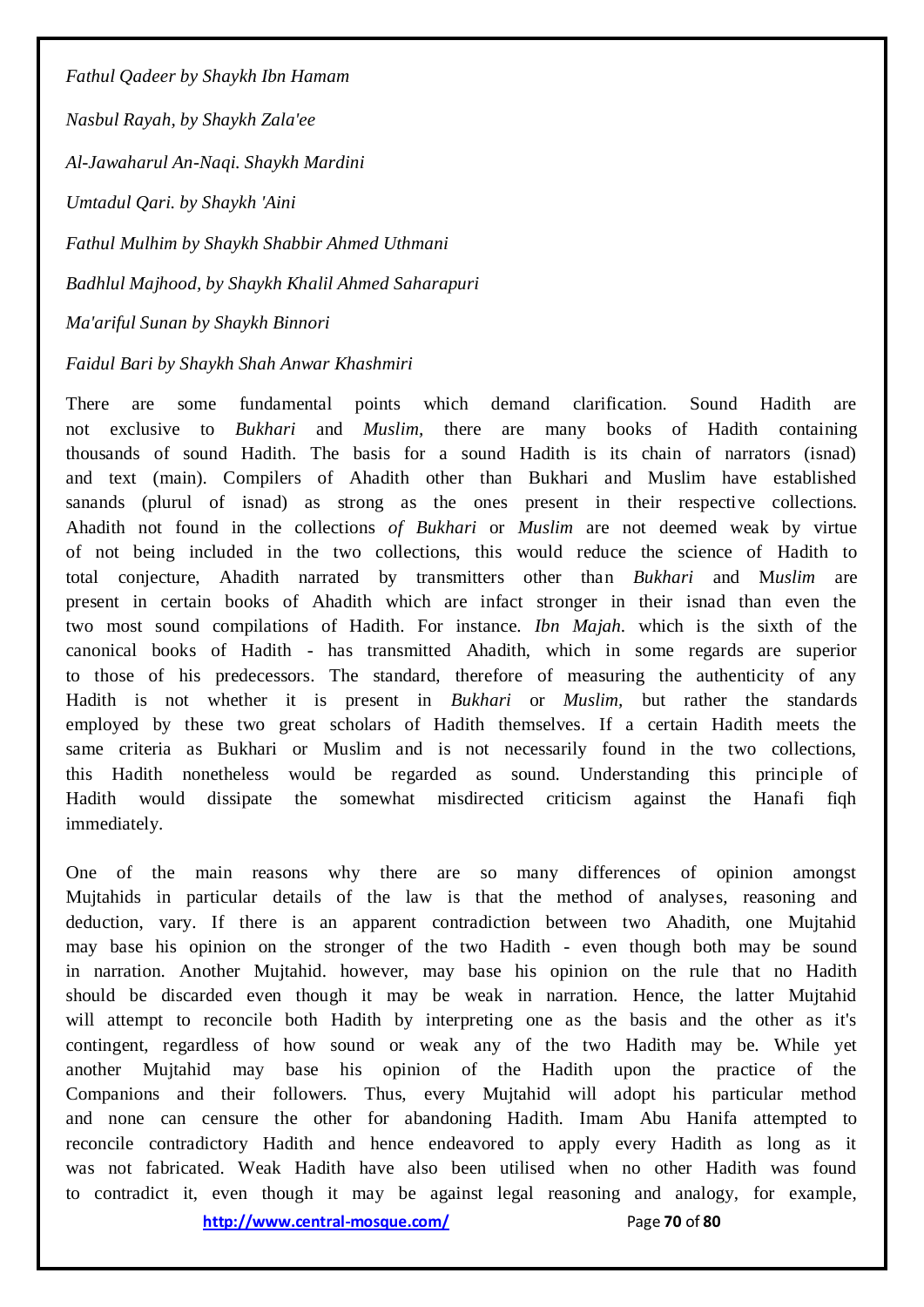*Fathul Qadeer by Shaykh Ibn Hamam*

*Nasbul Rayah, by Shaykh Zala'ee*

*Al-Jawaharul An-Naqi. Shaykh Mardini*

*Umtadul Qari. by Shaykh 'Aini*

*Fathul Mulhim by Shaykh Shabbir Ahmed Uthmani*

*Badhlul Majhood, by Shaykh Khalil Ahmed Saharapuri*

*Ma'ariful Sunan by Shaykh Binnori*

*Faidul Bari by Shaykh Shah Anwar Khashmiri*

There are some fundamental points which demand clarification. Sound Hadith are not exclusive to *Bukhari* and *Muslim,* there are many books of Hadith containing thousands of sound Hadith. The basis for a sound Hadith is its chain of narrators (isnad) and text (main). Compilers of Ahadith other than Bukhari and Muslim have established sanands (plurul of isnad) as strong as the ones present in their respective collections. Ahadith not found in the collections *of Bukhari* or *Muslim* are not deemed weak by virtue of not being included in the two collections, this would reduce the science of Hadith to total conjecture, Ahadith narrated by transmitters other than *Bukhari* and M*uslim* are present in certain books of Ahadith which are infact stronger in their isnad than even the two most sound compilations of Hadith. For instance. *Ibn Majah.* which is the sixth of the canonical books of Hadith - has transmitted Ahadith, which in some regards are superior to those of his predecessors. The standard, therefore of measuring the authenticity of any Hadith is not whether it is present in *Bukhari* or *Muslim,* but rather the standards employed by these two great scholars of Hadith themselves. If a certain Hadith meets the same criteria as Bukhari or Muslim and is not necessarily found in the two collections, this Hadith nonetheless would be regarded as sound. Understanding this principle of Hadith would dissipate the somewhat misdirected criticism against the Hanafi fiqh immediately.

One of the main reasons why there are so many differences of opinion amongst Mujtahids in particular details of the law is that the method of analyses, reasoning and deduction, vary. If there is an apparent contradiction between two Ahadith, one Mujtahid may base his opinion on the stronger of the two Hadith - even though both may be sound in narration. Another Mujtahid. however, may base his opinion on the rule that no Hadith should be discarded even though it may be weak in narration. Hence, the latter Mujtahid will attempt to reconcile both Hadith by interpreting one as the basis and the other as it's contingent, regardless of how sound or weak any of the two Hadith may be. While yet another Mujtahid may base his opinion of the Hadith upon the practice of the Companions and their followers. Thus, every Mujtahid will adopt his particular method and none can censure the other for abandoning Hadith. Imam Abu Hanifa attempted to reconcile contradictory Hadith and hence endeavored to apply every Hadith as long as it was not fabricated. Weak Hadith have also been utilised when no other Hadith was found to contradict it, even though it may be against legal reasoning and analogy, for example,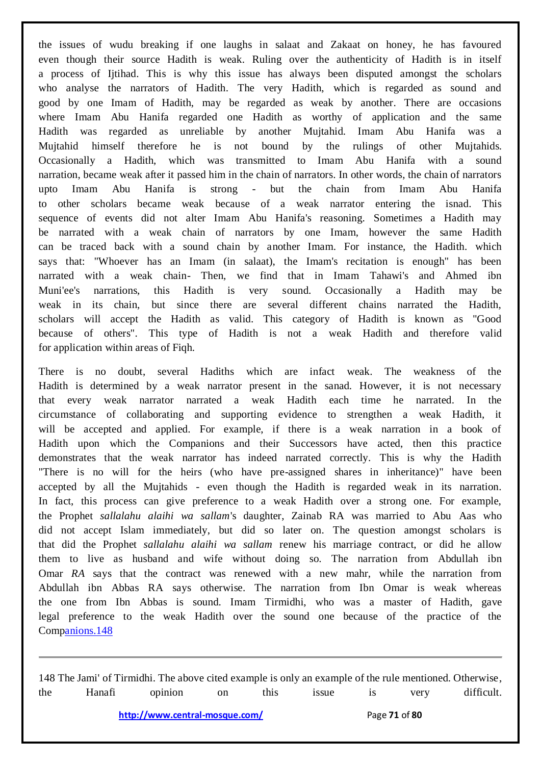the issues of wudu breaking if one laughs in salaat and Zakaat on honey, he has favoured even though their source Hadith is weak. Ruling over the authenticity of Hadith is in itself a process of Ijtihad. This is why this issue has always been disputed amongst the scholars who analyse the narrators of Hadith. The very Hadith, which is regarded as sound and good by one Imam of Hadith, may be regarded as weak by another. There are occasions where Imam Abu Hanifa regarded one Hadith as worthy of application and the same Hadith was regarded as unreliable by another Mujtahid. Imam Abu Hanifa was a Mujtahid himself therefore he is not bound by the rulings of other Mujtahids. Occasionally a Hadith, which was transmitted to Imam Abu Hanifa with a sound narration, became weak after it passed him in the chain of narrators. In other words, the chain of narrators upto Imam Abu Hanifa is strong - but the chain from Imam Abu Hanifa to other scholars became weak because of a weak narrator entering the isnad. This sequence of events did not alter Imam Abu Hanifa's reasoning. Sometimes a Hadith may be narrated with a weak chain of narrators by one Imam, however the same Hadith can be traced back with a sound chain by another Imam. For instance, the Hadith. which says that: "Whoever has an Imam (in salaat), the Imam's recitation is enough" has been narrated with a weak chain- Then, we find that in Imam Tahawi's and Ahmed ibn Muni'ee's narrations, this Hadith is very sound. Occasionally a Hadith may be weak in its chain, but since there are several different chains narrated the Hadith, scholars will accept the Hadith as valid. This category of Hadith is known as "Good because of others". This type of Hadith is not a weak Hadith and therefore valid for application within areas of Fiqh.

There is no doubt, several Hadiths which are infact weak. The weakness of the Hadith is determined by a weak narrator present in the sanad. However, it is not necessary that every weak narrator narrated a weak Hadith each time he narrated. In the circumstance of collaborating and supporting evidence to strengthen a weak Hadith, it will be accepted and applied. For example, if there is a weak narration in a book of Hadith upon which the Companions and their Successors have acted, then this practice demonstrates that the weak narrator has indeed narrated correctly. This is why the Hadith "There is no will for the heirs (who have pre-assigned shares in inheritance)" have been accepted by all the Mujtahids - even though the Hadith is regarded weak in its narration. In fact, this process can give preference to a weak Hadith over a strong one. For example, the Prophet *sallalahu alaihi wa sallam*'s daughter, Zainab RA was married to Abu Aas who did not accept Islam immediately, but did so later on. The question amongst scholars is that did the Prophet *sallalahu alaihi wa sallam* renew his marriage contract, or did he allow them to live as husband and wife without doing so. The narration from Abdullah ibn Omar *RA* says that the contract was renewed with a new mahr, while the narration from Abdullah ibn Abbas RA says otherwise. The narration from Ibn Omar is weak whereas the one from Ibn Abbas is sound. Imam Tirmidhi, who was a master of Hadith, gave legal preference to the weak Hadith over the sound one because of the practice of the Companions.148

---

148 The Jami' of Tirmidhi. The above cited example is only an example of the rule mentioned. Otherwise, the Hanafi opinion on this issue is very difficult.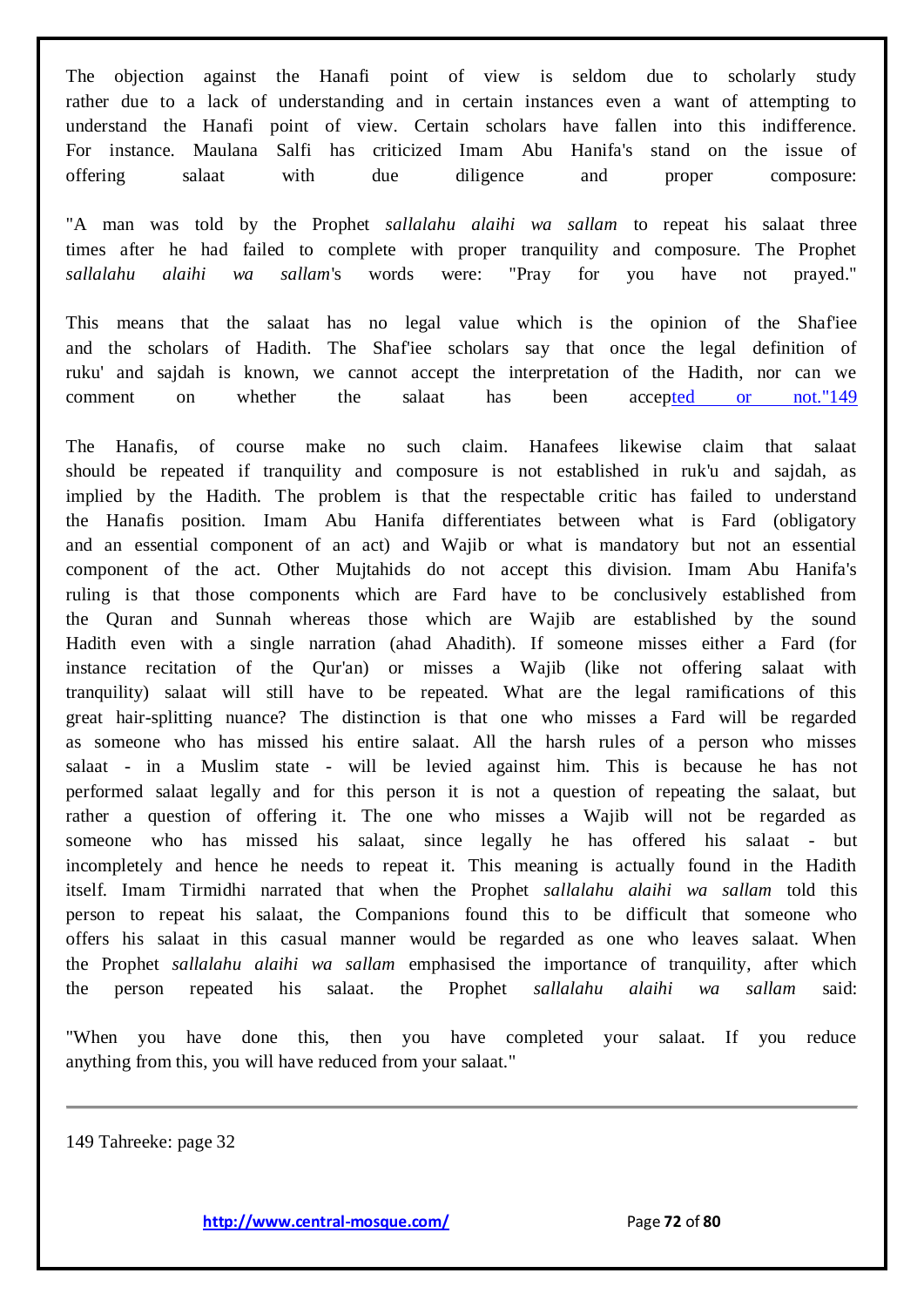The objection against the Hanafi point of view is seldom due to scholarly study rather due to a lack of understanding and in certain instances even a want of attempting to understand the Hanafi point of view. Certain scholars have fallen into this indifference. For instance. Maulana Salfi has criticized Imam Abu Hanifa's stand on the issue of offering salaat with due diligence and proper composure:

"A man was told by the Prophet *sallalahu alaihi wa sallam* to repeat his salaat three times after he had failed to complete with proper tranquility and composure. The Prophet *sallalahu alaihi wa sallam*'s words were: "Pray for you have not prayed."

This means that the salaat has no legal value which is the opinion of the Shaf'iee and the scholars of Hadith. The Shaf'iee scholars say that once the legal definition of ruku' and sajdah is known, we cannot accept the interpretation of the Hadith, nor can we comment on whether the salaat has been accepted or not."149

The Hanafis, of course make no such claim. Hanafees likewise claim that salaat should be repeated if tranquility and composure is not established in ruk'u and sajdah, as implied by the Hadith. The problem is that the respectable critic has failed to understand the Hanafis position. Imam Abu Hanifa differentiates between what is Fard (obligatory and an essential component of an act) and Wajib or what is mandatory but not an essential component of the act. Other Mujtahids do not accept this division. Imam Abu Hanifa's ruling is that those components which are Fard have to be conclusively established from the Quran and Sunnah whereas those which are Wajib are established by the sound Hadith even with a single narration (ahad Ahadith). If someone misses either a Fard (for instance recitation of the Qur'an) or misses a Wajib (like not offering salaat with tranquility) salaat will still have to be repeated. What are the legal ramifications of this great hair-splitting nuance? The distinction is that one who misses a Fard will be regarded as someone who has missed his entire salaat. All the harsh rules of a person who misses salaat - in a Muslim state - will be levied against him. This is because he has not performed salaat legally and for this person it is not a question of repeating the salaat, but rather a question of offering it. The one who misses a Wajib will not be regarded as someone who has missed his salaat, since legally he has offered his salaat - but incompletely and hence he needs to repeat it. This meaning is actually found in the Hadith itself. Imam Tirmidhi narrated that when the Prophet *sallalahu alaihi wa sallam* told this person to repeat his salaat, the Companions found this to be difficult that someone who offers his salaat in this casual manner would be regarded as one who leaves salaat. When the Prophet *sallalahu alaihi wa sallam* emphasised the importance of tranquility, after which the person repeated his salaat. the Prophet *sallalahu alaihi wa sallam* said:

"When you have done this, then you have completed your salaat. If you reduce anything from this, you will have reduced from your salaat."

---

149 Tahreeke: page 32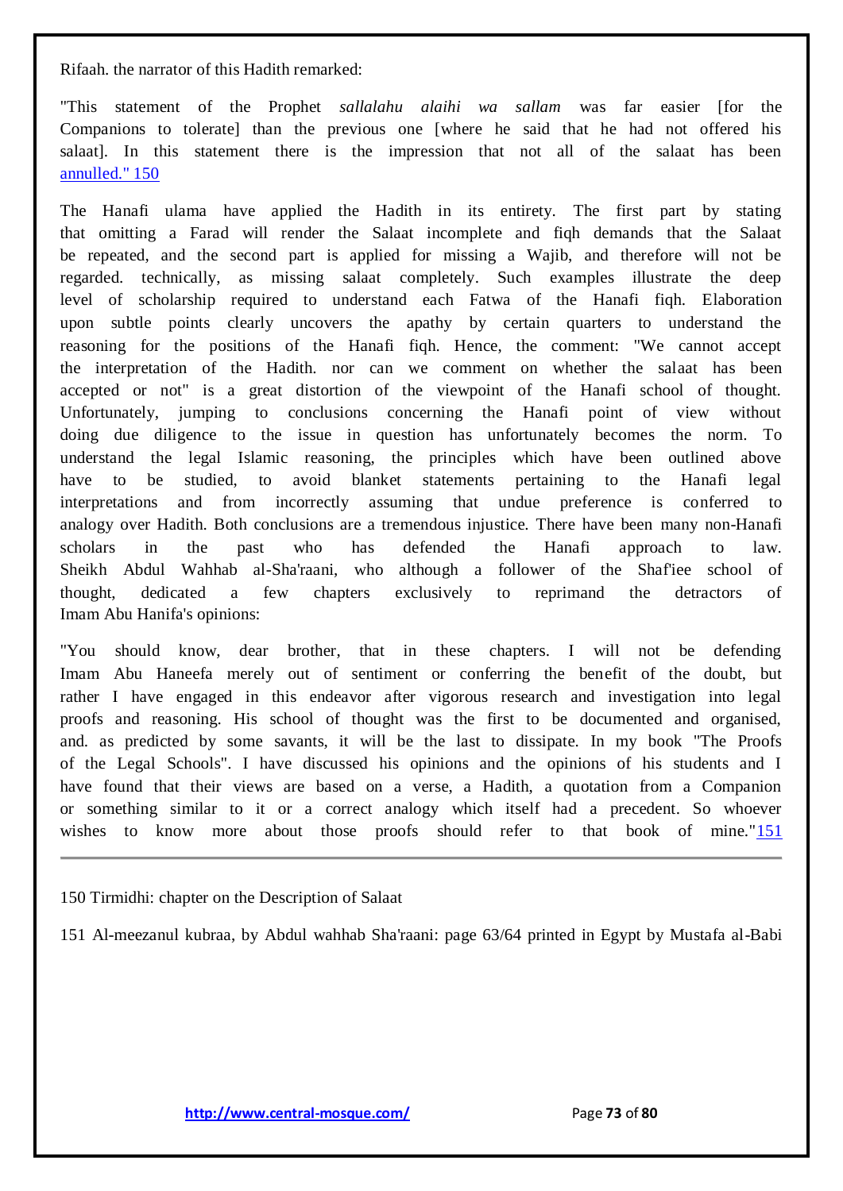Rifaah. the narrator of this Hadith remarked:

"This statement of the Prophet *sallalahu alaihi wa sallam* was far easier [for the Companions to tolerate] than the previous one [where he said that he had not offered his salaat]. In this statement there is the impression that not all of the salaat has been annulled." 150

The Hanafi ulama have applied the Hadith in its entirety. The first part by stating that omitting a Farad will render the Salaat incomplete and fiqh demands that the Salaat be repeated, and the second part is applied for missing a Wajib, and therefore will not be regarded. technically, as missing salaat completely. Such examples illustrate the deep level of scholarship required to understand each Fatwa of the Hanafi fiqh. Elaboration upon subtle points clearly uncovers the apathy by certain quarters to understand the reasoning for the positions of the Hanafi fiqh. Hence, the comment: "We cannot accept the interpretation of the Hadith. nor can we comment on whether the salaat has been accepted or not" is a great distortion of the viewpoint of the Hanafi school of thought. Unfortunately, jumping to conclusions concerning the Hanafi point of view without doing due diligence to the issue in question has unfortunately becomes the norm. To understand the legal Islamic reasoning, the principles which have been outlined above have to be studied, to avoid blanket statements pertaining to the Hanafi legal interpretations and from incorrectly assuming that undue preference is conferred to analogy over Hadith. Both conclusions are a tremendous injustice. There have been many non-Hanafi scholars in the past who has defended the Hanafi approach to law. Sheikh Abdul Wahhab al-Sha'raani, who although a follower of the Shaf'iee school of thought, dedicated a few chapters exclusively to reprimand the detractors of Imam Abu Hanifa's opinions:

"You should know, dear brother, that in these chapters. I will not be defending Imam Abu Haneefa merely out of sentiment or conferring the benefit of the doubt, but rather I have engaged in this endeavor after vigorous research and investigation into legal proofs and reasoning. His school of thought was the first to be documented and organised, and. as predicted by some savants, it will be the last to dissipate. In my book "The Proofs of the Legal Schools". I have discussed his opinions and the opinions of his students and I have found that their views are based on a verse, a Hadith, a quotation from a Companion or something similar to it or a correct analogy which itself had a precedent. So whoever wishes to know more about those proofs should refer to that book of mine."151

---

150 Tirmidhi: chapter on the Description of Salaat

151 Al-meezanul kubraa, by Abdul wahhab Sha'raani: page 63/64 printed in Egypt by Mustafa al-Babi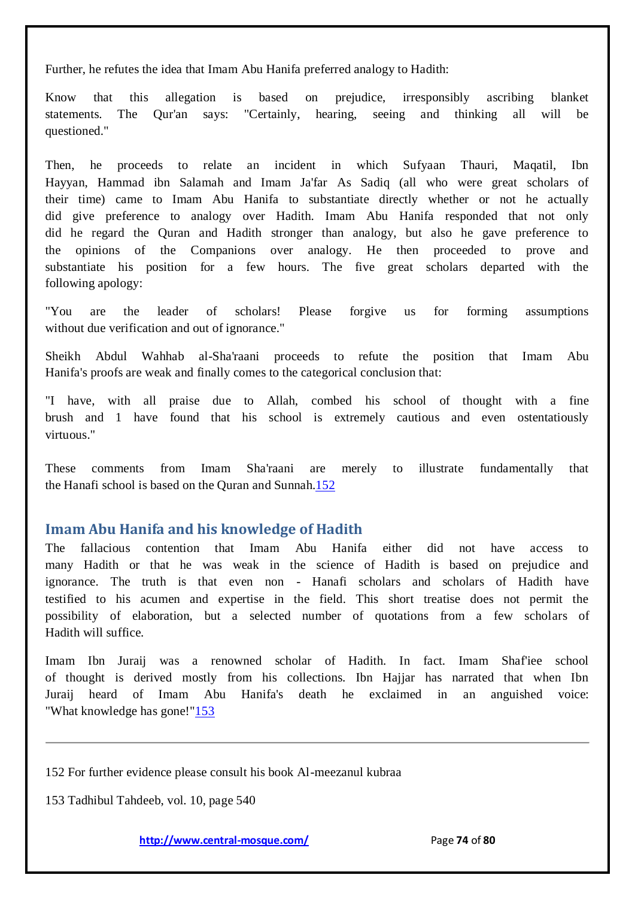Further, he refutes the idea that Imam Abu Hanifa preferred analogy to Hadith:

Know that this allegation is based on prejudice, irresponsibly ascribing blanket statements. The Qur'an says: "Certainly, hearing, seeing and thinking all will be questioned."

Then, he proceeds to relate an incident in which Sufyaan Thauri, Maqatil, Ibn Hayyan, Hammad ibn Salamah and Imam Ja'far As Sadiq (all who were great scholars of their time) came to Imam Abu Hanifa to substantiate directly whether or not he actually did give preference to analogy over Hadith. Imam Abu Hanifa responded that not only did he regard the Quran and Hadith stronger than analogy, but also he gave preference to the opinions of the Companions over analogy. He then proceeded to prove and substantiate his position for a few hours. The five great scholars departed with the following apology:

"You are the leader of scholars! Please forgive us for forming assumptions without due verification and out of ignorance."

Sheikh Abdul Wahhab al-Sha'raani proceeds to refute the position that Imam Abu Hanifa's proofs are weak and finally comes to the categorical conclusion that:

"I have, with all praise due to Allah, combed his school of thought with a fine brush and 1 have found that his school is extremely cautious and even ostentatiously virtuous."

These comments from Imam Sha'raani are merely to illustrate fundamentally that the Hanafi school is based on the Quran and Sunnah.[152]

## Imam Abu Hanifa and his knowledge of Hadith

The fallacious contention that Imam Abu Hanifa either did not have access to many Hadith or that he was weak in the science of Hadith is based on prejudice and ignorance. The truth is that even non - Hanafi scholars and scholars of Hadith have testified to his acumen and expertise in the field. This short treatise does not permit the possibility of elaboration, but a selected number of quotations from a few scholars of Hadith will suffice.

Imam Ibn Juraij was a renowned scholar of Hadith. In fact. Imam Shaf'iee school of thought is derived mostly from his collections. Ibn Hajjar has narrated that when Ibn Juraij heard of Imam Abu Hanifa's death he exclaimed in an anguished voice: "What knowledge has gone!"[153]

---

152 For further evidence please consult his book Al-meezanul kubraa

153 Tadhibul Tahdeeb, vol. 10, page 540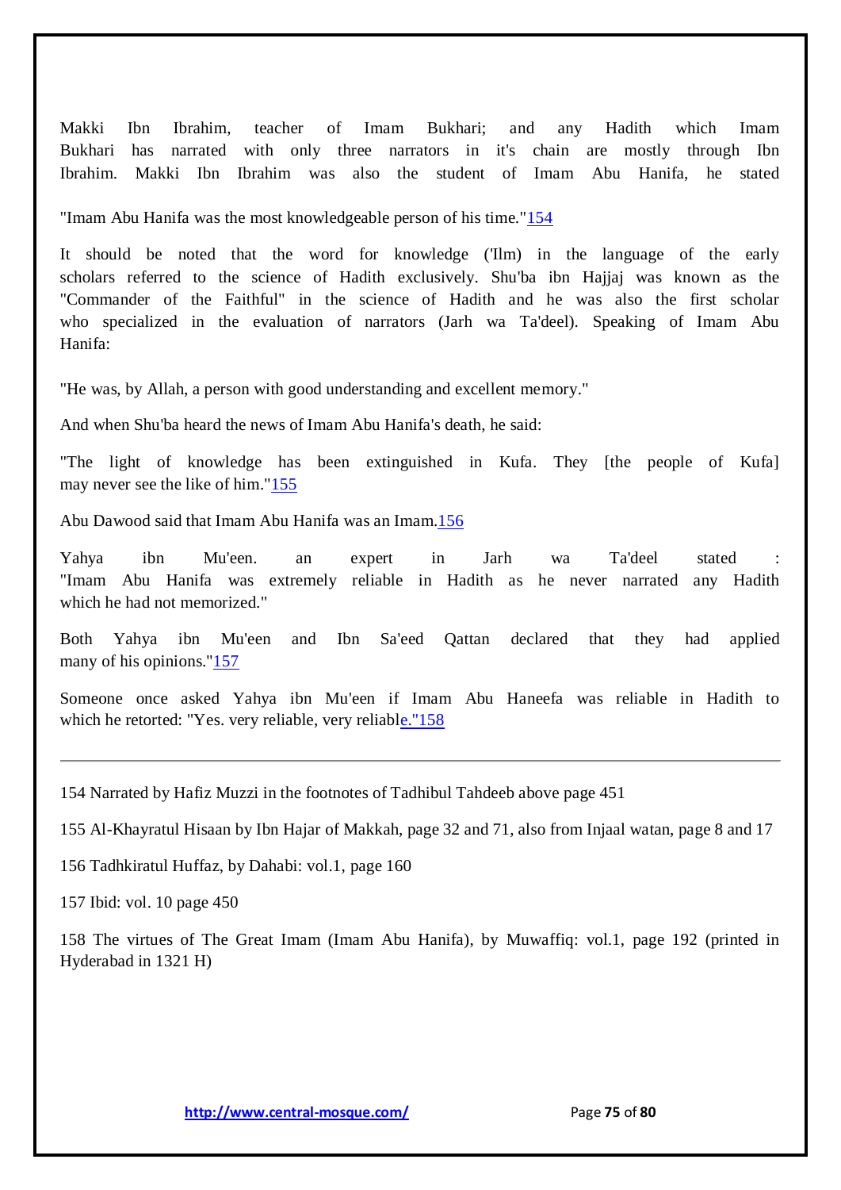Makki Ibn Ibrahim, teacher of Imam Bukhari; and any Hadith which Imam Bukhari has narrated with only three narrators in it's chain are mostly through Ibn Ibrahim. Makki Ibn Ibrahim was also the student of Imam Abu Hanifa, he stated

"Imam Abu Hanifa was the most knowledgeable person of his time."154

It should be noted that the word for knowledge ('Ilm) in the language of the early scholars referred to the science of Hadith exclusively. Shu'ba ibn Hajjaj was known as the "Commander of the Faithful" in the science of Hadith and he was also the first scholar who specialized in the evaluation of narrators (Jarh wa Ta'deel). Speaking of Imam Abu Hanifa:

"He was, by Allah, a person with good understanding and excellent memory."

And when Shu'ba heard the news of Imam Abu Hanifa's death, he said:

"The light of knowledge has been extinguished in Kufa. They [the people of Kufa] may never see the like of him."155

Abu Dawood said that Imam Abu Hanifa was an Imam.156

Yahya ibn Mu'een. an expert in Jarh wa Ta'deel stated : "Imam Abu Hanifa was extremely reliable in Hadith as he never narrated any Hadith which he had not memorized."

Both Yahya ibn Mu'een and Ibn Sa'eed Qattan declared that they had applied many of his opinions."157

Someone once asked Yahya ibn Mu'een if Imam Abu Haneefa was reliable in Hadith to which he retorted: "Yes. very reliable, very reliable."158

---

154 Narrated by Hafiz Muzzi in the footnotes of Tadhibul Tahdeeb above page 451

155 Al-Khayratul Hisaan by Ibn Hajar of Makkah, page 32 and 71, also from Injaal watan, page 8 and 17

156 Tadhkiratul Huffaz, by Dahabi: vol.1, page 160

157 Ibid: vol. 10 page 450

158 The virtues of The Great Imam (Imam Abu Hanifa), by Muwaffiq: vol.1, page 192 (printed in Hyderabad in 1321 H)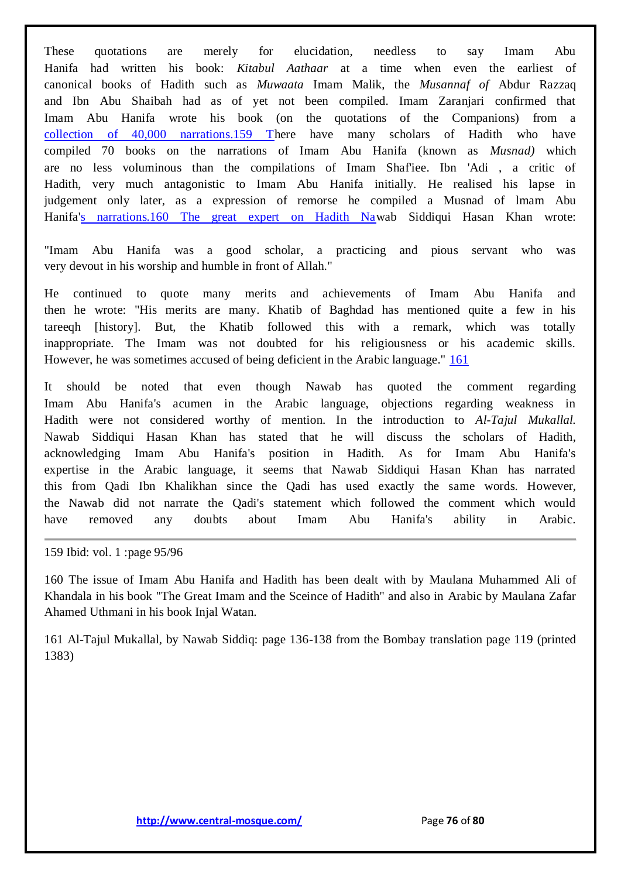These quotations are merely for elucidation, needless to say Imam Abu Hanifa had written his book: *Kitabul Aathaar* at a time when even the earliest of canonical books of Hadith such as *Muwaata* Imam Malik, the *Musannaf of* Abdur Razzaq and Ibn Abu Shaibah had as of yet not been compiled. Imam Zaranjari confirmed that Imam Abu Hanifa wrote his book (on the quotations of the Companions) from a collection of 40,000 narrations.[159] There have many scholars of Hadith who have compiled 70 books on the narrations of Imam Abu Hanifa (known as *Musnad)* which are no less voluminous than the compilations of Imam Shaf'iee. Ibn 'Adi , a critic of Hadith, very much antagonistic to Imam Abu Hanifa initially. He realised his lapse in judgement only later, as a expression of remorse he compiled a Musnad of lmam Abu Hanifa's narrations.[160] The great expert on Hadith Nawab Siddiqui Hasan Khan wrote:

"Imam Abu Hanifa was a good scholar, a practicing and pious servant who was very devout in his worship and humble in front of Allah."

He continued to quote many merits and achievements of Imam Abu Hanifa and then he wrote: "His merits are many. Khatib of Baghdad has mentioned quite a few in his tareeqh [history]. But, the Khatib followed this with a remark, which was totally inappropriate. The Imam was not doubted for his religiousness or his academic skills. However, he was sometimes accused of being deficient in the Arabic language." [161]

It should be noted that even though Nawab has quoted the comment regarding Imam Abu Hanifa's acumen in the Arabic language, objections regarding weakness in Hadith were not considered worthy of mention. In the introduction to *Al-Tajul Mukallal.* Nawab Siddiqui Hasan Khan has stated that he will discuss the scholars of Hadith, acknowledging Imam Abu Hanifa's position in Hadith. As for Imam Abu Hanifa's expertise in the Arabic language, it seems that Nawab Siddiqui Hasan Khan has narrated this from Qadi Ibn Khalikhan since the Qadi has used exactly the same words. However, the Nawab did not narrate the Qadi's statement which followed the comment which would have removed any doubts about Imam Abu Hanifa's ability in Arabic.

---

159 Ibid: vol. 1 :page 95/96

160 The issue of Imam Abu Hanifa and Hadith has been dealt with by Maulana Muhammed Ali of Khandala in his book "The Great Imam and the Sceince of Hadith" and also in Arabic by Maulana Zafar Ahamed Uthmani in his book Injal Watan.

161 Al-Tajul Mukallal, by Nawab Siddiq: page 136-138 from the Bombay translation page 119 (printed 1383)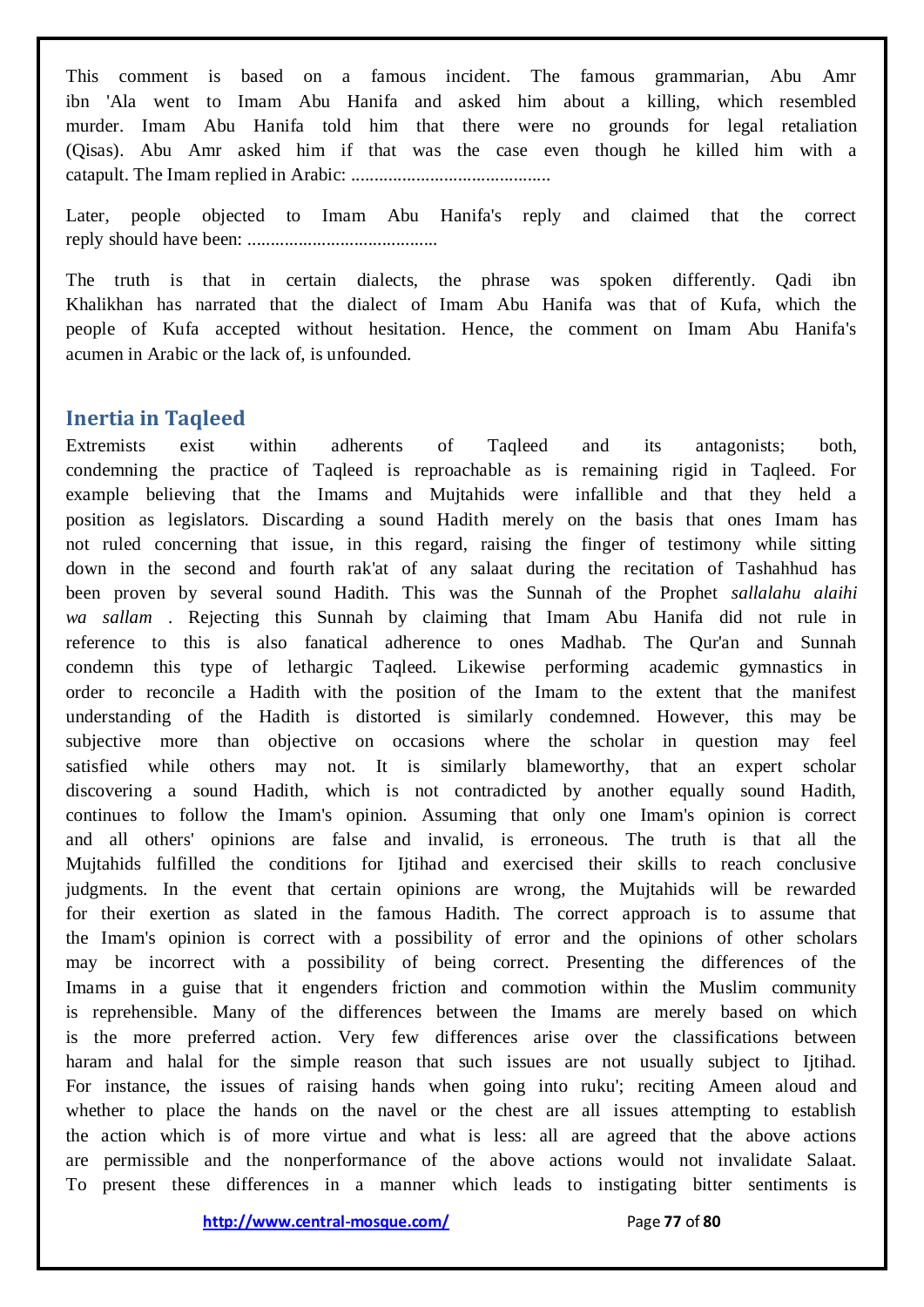This comment is based on a famous incident. The famous grammarian, Abu Amr ibn 'Ala went to Imam Abu Hanifa and asked him about a killing, which resembled murder. Imam Abu Hanifa told him that there were no grounds for legal retaliation (Qisas). Abu Amr asked him if that was the case even though he killed him with a catapult. The Imam replied in Arabic: ..........................................

Later, people objected to Imam Abu Hanifa's reply and claimed that the correct reply should have been: .........................................

The truth is that in certain dialects, the phrase was spoken differently. Qadi ibn Khalikhan has narrated that the dialect of Imam Abu Hanifa was that of Kufa, which the people of Kufa accepted without hesitation. Hence, the comment on Imam Abu Hanifa's acumen in Arabic or the lack of, is unfounded.

## Inertia in Taqleed

Extremists exist within adherents of Taqleed and its antagonists; both, condemning the practice of Taqleed is reproachable as is remaining rigid in Taqleed. For example believing that the Imams and Mujtahids were infallible and that they held a position as legislators. Discarding a sound Hadith merely on the basis that ones Imam has not ruled concerning that issue, in this regard, raising the finger of testimony while sitting down in the second and fourth rak'at of any salaat during the recitation of Tashahhud has been proven by several sound Hadith. This was the Sunnah of the Prophet *sallalahu alaihi wa sallam* . Rejecting this Sunnah by claiming that Imam Abu Hanifa did not rule in reference to this is also fanatical adherence to ones Madhab. The Qur'an and Sunnah condemn this type of lethargic Taqleed. Likewise performing academic gymnastics in order to reconcile a Hadith with the position of the Imam to the extent that the manifest understanding of the Hadith is distorted is similarly condemned. However, this may be subjective more than objective on occasions where the scholar in question may feel satisfied while others may not. It is similarly blameworthy, that an expert scholar discovering a sound Hadith, which is not contradicted by another equally sound Hadith, continues to follow the Imam's opinion. Assuming that only one Imam's opinion is correct and all others' opinions are false and invalid, is erroneous. The truth is that all the Mujtahids fulfilled the conditions for Ijtihad and exercised their skills to reach conclusive judgments. In the event that certain opinions are wrong, the Mujtahids will be rewarded for their exertion as slated in the famous Hadith. The correct approach is to assume that the Imam's opinion is correct with a possibility of error and the opinions of other scholars may be incorrect with a possibility of being correct. Presenting the differences of the Imams in a guise that it engenders friction and commotion within the Muslim community is reprehensible. Many of the differences between the Imams are merely based on which is the more preferred action. Very few differences arise over the classifications between haram and halal for the simple reason that such issues are not usually subject to Ijtihad. For instance, the issues of raising hands when going into ruku'; reciting Ameen aloud and whether to place the hands on the navel or the chest are all issues attempting to establish the action which is of more virtue and what is less: all are agreed that the above actions are permissible and the nonperformance of the above actions would not invalidate Salaat. To present these differences in a manner which leads to instigating bitter sentiments is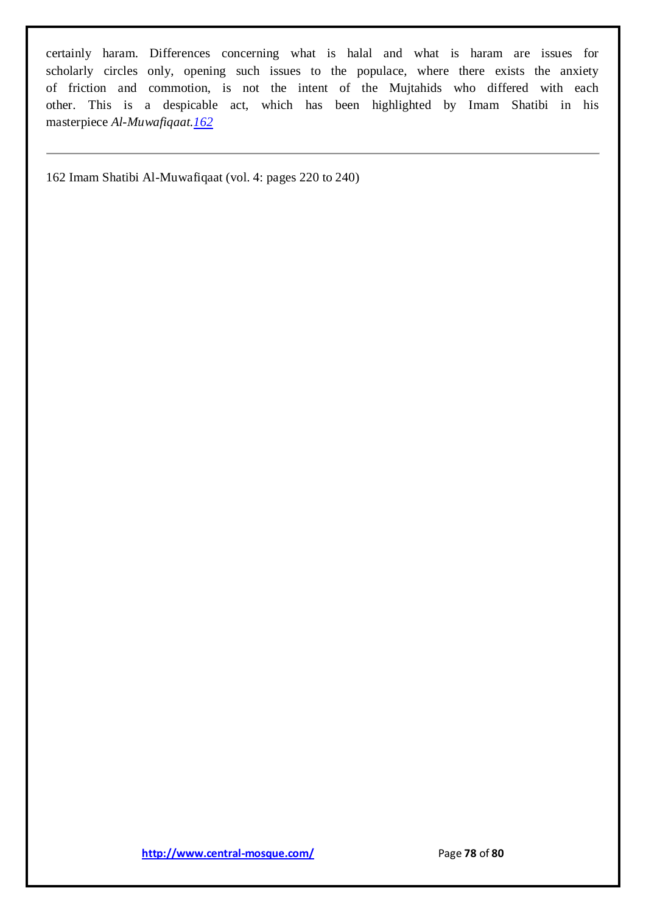certainly haram. Differences concerning what is halal and what is haram are issues for scholarly circles only, opening such issues to the populace, where there exists the anxiety of friction and commotion, is not the intent of the Mujtahids who differed with each other. This is a despicable act, which has been highlighted by Imam Shatibi in his masterpiece *Al-Muwafiqaat.*[162]

---

162 Imam Shatibi Al-Muwafiqaat (vol. 4: pages 220 to 240)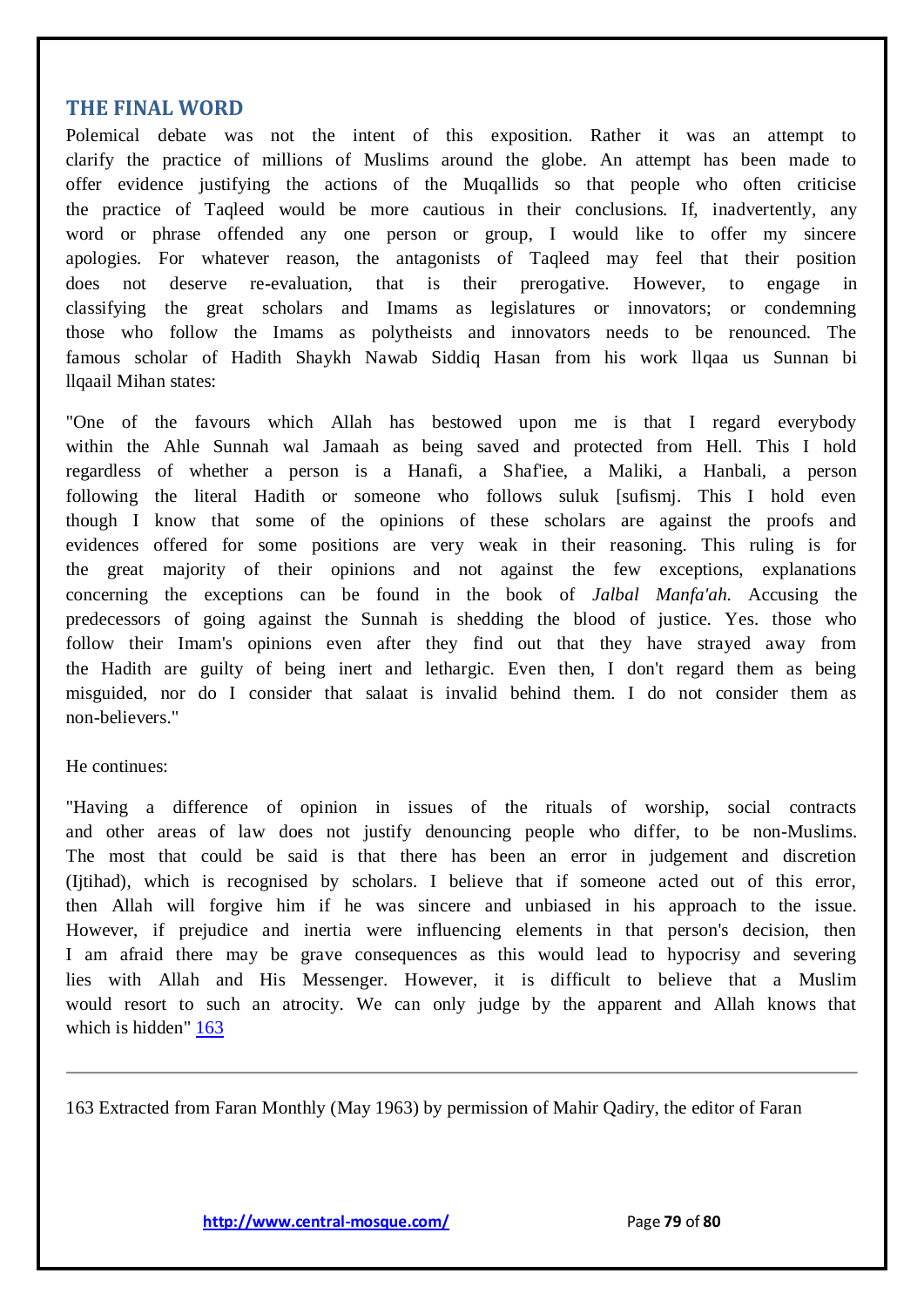## THE FINAL WORD

Polemical debate was not the intent of this exposition. Rather it was an attempt to clarify the practice of millions of Muslims around the globe. An attempt has been made to offer evidence justifying the actions of the Muqallids so that people who often criticise the practice of Taqleed would be more cautious in their conclusions. If, inadvertently, any word or phrase offended any one person or group, I would like to offer my sincere apologies. For whatever reason, the antagonists of Taqleed may feel that their position does not deserve re-evaluation, that is their prerogative. However, to engage in classifying the great scholars and Imams as legislatures or innovators; or condemning those who follow the Imams as polytheists and innovators needs to be renounced. The famous scholar of Hadith Shaykh Nawab Siddiq Hasan from his work llqaa us Sunnan bi llqaail Mihan states:

"One of the favours which Allah has bestowed upon me is that I regard everybody within the Ahle Sunnah wal Jamaah as being saved and protected from Hell. This I hold regardless of whether a person is a Hanafi, a Shaf'iee, a Maliki, a Hanbali, a person following the literal Hadith or someone who follows suluk [sufismj. This I hold even though I know that some of the opinions of these scholars are against the proofs and evidences offered for some positions are very weak in their reasoning. This ruling is for the great majority of their opinions and not against the few exceptions, explanations concerning the exceptions can be found in the book of *Jalbal Manfa'ah.* Accusing the predecessors of going against the Sunnah is shedding the blood of justice. Yes. those who follow their Imam's opinions even after they find out that they have strayed away from the Hadith are guilty of being inert and lethargic. Even then, I don't regard them as being misguided, nor do I consider that salaat is invalid behind them. I do not consider them as non-believers."

He continues:

"Having a difference of opinion in issues of the rituals of worship, social contracts and other areas of law does not justify denouncing people who differ, to be non-Muslims. The most that could be said is that there has been an error in judgement and discretion (Ijtihad), which is recognised by scholars. I believe that if someone acted out of this error, then Allah will forgive him if he was sincere and unbiased in his approach to the issue. However, if prejudice and inertia were influencing elements in that person's decision, then I am afraid there may be grave consequences as this would lead to hypocrisy and severing lies with Allah and His Messenger. However, it is difficult to believe that a Muslim would resort to such an atrocity. We can only judge by the apparent and Allah knows that which is hidden" [163]

---

163 Extracted from Faran Monthly (May 1963) by permission of Mahir Qadiry, the editor of Faran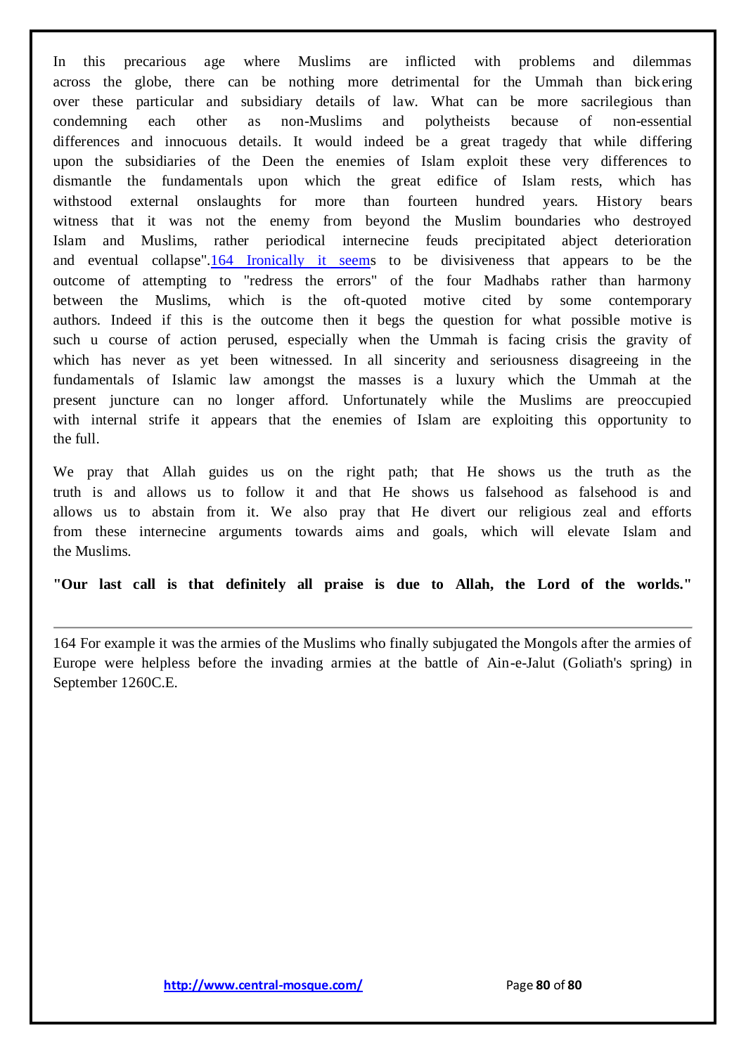In this precarious age where Muslims are inflicted with problems and dilemmas across the globe, there can be nothing more detrimental for the Ummah than bickering over these particular and subsidiary details of law. What can be more sacrilegious than condemning each other as non-Muslims and polytheists because of non-essential differences and innocuous details. It would indeed be a great tragedy that while differing upon the subsidiaries of the Deen the enemies of Islam exploit these very differences to dismantle the fundamentals upon which the great edifice of Islam rests, which has withstood external onslaughts for more than fourteen hundred years. History bears witness that it was not the enemy from beyond the Muslim boundaries who destroyed Islam and Muslims, rather periodical internecine feuds precipitated abject deterioration and eventual collapse".[164] Ironically it seems to be divisiveness that appears to be the outcome of attempting to "redress the errors" of the four Madhabs rather than harmony between the Muslims, which is the oft-quoted motive cited by some contemporary authors. Indeed if this is the outcome then it begs the question for what possible motive is such u course of action perused, especially when the Ummah is facing crisis the gravity of which has never as yet been witnessed. In all sincerity and seriousness disagreeing in the fundamentals of Islamic law amongst the masses is a luxury which the Ummah at the present juncture can no longer afford. Unfortunately while the Muslims are preoccupied with internal strife it appears that the enemies of Islam are exploiting this opportunity to the full.

We pray that Allah guides us on the right path; that He shows us the truth as the truth is and allows us to follow it and that He shows us falsehood as falsehood is and allows us to abstain from it. We also pray that He divert our religious zeal and efforts from these internecine arguments towards aims and goals, which will elevate Islam and the Muslims.

**"Our last call is that definitely all praise is due to Allah, the Lord of the worlds."**

---

164 For example it was the armies of the Muslims who finally subjugated the Mongols after the armies of Europe were helpless before the invading armies at the battle of Ain-e-Jalut (Goliath's spring) in September 1260C.E.